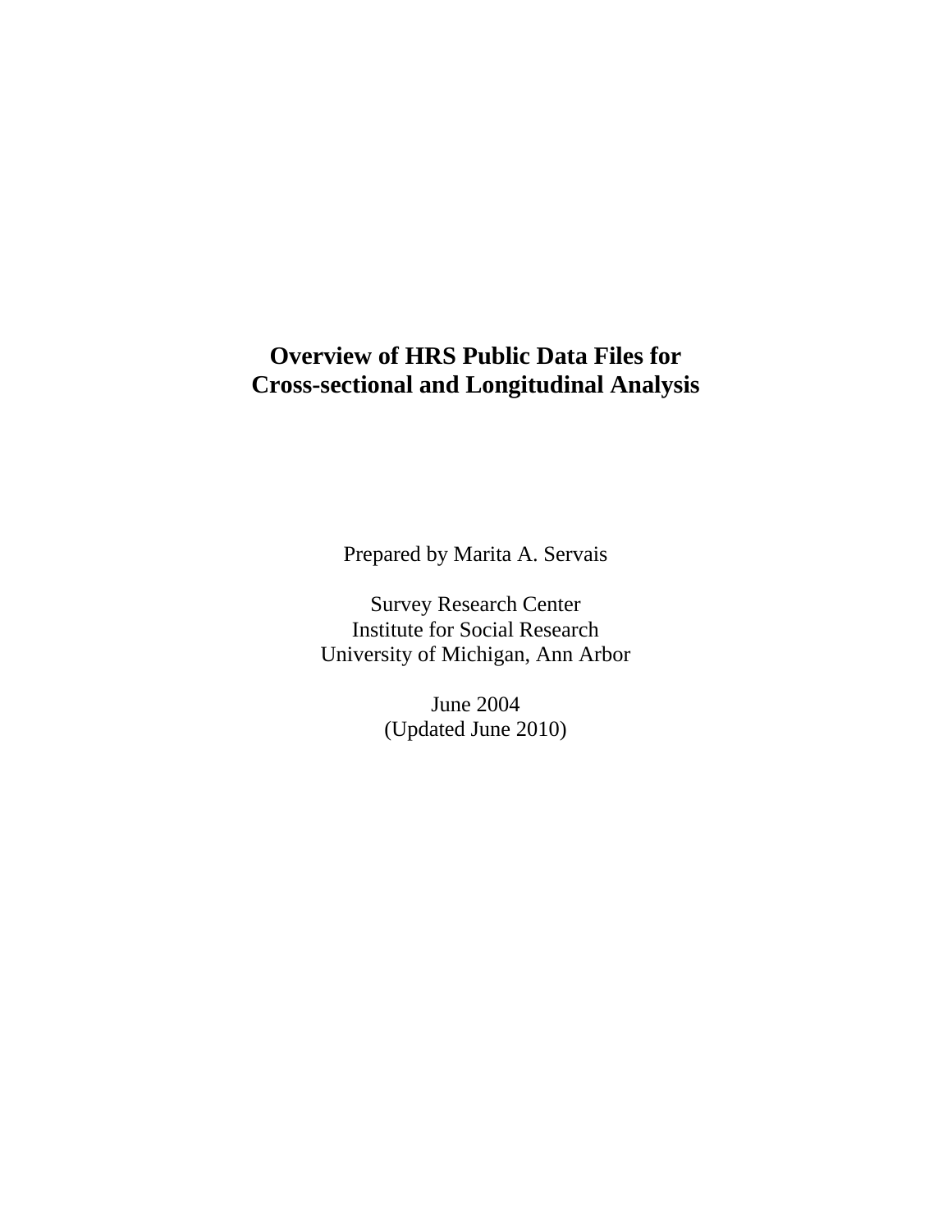# Overview of HRS Public Data Files for Cross-sectional and Longitudinal Analysis

Prepared by Marita A. Servais

Survey Research Center
Institute for Social Research
University of Michigan, Ann Arbor

June 2004
(Updated June 2010)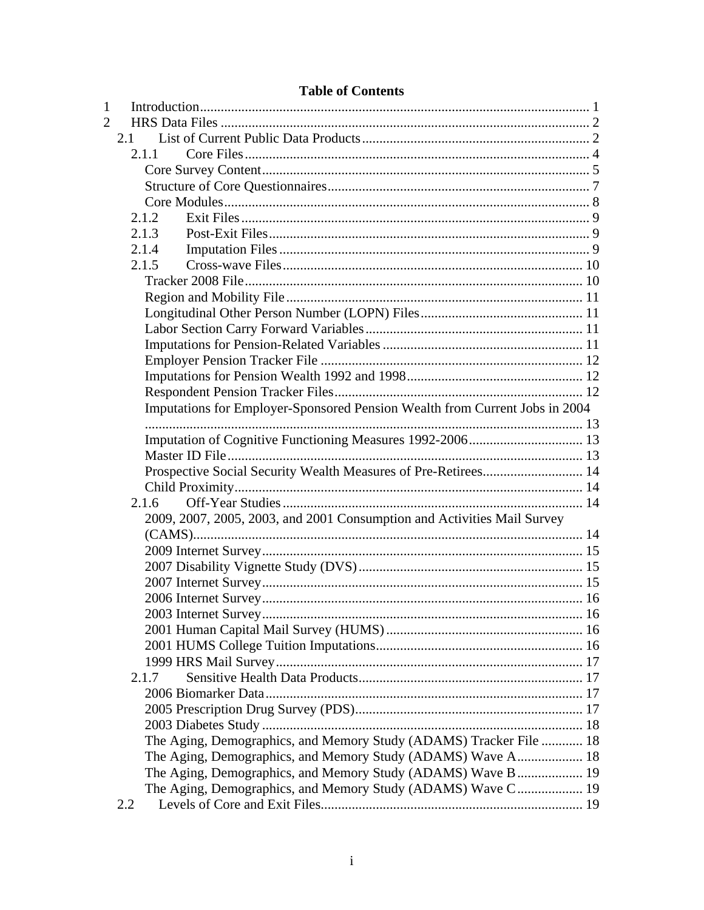# Table of Contents

- 1 Introduction ........ 1
- 2 HRS Data Files ........ 2
  - 2.1 List of Current Public Data Products ........ 2
    - 2.1.1 Core Files ........ 4
      - Core Survey Content ........ 5
      - Structure of Core Questionnaires ........ 7
      - Core Modules ........ 8
    - 2.1.2 Exit Files ........ 9
    - 2.1.3 Post-Exit Files ........ 9
    - 2.1.4 Imputation Files ........ 9
    - 2.1.5 Cross-wave Files ........ 10
      - Tracker 2008 File ........ 10
      - Region and Mobility File ........ 11
      - Longitudinal Other Person Number (LOPN) Files ........ 11
      - Labor Section Carry Forward Variables ........ 11
      - Imputations for Pension-Related Variables ........ 11
      - Employer Pension Tracker File ........ 12
      - Imputations for Pension Wealth 1992 and 1998 ........ 12
      - Respondent Pension Tracker Files ........ 12
      - Imputations for Employer-Sponsored Pension Wealth from Current Jobs in 2004 ........ 13
      - Imputation of Cognitive Functioning Measures 1992-2006 ........ 13
      - Master ID File ........ 13
      - Prospective Social Security Wealth Measures of Pre-Retirees ........ 14
      - Child Proximity ........ 14
    - 2.1.6 Off-Year Studies ........ 14
      - 2009, 2007, 2005, 2003, and 2001 Consumption and Activities Mail Survey (CAMS) ........ 14
      - 2009 Internet Survey ........ 15
      - 2007 Disability Vignette Study (DVS) ........ 15
      - 2007 Internet Survey ........ 15
      - 2006 Internet Survey ........ 16
      - 2003 Internet Survey ........ 16
      - 2001 Human Capital Mail Survey (HUMS) ........ 16
      - 2001 HUMS College Tuition Imputations ........ 16
      - 1999 HRS Mail Survey ........ 17
    - 2.1.7 Sensitive Health Data Products ........ 17
      - 2006 Biomarker Data ........ 17
      - 2005 Prescription Drug Survey (PDS) ........ 17
      - 2003 Diabetes Study ........ 18
      - The Aging, Demographics, and Memory Study (ADAMS) Tracker File ........ 18
      - The Aging, Demographics, and Memory Study (ADAMS) Wave A ........ 18
      - The Aging, Demographics, and Memory Study (ADAMS) Wave B ........ 19
      - The Aging, Demographics, and Memory Study (ADAMS) Wave C ........ 19
  - 2.2 Levels of Core and Exit Files ........ 19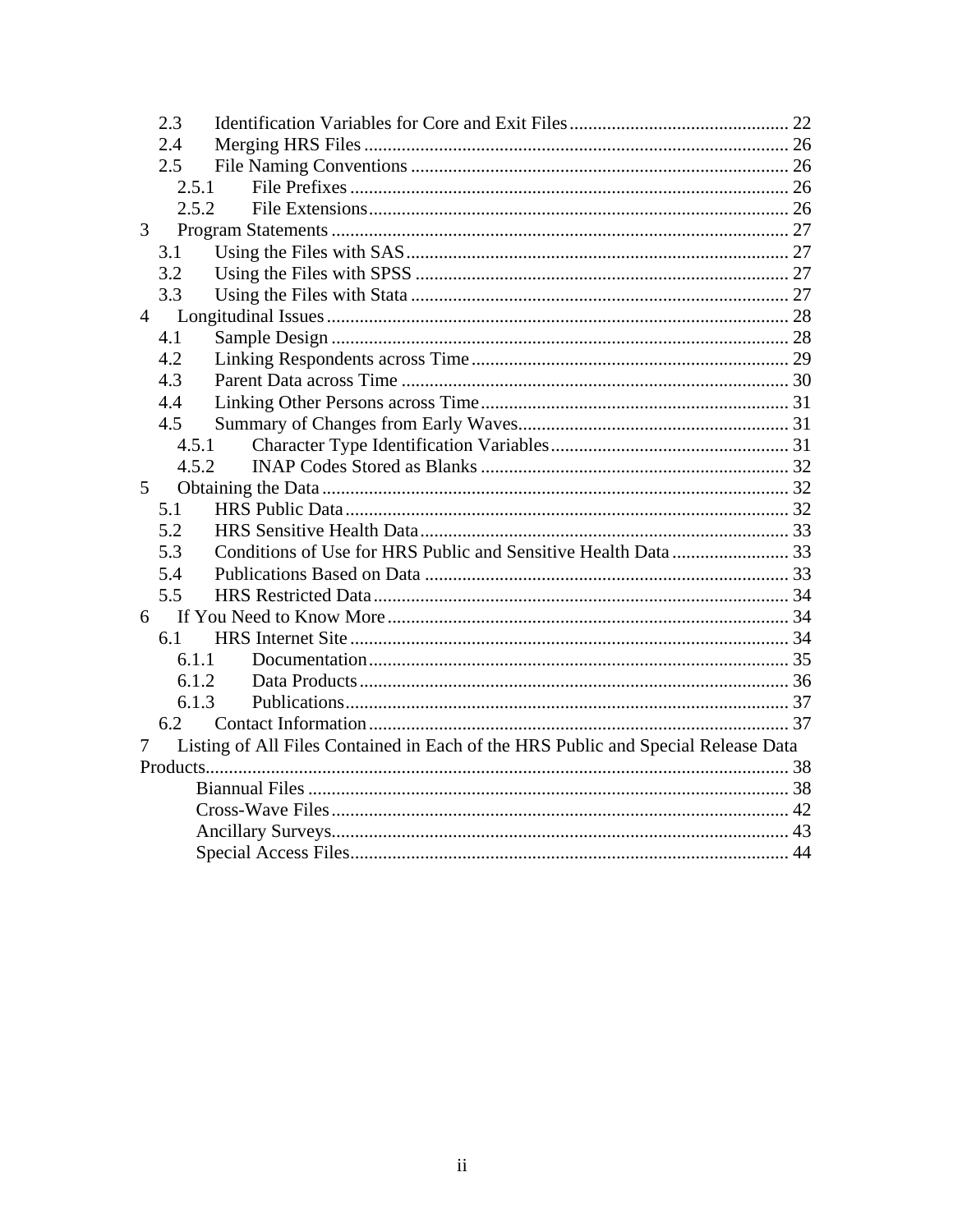2.3 Identification Variables for Core and Exit Files .............................................. 22
2.4 Merging HRS Files ........................................................................................ 26
2.5 File Naming Conventions ............................................................................... 26
2.5.1 File Prefixes ......................................................................................... 26
2.5.2 File Extensions ..................................................................................... 26
3 Program Statements .............................................................................................. 27
3.1 Using the Files with SAS ................................................................................. 27
3.2 Using the Files with SPSS ............................................................................... 27
3.3 Using the Files with Stata ................................................................................ 27
4 Longitudinal Issues .................................................................................................. 28
4.1 Sample Design ................................................................................................. 28
4.2 Linking Respondents across Time ................................................................... 29
4.3 Parent Data across Time .................................................................................. 30
4.4 Linking Other Persons across Time ................................................................. 31
4.5 Summary of Changes from Early Waves ......................................................... 31
4.5.1 Character Type Identification Variables ................................................. 31
4.5.2 INAP Codes Stored as Blanks ................................................................ 32
5 Obtaining the Data ................................................................................................... 32
5.1 HRS Public Data .............................................................................................. 32
5.2 HRS Sensitive Health Data .............................................................................. 33
5.3 Conditions of Use for HRS Public and Sensitive Health Data ......................... 33
5.4 Publications Based on Data ............................................................................. 33
5.5 HRS Restricted Data ........................................................................................ 34
6 If You Need to Know More ..................................................................................... 34
6.1 HRS Internet Site ............................................................................................. 34
6.1.1 Documentation ........................................................................................ 35
6.1.2 Data Products .......................................................................................... 36
6.1.3 Publications ............................................................................................. 37
6.2 Contact Information ......................................................................................... 37
7 Listing of All Files Contained in Each of the HRS Public and Special Release Data Products ........................................................................................................................ 38
Biannual Files ....................................................................................................... 38
Cross-Wave Files ................................................................................................. 42
Ancillary Surveys ................................................................................................. 43
Special Access Files ............................................................................................. 44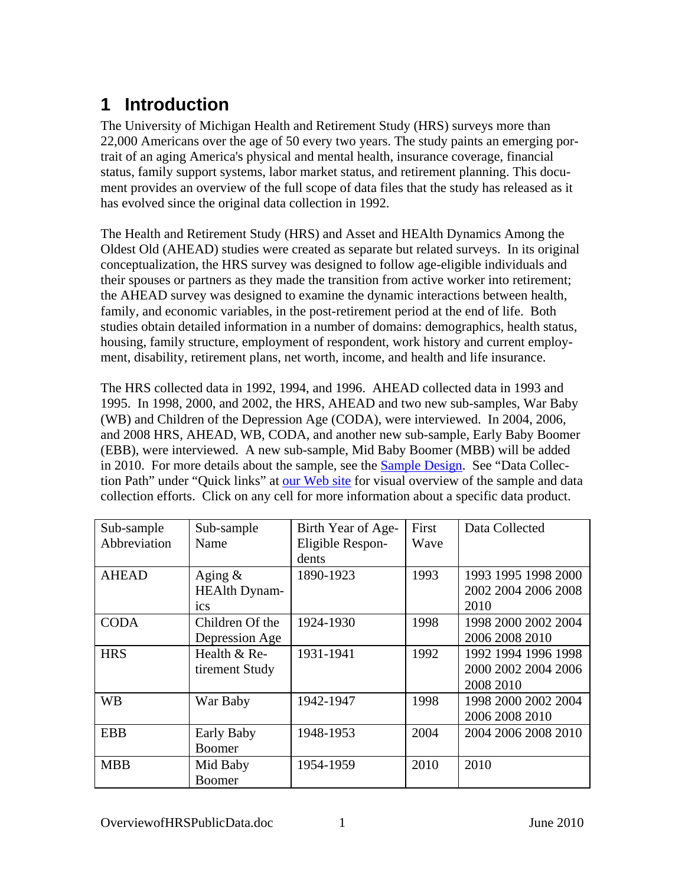# 1 Introduction

The University of Michigan Health and Retirement Study (HRS) surveys more than 22,000 Americans over the age of 50 every two years. The study paints an emerging portrait of an aging America's physical and mental health, insurance coverage, financial status, family support systems, labor market status, and retirement planning. This document provides an overview of the full scope of data files that the study has released as it has evolved since the original data collection in 1992.

The Health and Retirement Study (HRS) and Asset and HEAlth Dynamics Among the Oldest Old (AHEAD) studies were created as separate but related surveys. In its original conceptualization, the HRS survey was designed to follow age-eligible individuals and their spouses or partners as they made the transition from active worker into retirement; the AHEAD survey was designed to examine the dynamic interactions between health, family, and economic variables, in the post-retirement period at the end of life. Both studies obtain detailed information in a number of domains: demographics, health status, housing, family structure, employment of respondent, work history and current employment, disability, retirement plans, net worth, income, and health and life insurance.

The HRS collected data in 1992, 1994, and 1996. AHEAD collected data in 1993 and 1995. In 1998, 2000, and 2002, the HRS, AHEAD and two new sub-samples, War Baby (WB) and Children of the Depression Age (CODA), were interviewed. In 2004, 2006, and 2008 HRS, AHEAD, WB, CODA, and another new sub-sample, Early Baby Boomer (EBB), were interviewed. A new sub-sample, Mid Baby Boomer (MBB) will be added in 2010. For more details about the sample, see the Sample Design. See "Data Collection Path" under "Quick links" at our Web site for visual overview of the sample and data collection efforts. Click on any cell for more information about a specific data product.

| Sub-sample Abbreviation | Sub-sample Name | Birth Year of Age-Eligible Respondents | First Wave | Data Collected |
|---|---|---|---|---|
| AHEAD | Aging & HEAlth Dynamics | 1890-1923 | 1993 | 1993 1995 1998 2000 2002 2004 2006 2008 2010 |
| CODA | Children Of the Depression Age | 1924-1930 | 1998 | 1998 2000 2002 2004 2006 2008 2010 |
| HRS | Health & Retirement Study | 1931-1941 | 1992 | 1992 1994 1996 1998 2000 2002 2004 2006 2008 2010 |
| WB | War Baby | 1942-1947 | 1998 | 1998 2000 2002 2004 2006 2008 2010 |
| EBB | Early Baby Boomer | 1948-1953 | 2004 | 2004 2006 2008 2010 |
| MBB | Mid Baby Boomer | 1954-1959 | 2010 | 2010 |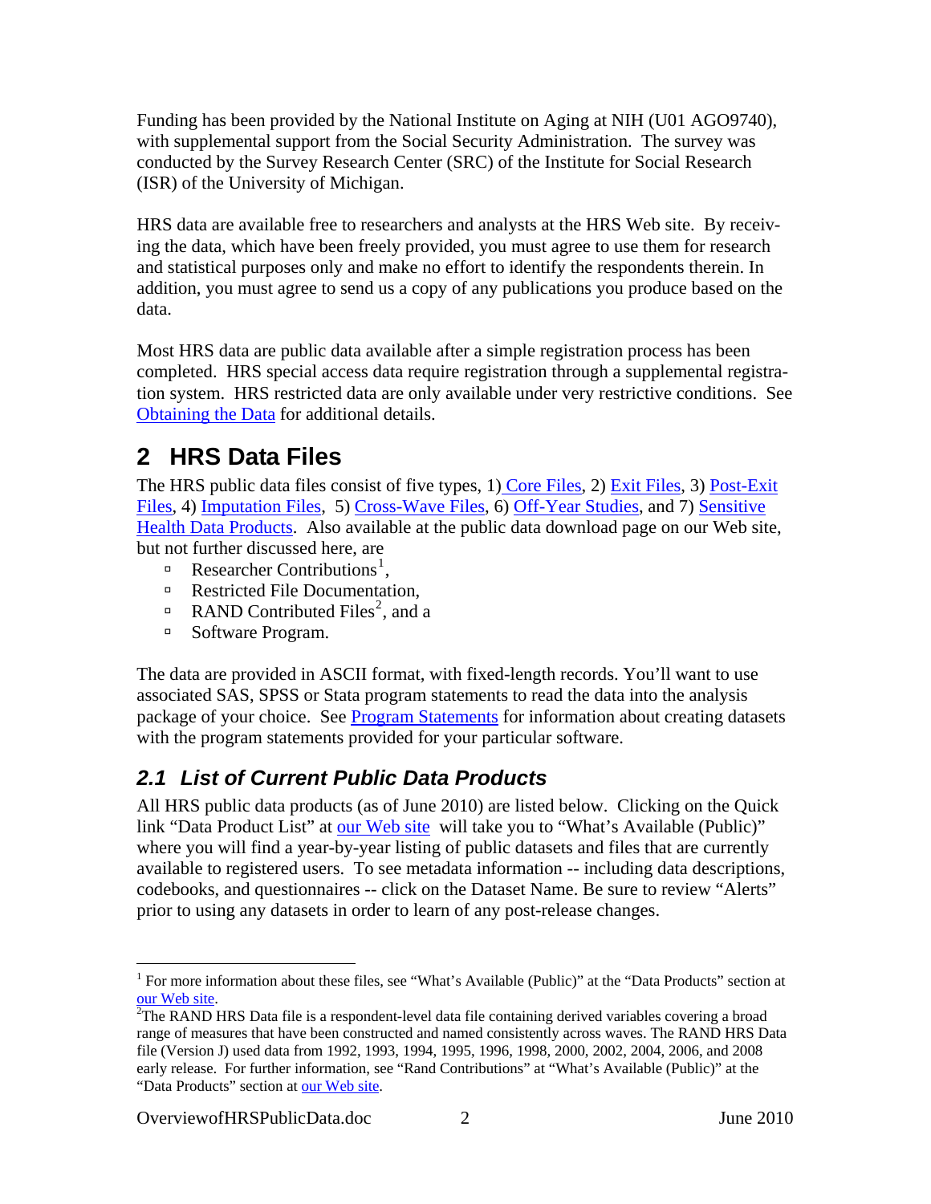Funding has been provided by the National Institute on Aging at NIH (U01 AGO9740), with supplemental support from the Social Security Administration. The survey was conducted by the Survey Research Center (SRC) of the Institute for Social Research (ISR) of the University of Michigan.

HRS data are available free to researchers and analysts at the HRS Web site. By receiving the data, which have been freely provided, you must agree to use them for research and statistical purposes only and make no effort to identify the respondents therein. In addition, you must agree to send us a copy of any publications you produce based on the data.

Most HRS data are public data available after a simple registration process has been completed. HRS special access data require registration through a supplemental registration system. HRS restricted data are only available under very restrictive conditions. See Obtaining the Data for additional details.

# 2 HRS Data Files

The HRS public data files consist of five types, 1) Core Files, 2) Exit Files, 3) Post-Exit Files, 4) Imputation Files, 5) Cross-Wave Files, 6) Off-Year Studies, and 7) Sensitive Health Data Products. Also available at the public data download page on our Web site, but not further discussed here, are

- Researcher Contributions[1],
- Restricted File Documentation,
- RAND Contributed Files[2], and a
- Software Program.

The data are provided in ASCII format, with fixed-length records. You'll want to use associated SAS, SPSS or Stata program statements to read the data into the analysis package of your choice. See Program Statements for information about creating datasets with the program statements provided for your particular software.

## *2.1 List of Current Public Data Products*

All HRS public data products (as of June 2010) are listed below. Clicking on the Quick link "Data Product List" at our Web site will take you to "What's Available (Public)" where you will find a year-by-year listing of public datasets and files that are currently available to registered users. To see metadata information -- including data descriptions, codebooks, and questionnaires -- click on the Dataset Name. Be sure to review "Alerts" prior to using any datasets in order to learn of any post-release changes.

---

[1] For more information about these files, see "What's Available (Public)" at the "Data Products" section at our Web site.

[2] The RAND HRS Data file is a respondent-level data file containing derived variables covering a broad range of measures that have been constructed and named consistently across waves. The RAND HRS Data file (Version J) used data from 1992, 1993, 1994, 1995, 1996, 1998, 2000, 2002, 2004, 2006, and 2008 early release. For further information, see "Rand Contributions" at "What's Available (Public)" at the "Data Products" section at our Web site.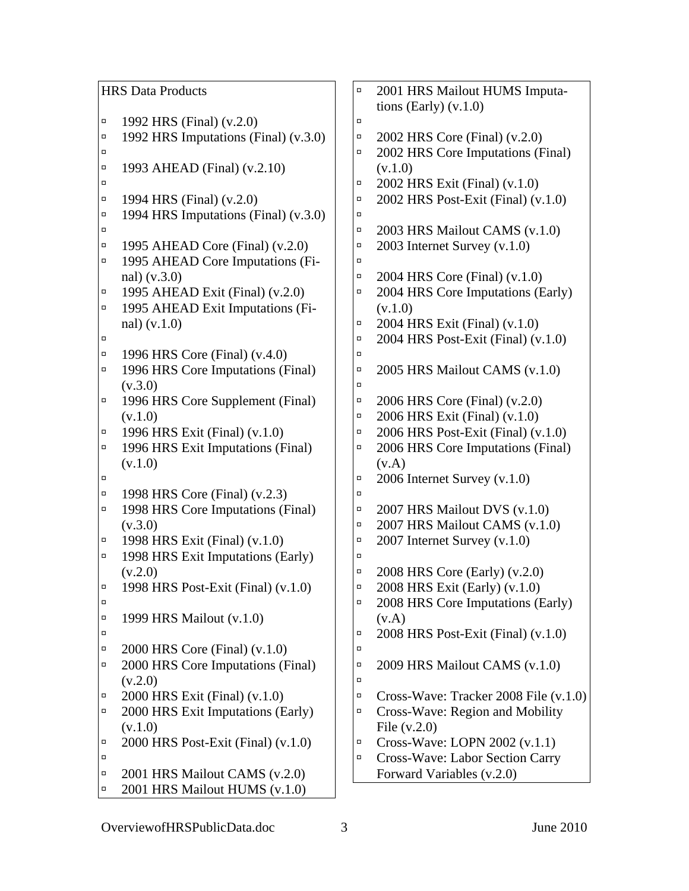HRS Data Products

- 1992 HRS (Final) (v.2.0)
- 1992 HRS Imputations (Final) (v.3.0)

- 1993 AHEAD (Final) (v.2.10)

- 1994 HRS (Final) (v.2.0)
- 1994 HRS Imputations (Final) (v.3.0)

- 1995 AHEAD Core (Final) (v.2.0)
- 1995 AHEAD Core Imputations (Final) (v.3.0)
- 1995 AHEAD Exit (Final) (v.2.0)
- 1995 AHEAD Exit Imputations (Final) (v.1.0)

- 1996 HRS Core (Final) (v.4.0)
- 1996 HRS Core Imputations (Final) (v.3.0)
- 1996 HRS Core Supplement (Final) (v.1.0)
- 1996 HRS Exit (Final) (v.1.0)
- 1996 HRS Exit Imputations (Final) (v.1.0)

- 1998 HRS Core (Final) (v.2.3)
- 1998 HRS Core Imputations (Final) (v.3.0)
- 1998 HRS Exit (Final) (v.1.0)
- 1998 HRS Exit Imputations (Early) (v.2.0)
- 1998 HRS Post-Exit (Final) (v.1.0)

- 1999 HRS Mailout (v.1.0)

- 2000 HRS Core (Final) (v.1.0)
- 2000 HRS Core Imputations (Final) (v.2.0)
- 2000 HRS Exit (Final) (v.1.0)
- 2000 HRS Exit Imputations (Early) (v.1.0)
- 2000 HRS Post-Exit (Final) (v.1.0)

- 2001 HRS Mailout CAMS (v.2.0)
- 2001 HRS Mailout HUMS (v.1.0)
- 2001 HRS Mailout HUMS Imputations (Early) (v.1.0)

- 2002 HRS Core (Final) (v.2.0)
- 2002 HRS Core Imputations (Final) (v.1.0)
- 2002 HRS Exit (Final) (v.1.0)
- 2002 HRS Post-Exit (Final) (v.1.0)

- 2003 HRS Mailout CAMS (v.1.0)
- 2003 Internet Survey (v.1.0)

- 2004 HRS Core (Final) (v.1.0)
- 2004 HRS Core Imputations (Early) (v.1.0)
- 2004 HRS Exit (Final) (v.1.0)
- 2004 HRS Post-Exit (Final) (v.1.0)

- 2005 HRS Mailout CAMS (v.1.0)

- 2006 HRS Core (Final) (v.2.0)
- 2006 HRS Exit (Final) (v.1.0)
- 2006 HRS Post-Exit (Final) (v.1.0)
- 2006 HRS Core Imputations (Final) (v.A)
- 2006 Internet Survey (v.1.0)

- 2007 HRS Mailout DVS (v.1.0)
- 2007 HRS Mailout CAMS (v.1.0)
- 2007 Internet Survey (v.1.0)

- 2008 HRS Core (Early) (v.2.0)
- 2008 HRS Exit (Early) (v.1.0)
- 2008 HRS Core Imputations (Early) (v.A)
- 2008 HRS Post-Exit (Final) (v.1.0)

- 2009 HRS Mailout CAMS (v.1.0)

- Cross-Wave: Tracker 2008 File (v.1.0)
- Cross-Wave: Region and Mobility File (v.2.0)
- Cross-Wave: LOPN 2002 (v.1.1)
- Cross-Wave: Labor Section Carry Forward Variables (v.2.0)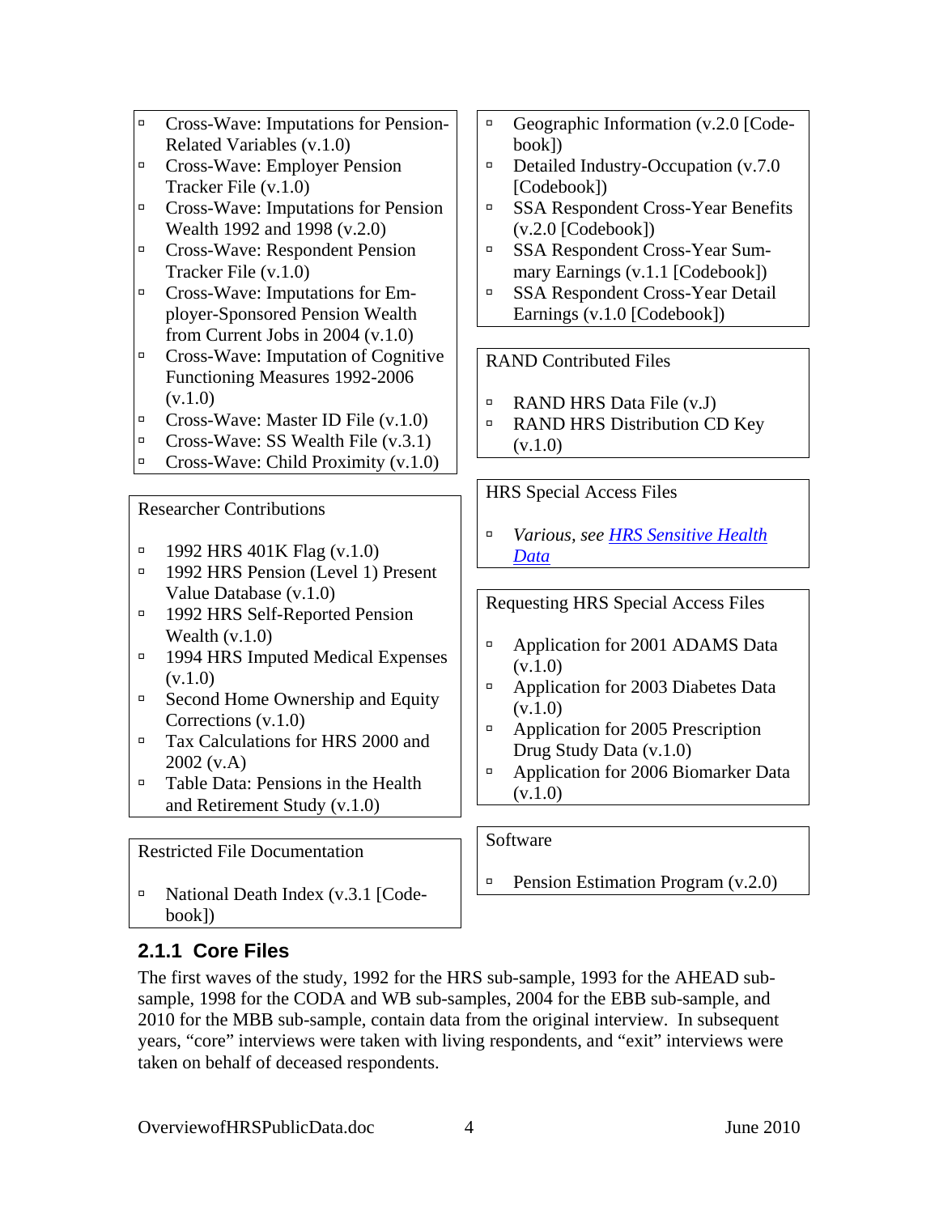- Cross-Wave: Imputations for Pension-Related Variables (v.1.0)
- Cross-Wave: Employer Pension Tracker File (v.1.0)
- Cross-Wave: Imputations for Pension Wealth 1992 and 1998 (v.2.0)
- Cross-Wave: Respondent Pension Tracker File (v.1.0)
- Cross-Wave: Imputations for Employer-Sponsored Pension Wealth from Current Jobs in 2004 (v.1.0)
- Cross-Wave: Imputation of Cognitive Functioning Measures 1992-2006 (v.1.0)
- Cross-Wave: Master ID File (v.1.0)
- Cross-Wave: SS Wealth File (v.3.1)
- Cross-Wave: Child Proximity (v.1.0)

Researcher Contributions

- 1992 HRS 401K Flag (v.1.0)
- 1992 HRS Pension (Level 1) Present Value Database (v.1.0)
- 1992 HRS Self-Reported Pension Wealth (v.1.0)
- 1994 HRS Imputed Medical Expenses (v.1.0)
- Second Home Ownership and Equity Corrections (v.1.0)
- Tax Calculations for HRS 2000 and 2002 (v.A)
- Table Data: Pensions in the Health and Retirement Study (v.1.0)

Restricted File Documentation

- National Death Index (v.3.1 [Codebook])

- Geographic Information (v.2.0 [Codebook])
- Detailed Industry-Occupation (v.7.0 [Codebook])
- SSA Respondent Cross-Year Benefits (v.2.0 [Codebook])
- SSA Respondent Cross-Year Summary Earnings (v.1.1 [Codebook])
- SSA Respondent Cross-Year Detail Earnings (v.1.0 [Codebook])

RAND Contributed Files

- RAND HRS Data File (v.J)
- RAND HRS Distribution CD Key (v.1.0)

HRS Special Access Files

- *Various, see HRS Sensitive Health Data*

Requesting HRS Special Access Files

- Application for 2001 ADAMS Data (v.1.0)
- Application for 2003 Diabetes Data (v.1.0)
- Application for 2005 Prescription Drug Study Data (v.1.0)
- Application for 2006 Biomarker Data (v.1.0)

Software

- Pension Estimation Program (v.2.0)

### 2.1.1 Core Files

The first waves of the study, 1992 for the HRS sub-sample, 1993 for the AHEAD sub-sample, 1998 for the CODA and WB sub-samples, 2004 for the EBB sub-sample, and 2010 for the MBB sub-sample, contain data from the original interview. In subsequent years, "core" interviews were taken with living respondents, and "exit" interviews were taken on behalf of deceased respondents.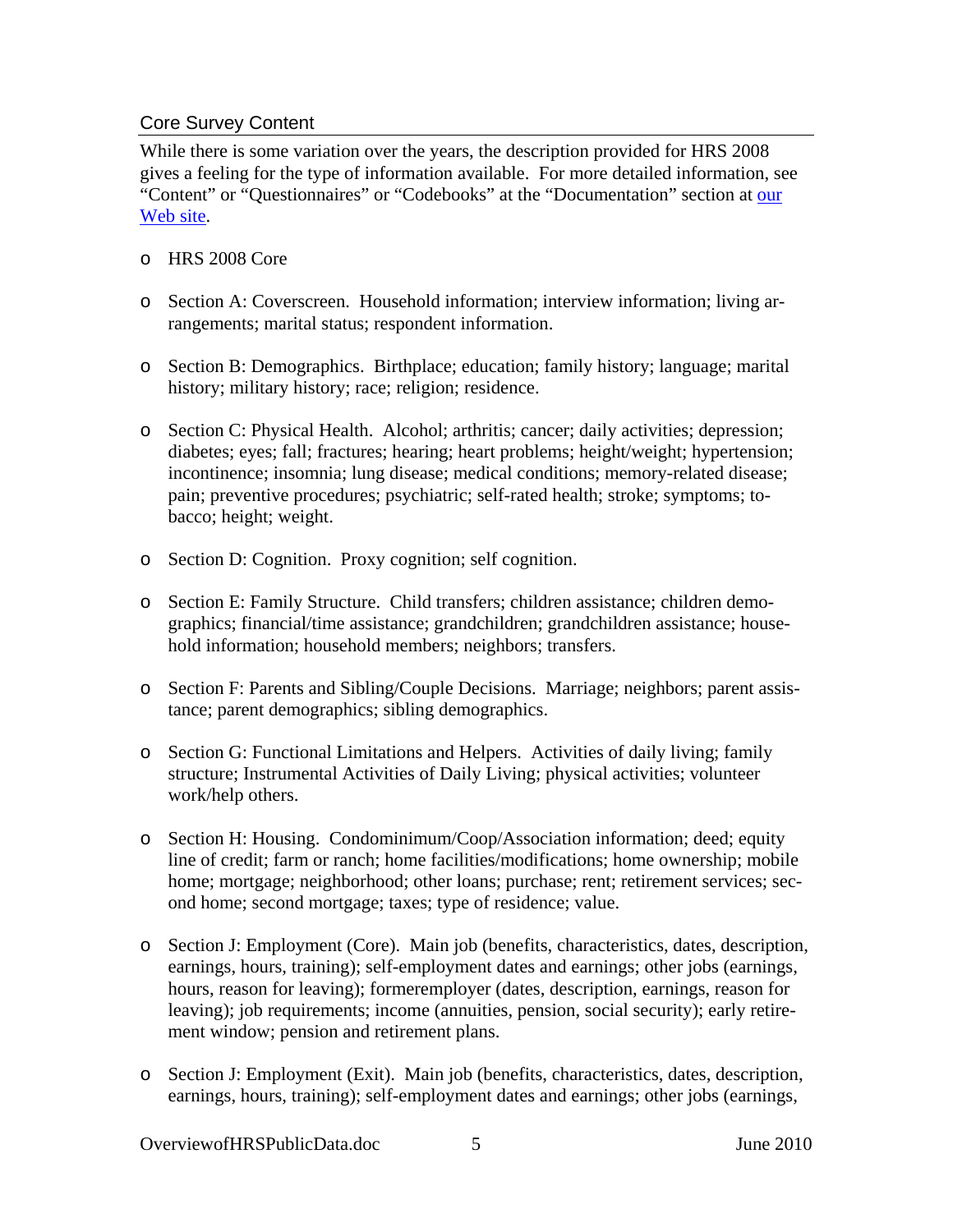## Core Survey Content

While there is some variation over the years, the description provided for HRS 2008 gives a feeling for the type of information available. For more detailed information, see "Content" or "Questionnaires" or "Codebooks" at the "Documentation" section at our Web site.

- HRS 2008 Core
- Section A: Coverscreen. Household information; interview information; living arrangements; marital status; respondent information.
- Section B: Demographics. Birthplace; education; family history; language; marital history; military history; race; religion; residence.
- Section C: Physical Health. Alcohol; arthritis; cancer; daily activities; depression; diabetes; eyes; fall; fractures; hearing; heart problems; height/weight; hypertension; incontinence; insomnia; lung disease; medical conditions; memory-related disease; pain; preventive procedures; psychiatric; self-rated health; stroke; symptoms; tobacco; height; weight.
- Section D: Cognition. Proxy cognition; self cognition.
- Section E: Family Structure. Child transfers; children assistance; children demographics; financial/time assistance; grandchildren; grandchildren assistance; household information; household members; neighbors; transfers.
- Section F: Parents and Sibling/Couple Decisions. Marriage; neighbors; parent assistance; parent demographics; sibling demographics.
- Section G: Functional Limitations and Helpers. Activities of daily living; family structure; Instrumental Activities of Daily Living; physical activities; volunteer work/help others.
- Section H: Housing. Condominimum/Coop/Association information; deed; equity line of credit; farm or ranch; home facilities/modifications; home ownership; mobile home; mortgage; neighborhood; other loans; purchase; rent; retirement services; second home; second mortgage; taxes; type of residence; value.
- Section J: Employment (Core). Main job (benefits, characteristics, dates, description, earnings, hours, training); self-employment dates and earnings; other jobs (earnings, hours, reason for leaving); formeremployer (dates, description, earnings, reason for leaving); job requirements; income (annuities, pension, social security); early retirement window; pension and retirement plans.
- Section J: Employment (Exit). Main job (benefits, characteristics, dates, description, earnings, hours, training); self-employment dates and earnings; other jobs (earnings,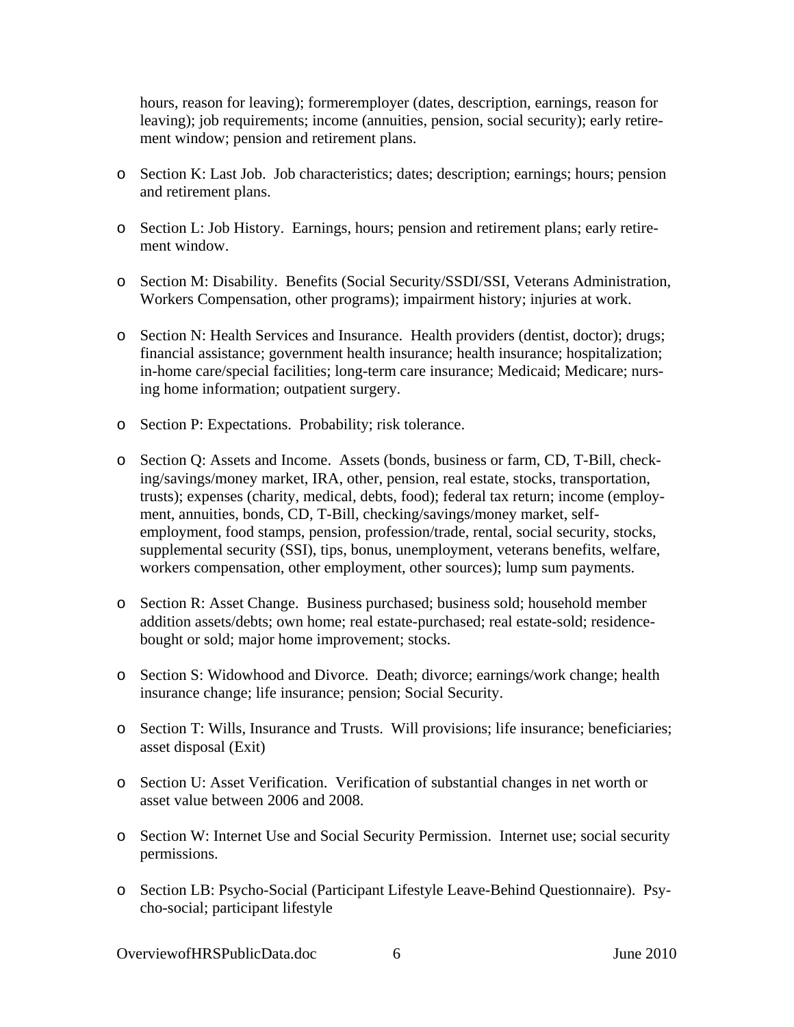hours, reason for leaving); formeremployer (dates, description, earnings, reason for leaving); job requirements; income (annuities, pension, social security); early retirement window; pension and retirement plans.

- Section K: Last Job. Job characteristics; dates; description; earnings; hours; pension and retirement plans.

- Section L: Job History. Earnings, hours; pension and retirement plans; early retirement window.

- Section M: Disability. Benefits (Social Security/SSDI/SSI, Veterans Administration, Workers Compensation, other programs); impairment history; injuries at work.

- Section N: Health Services and Insurance. Health providers (dentist, doctor); drugs; financial assistance; government health insurance; health insurance; hospitalization; in-home care/special facilities; long-term care insurance; Medicaid; Medicare; nursing home information; outpatient surgery.

- Section P: Expectations. Probability; risk tolerance.

- Section Q: Assets and Income. Assets (bonds, business or farm, CD, T-Bill, checking/savings/money market, IRA, other, pension, real estate, stocks, transportation, trusts); expenses (charity, medical, debts, food); federal tax return; income (employment, annuities, bonds, CD, T-Bill, checking/savings/money market, self-employment, food stamps, pension, profession/trade, rental, social security, stocks, supplemental security (SSI), tips, bonus, unemployment, veterans benefits, welfare, workers compensation, other employment, other sources); lump sum payments.

- Section R: Asset Change. Business purchased; business sold; household member addition assets/debts; own home; real estate-purchased; real estate-sold; residence-bought or sold; major home improvement; stocks.

- Section S: Widowhood and Divorce. Death; divorce; earnings/work change; health insurance change; life insurance; pension; Social Security.

- Section T: Wills, Insurance and Trusts. Will provisions; life insurance; beneficiaries; asset disposal (Exit)

- Section U: Asset Verification. Verification of substantial changes in net worth or asset value between 2006 and 2008.

- Section W: Internet Use and Social Security Permission. Internet use; social security permissions.

- Section LB: Psycho-Social (Participant Lifestyle Leave-Behind Questionnaire). Psycho-social; participant lifestyle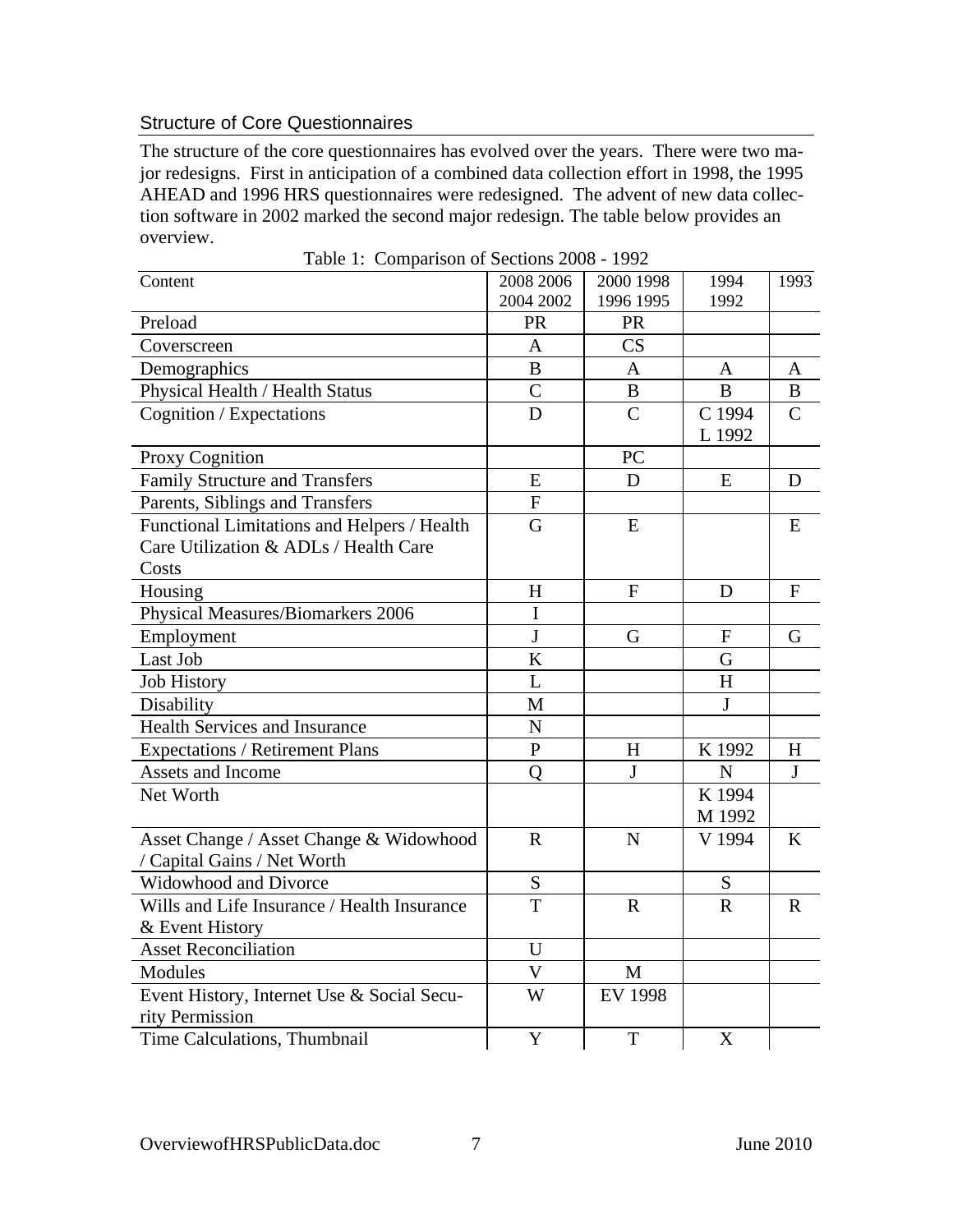## Structure of Core Questionnaires

The structure of the core questionnaires has evolved over the years. There were two major redesigns. First in anticipation of a combined data collection effort in 1998, the 1995 AHEAD and 1996 HRS questionnaires were redesigned. The advent of new data collection software in 2002 marked the second major redesign. The table below provides an overview.

Table 1: Comparison of Sections 2008 - 1992

| Content | 2008 2006 2004 2002 | 2000 1998 1996 1995 | 1994 1992 | 1993 |
|---|---|---|---|---|
| Preload | PR | PR | | |
| Coverscreen | A | CS | | |
| Demographics | B | A | A | A |
| Physical Health / Health Status | C | B | B | B |
| Cognition / Expectations | D | C | C 1994 L 1992 | C |
| Proxy Cognition | | PC | | |
| Family Structure and Transfers | E | D | E | D |
| Parents, Siblings and Transfers | F | | | |
| Functional Limitations and Helpers / Health Care Utilization & ADLs / Health Care Costs | G | E | | E |
| Housing | H | F | D | F |
| Physical Measures/Biomarkers 2006 | I | | | |
| Employment | J | G | F | G |
| Last Job | K | | G | |
| Job History | L | | H | |
| Disability | M | | J | |
| Health Services and Insurance | N | | | |
| Expectations / Retirement Plans | P | H | K 1992 | H |
| Assets and Income | Q | J | N | J |
| Net Worth | | | K 1994 M 1992 | |
| Asset Change / Asset Change & Widowhood / Capital Gains / Net Worth | R | N | V 1994 | K |
| Widowhood and Divorce | S | | S | |
| Wills and Life Insurance / Health Insurance & Event History | T | R | R | R |
| Asset Reconciliation | U | | | |
| Modules | V | M | | |
| Event History, Internet Use & Social Security Permission | W | EV 1998 | | |
| Time Calculations, Thumbnail | Y | T | X | |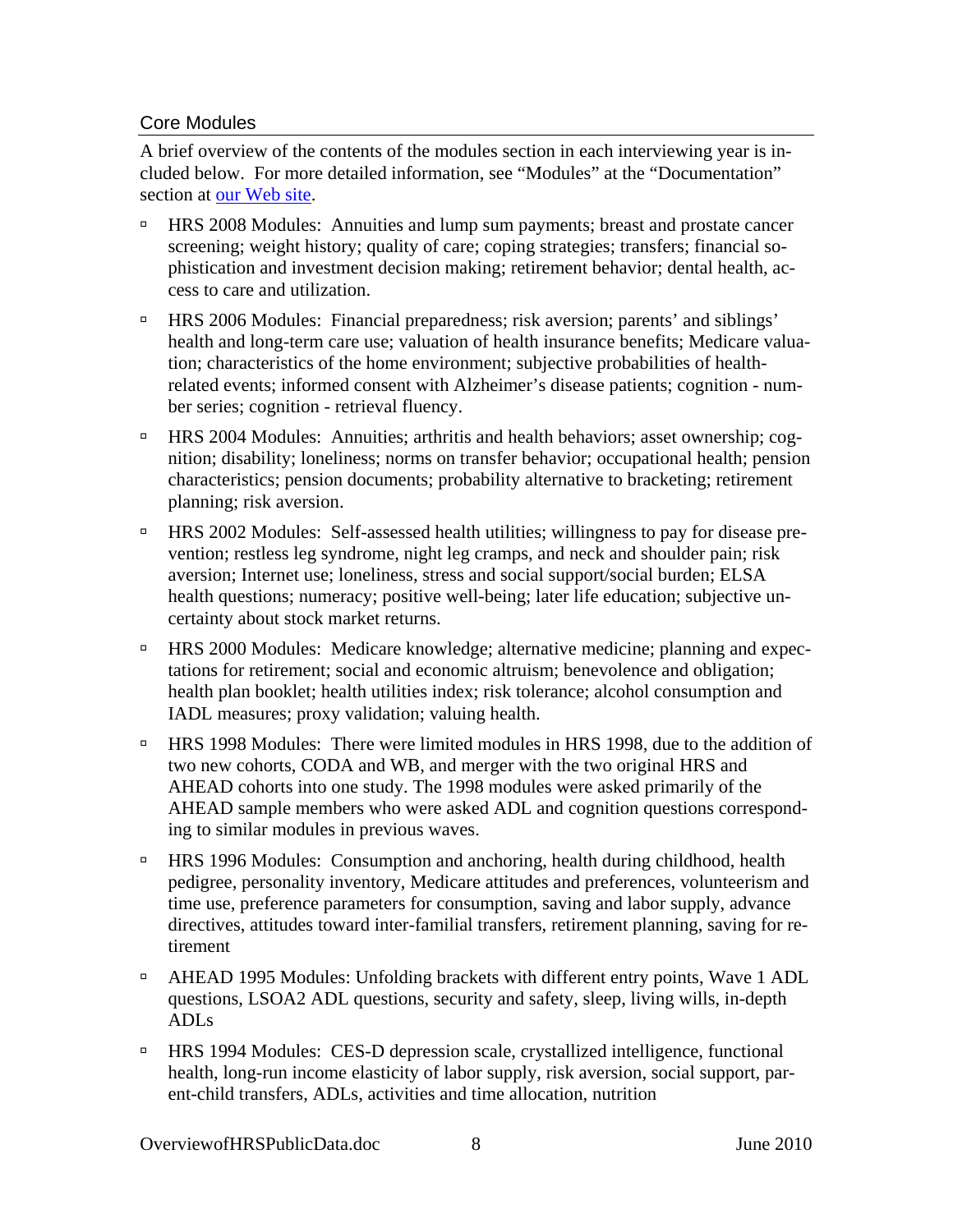## Core Modules

A brief overview of the contents of the modules section in each interviewing year is included below. For more detailed information, see "Modules" at the "Documentation" section at our Web site.

- HRS 2008 Modules: Annuities and lump sum payments; breast and prostate cancer screening; weight history; quality of care; coping strategies; transfers; financial sophistication and investment decision making; retirement behavior; dental health, access to care and utilization.
- HRS 2006 Modules: Financial preparedness; risk aversion; parents' and siblings' health and long-term care use; valuation of health insurance benefits; Medicare valuation; characteristics of the home environment; subjective probabilities of health-related events; informed consent with Alzheimer's disease patients; cognition - number series; cognition - retrieval fluency.
- HRS 2004 Modules: Annuities; arthritis and health behaviors; asset ownership; cognition; disability; loneliness; norms on transfer behavior; occupational health; pension characteristics; pension documents; probability alternative to bracketing; retirement planning; risk aversion.
- HRS 2002 Modules: Self-assessed health utilities; willingness to pay for disease prevention; restless leg syndrome, night leg cramps, and neck and shoulder pain; risk aversion; Internet use; loneliness, stress and social support/social burden; ELSA health questions; numeracy; positive well-being; later life education; subjective uncertainty about stock market returns.
- HRS 2000 Modules: Medicare knowledge; alternative medicine; planning and expectations for retirement; social and economic altruism; benevolence and obligation; health plan booklet; health utilities index; risk tolerance; alcohol consumption and IADL measures; proxy validation; valuing health.
- HRS 1998 Modules: There were limited modules in HRS 1998, due to the addition of two new cohorts, CODA and WB, and merger with the two original HRS and AHEAD cohorts into one study. The 1998 modules were asked primarily of the AHEAD sample members who were asked ADL and cognition questions corresponding to similar modules in previous waves.
- HRS 1996 Modules: Consumption and anchoring, health during childhood, health pedigree, personality inventory, Medicare attitudes and preferences, volunteerism and time use, preference parameters for consumption, saving and labor supply, advance directives, attitudes toward inter-familial transfers, retirement planning, saving for retirement
- AHEAD 1995 Modules: Unfolding brackets with different entry points, Wave 1 ADL questions, LSOA2 ADL questions, security and safety, sleep, living wills, in-depth ADLs
- HRS 1994 Modules: CES-D depression scale, crystallized intelligence, functional health, long-run income elasticity of labor supply, risk aversion, social support, parent-child transfers, ADLs, activities and time allocation, nutrition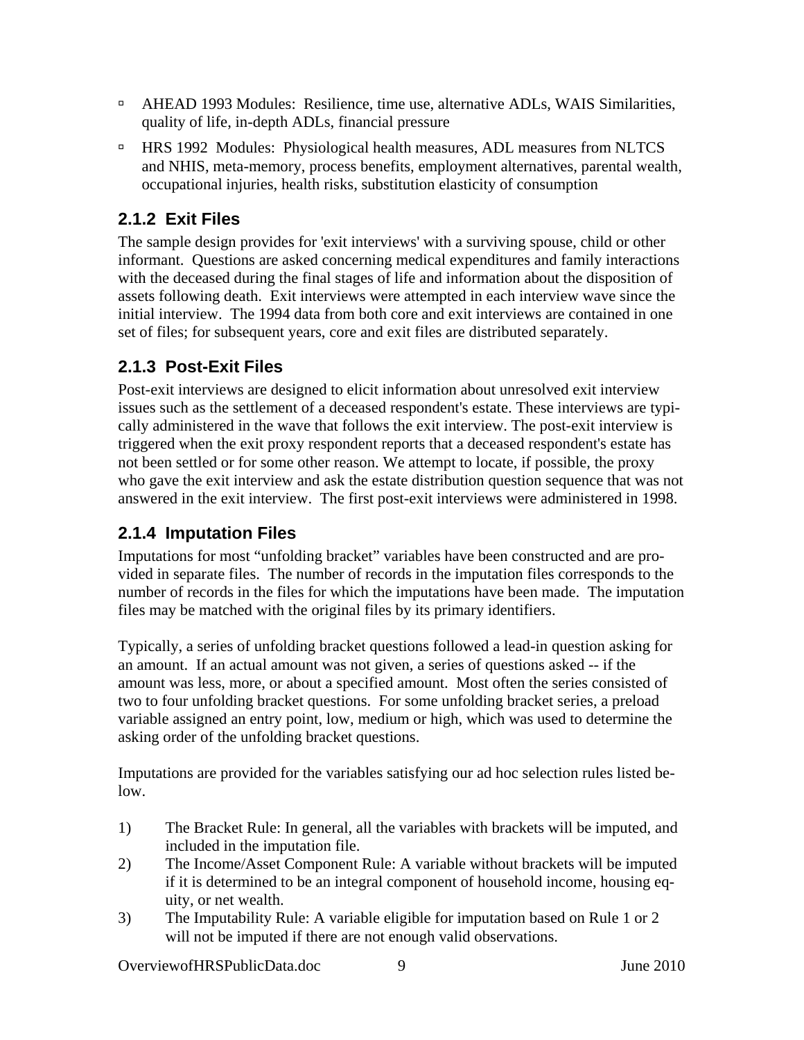- AHEAD 1993 Modules: Resilience, time use, alternative ADLs, WAIS Similarities, quality of life, in-depth ADLs, financial pressure
- HRS 1992 Modules: Physiological health measures, ADL measures from NLTCS and NHIS, meta-memory, process benefits, employment alternatives, parental wealth, occupational injuries, health risks, substitution elasticity of consumption

### 2.1.2 Exit Files

The sample design provides for 'exit interviews' with a surviving spouse, child or other informant. Questions are asked concerning medical expenditures and family interactions with the deceased during the final stages of life and information about the disposition of assets following death. Exit interviews were attempted in each interview wave since the initial interview. The 1994 data from both core and exit interviews are contained in one set of files; for subsequent years, core and exit files are distributed separately.

### 2.1.3 Post-Exit Files

Post-exit interviews are designed to elicit information about unresolved exit interview issues such as the settlement of a deceased respondent's estate. These interviews are typically administered in the wave that follows the exit interview. The post-exit interview is triggered when the exit proxy respondent reports that a deceased respondent's estate has not been settled or for some other reason. We attempt to locate, if possible, the proxy who gave the exit interview and ask the estate distribution question sequence that was not answered in the exit interview. The first post-exit interviews were administered in 1998.

### 2.1.4 Imputation Files

Imputations for most "unfolding bracket" variables have been constructed and are provided in separate files. The number of records in the imputation files corresponds to the number of records in the files for which the imputations have been made. The imputation files may be matched with the original files by its primary identifiers.

Typically, a series of unfolding bracket questions followed a lead-in question asking for an amount. If an actual amount was not given, a series of questions asked -- if the amount was less, more, or about a specified amount. Most often the series consisted of two to four unfolding bracket questions. For some unfolding bracket series, a preload variable assigned an entry point, low, medium or high, which was used to determine the asking order of the unfolding bracket questions.

Imputations are provided for the variables satisfying our ad hoc selection rules listed below.

1) The Bracket Rule: In general, all the variables with brackets will be imputed, and included in the imputation file.
2) The Income/Asset Component Rule: A variable without brackets will be imputed if it is determined to be an integral component of household income, housing equity, or net wealth.
3) The Imputability Rule: A variable eligible for imputation based on Rule 1 or 2 will not be imputed if there are not enough valid observations.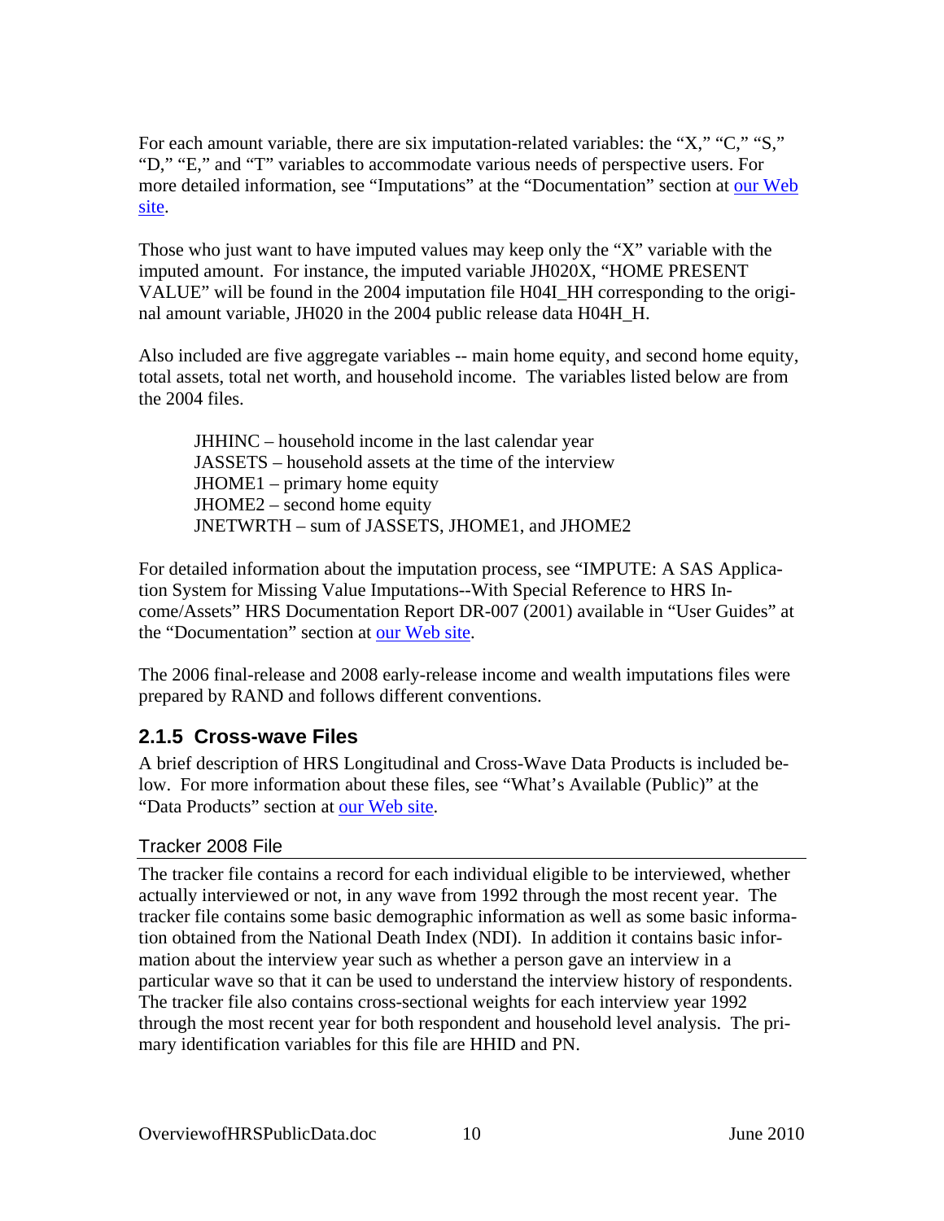For each amount variable, there are six imputation-related variables: the "X," "C," "S," "D," "E," and "T" variables to accommodate various needs of perspective users. For more detailed information, see "Imputations" at the "Documentation" section at our Web site.

Those who just want to have imputed values may keep only the "X" variable with the imputed amount. For instance, the imputed variable JH020X, "HOME PRESENT VALUE" will be found in the 2004 imputation file H04I_HH corresponding to the original amount variable, JH020 in the 2004 public release data H04H_H.

Also included are five aggregate variables -- main home equity, and second home equity, total assets, total net worth, and household income. The variables listed below are from the 2004 files.

JHHINC – household income in the last calendar year
JASSETS – household assets at the time of the interview
JHOME1 – primary home equity
JHOME2 – second home equity
JNETWRTH – sum of JASSETS, JHOME1, and JHOME2

For detailed information about the imputation process, see "IMPUTE: A SAS Application System for Missing Value Imputations--With Special Reference to HRS Income/Assets" HRS Documentation Report DR-007 (2001) available in "User Guides" at the "Documentation" section at our Web site.

The 2006 final-release and 2008 early-release income and wealth imputations files were prepared by RAND and follows different conventions.

### 2.1.5 Cross-wave Files

A brief description of HRS Longitudinal and Cross-Wave Data Products is included below. For more information about these files, see "What's Available (Public)" at the "Data Products" section at our Web site.

#### Tracker 2008 File

The tracker file contains a record for each individual eligible to be interviewed, whether actually interviewed or not, in any wave from 1992 through the most recent year. The tracker file contains some basic demographic information as well as some basic information obtained from the National Death Index (NDI). In addition it contains basic information about the interview year such as whether a person gave an interview in a particular wave so that it can be used to understand the interview history of respondents. The tracker file also contains cross-sectional weights for each interview year 1992 through the most recent year for both respondent and household level analysis. The primary identification variables for this file are HHID and PN.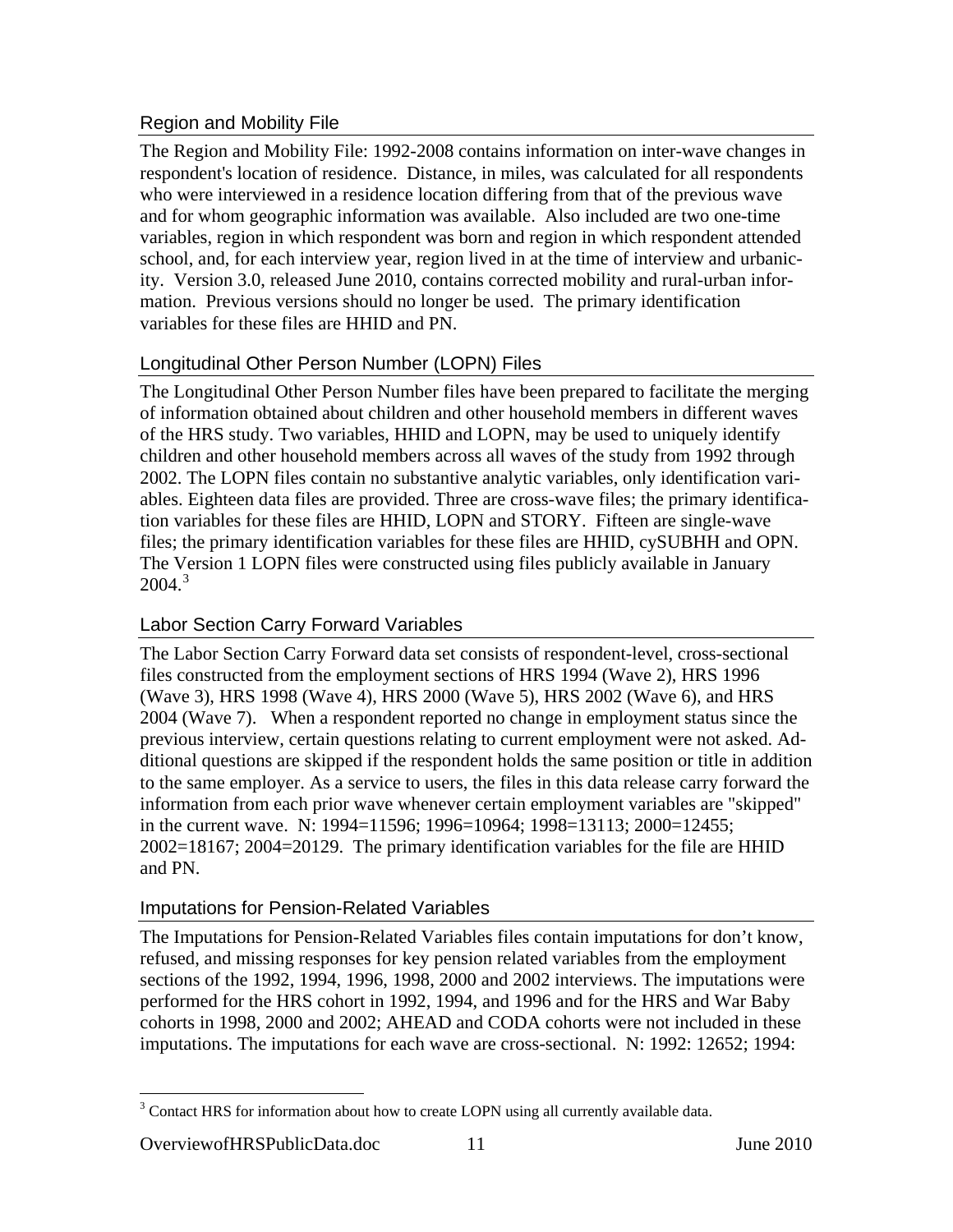## Region and Mobility File

The Region and Mobility File: 1992-2008 contains information on inter-wave changes in respondent's location of residence. Distance, in miles, was calculated for all respondents who were interviewed in a residence location differing from that of the previous wave and for whom geographic information was available. Also included are two one-time variables, region in which respondent was born and region in which respondent attended school, and, for each interview year, region lived in at the time of interview and urbanicity. Version 3.0, released June 2010, contains corrected mobility and rural-urban information. Previous versions should no longer be used. The primary identification variables for these files are HHID and PN.

## Longitudinal Other Person Number (LOPN) Files

The Longitudinal Other Person Number files have been prepared to facilitate the merging of information obtained about children and other household members in different waves of the HRS study. Two variables, HHID and LOPN, may be used to uniquely identify children and other household members across all waves of the study from 1992 through 2002. The LOPN files contain no substantive analytic variables, only identification variables. Eighteen data files are provided. Three are cross-wave files; the primary identification variables for these files are HHID, LOPN and STORY. Fifteen are single-wave files; the primary identification variables for these files are HHID, cySUBHH and OPN. The Version 1 LOPN files were constructed using files publicly available in January 2004.[3]

## Labor Section Carry Forward Variables

The Labor Section Carry Forward data set consists of respondent-level, cross-sectional files constructed from the employment sections of HRS 1994 (Wave 2), HRS 1996 (Wave 3), HRS 1998 (Wave 4), HRS 2000 (Wave 5), HRS 2002 (Wave 6), and HRS 2004 (Wave 7). When a respondent reported no change in employment status since the previous interview, certain questions relating to current employment were not asked. Additional questions are skipped if the respondent holds the same position or title in addition to the same employer. As a service to users, the files in this data release carry forward the information from each prior wave whenever certain employment variables are "skipped" in the current wave. N: 1994=11596; 1996=10964; 1998=13113; 2000=12455; 2002=18167; 2004=20129. The primary identification variables for the file are HHID and PN.

## Imputations for Pension-Related Variables

The Imputations for Pension-Related Variables files contain imputations for don't know, refused, and missing responses for key pension related variables from the employment sections of the 1992, 1994, 1996, 1998, 2000 and 2002 interviews. The imputations were performed for the HRS cohort in 1992, 1994, and 1996 and for the HRS and War Baby cohorts in 1998, 2000 and 2002; AHEAD and CODA cohorts were not included in these imputations. The imputations for each wave are cross-sectional. N: 1992: 12652; 1994:

[3] Contact HRS for information about how to create LOPN using all currently available data.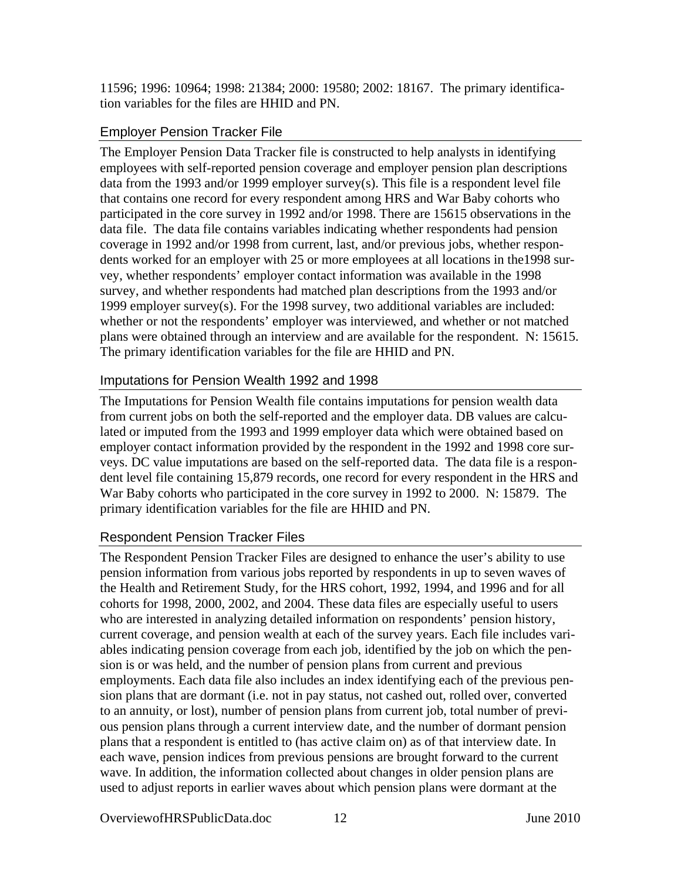11596; 1996: 10964; 1998: 21384; 2000: 19580; 2002: 18167. The primary identification variables for the files are HHID and PN.

## Employer Pension Tracker File

The Employer Pension Data Tracker file is constructed to help analysts in identifying employees with self-reported pension coverage and employer pension plan descriptions data from the 1993 and/or 1999 employer survey(s). This file is a respondent level file that contains one record for every respondent among HRS and War Baby cohorts who participated in the core survey in 1992 and/or 1998. There are 15615 observations in the data file. The data file contains variables indicating whether respondents had pension coverage in 1992 and/or 1998 from current, last, and/or previous jobs, whether respondents worked for an employer with 25 or more employees at all locations in the1998 survey, whether respondents' employer contact information was available in the 1998 survey, and whether respondents had matched plan descriptions from the 1993 and/or 1999 employer survey(s). For the 1998 survey, two additional variables are included: whether or not the respondents' employer was interviewed, and whether or not matched plans were obtained through an interview and are available for the respondent. N: 15615. The primary identification variables for the file are HHID and PN.

## Imputations for Pension Wealth 1992 and 1998

The Imputations for Pension Wealth file contains imputations for pension wealth data from current jobs on both the self-reported and the employer data. DB values are calculated or imputed from the 1993 and 1999 employer data which were obtained based on employer contact information provided by the respondent in the 1992 and 1998 core surveys. DC value imputations are based on the self-reported data. The data file is a respondent level file containing 15,879 records, one record for every respondent in the HRS and War Baby cohorts who participated in the core survey in 1992 to 2000. N: 15879. The primary identification variables for the file are HHID and PN.

## Respondent Pension Tracker Files

The Respondent Pension Tracker Files are designed to enhance the user's ability to use pension information from various jobs reported by respondents in up to seven waves of the Health and Retirement Study, for the HRS cohort, 1992, 1994, and 1996 and for all cohorts for 1998, 2000, 2002, and 2004. These data files are especially useful to users who are interested in analyzing detailed information on respondents' pension history, current coverage, and pension wealth at each of the survey years. Each file includes variables indicating pension coverage from each job, identified by the job on which the pension is or was held, and the number of pension plans from current and previous employments. Each data file also includes an index identifying each of the previous pension plans that are dormant (i.e. not in pay status, not cashed out, rolled over, converted to an annuity, or lost), number of pension plans from current job, total number of previous pension plans through a current interview date, and the number of dormant pension plans that a respondent is entitled to (has active claim on) as of that interview date. In each wave, pension indices from previous pensions are brought forward to the current wave. In addition, the information collected about changes in older pension plans are used to adjust reports in earlier waves about which pension plans were dormant at the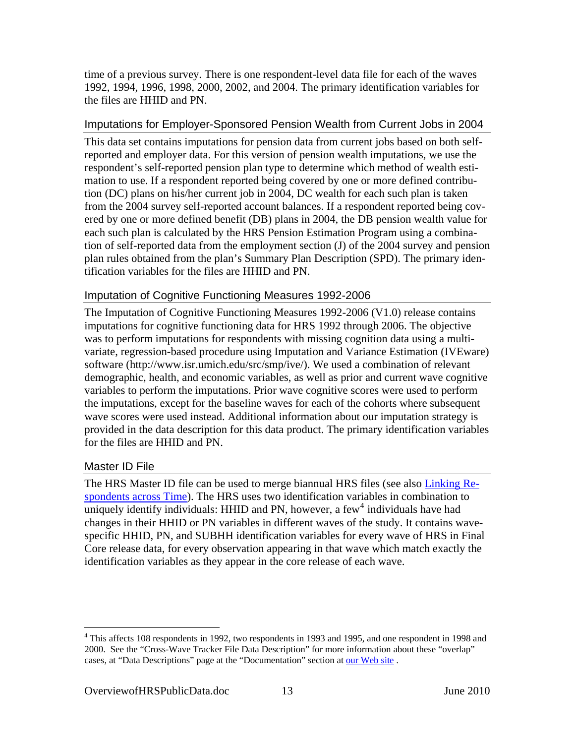time of a previous survey. There is one respondent-level data file for each of the waves 1992, 1994, 1996, 1998, 2000, 2002, and 2004. The primary identification variables for the files are HHID and PN.

## Imputations for Employer-Sponsored Pension Wealth from Current Jobs in 2004

This data set contains imputations for pension data from current jobs based on both self-reported and employer data. For this version of pension wealth imputations, we use the respondent's self-reported pension plan type to determine which method of wealth estimation to use. If a respondent reported being covered by one or more defined contribution (DC) plans on his/her current job in 2004, DC wealth for each such plan is taken from the 2004 survey self-reported account balances. If a respondent reported being covered by one or more defined benefit (DB) plans in 2004, the DB pension wealth value for each such plan is calculated by the HRS Pension Estimation Program using a combination of self-reported data from the employment section (J) of the 2004 survey and pension plan rules obtained from the plan's Summary Plan Description (SPD). The primary identification variables for the files are HHID and PN.

## Imputation of Cognitive Functioning Measures 1992-2006

The Imputation of Cognitive Functioning Measures 1992-2006 (V1.0) release contains imputations for cognitive functioning data for HRS 1992 through 2006. The objective was to perform imputations for respondents with missing cognition data using a multivariate, regression-based procedure using Imputation and Variance Estimation (IVEware) software (http://www.isr.umich.edu/src/smp/ive/). We used a combination of relevant demographic, health, and economic variables, as well as prior and current wave cognitive variables to perform the imputations. Prior wave cognitive scores were used to perform the imputations, except for the baseline waves for each of the cohorts where subsequent wave scores were used instead. Additional information about our imputation strategy is provided in the data description for this data product. The primary identification variables for the files are HHID and PN.

## Master ID File

The HRS Master ID file can be used to merge biannual HRS files (see also [Linking Respondents across Time]). The HRS uses two identification variables in combination to uniquely identify individuals: HHID and PN, however, a few[4] individuals have had changes in their HHID or PN variables in different waves of the study. It contains wave-specific HHID, PN, and SUBHH identification variables for every wave of HRS in Final Core release data, for every observation appearing in that wave which match exactly the identification variables as they appear in the core release of each wave.

---

[4] This affects 108 respondents in 1992, two respondents in 1993 and 1995, and one respondent in 1998 and 2000. See the "Cross-Wave Tracker File Data Description" for more information about these "overlap" cases, at "Data Descriptions" page at the "Documentation" section at our Web site .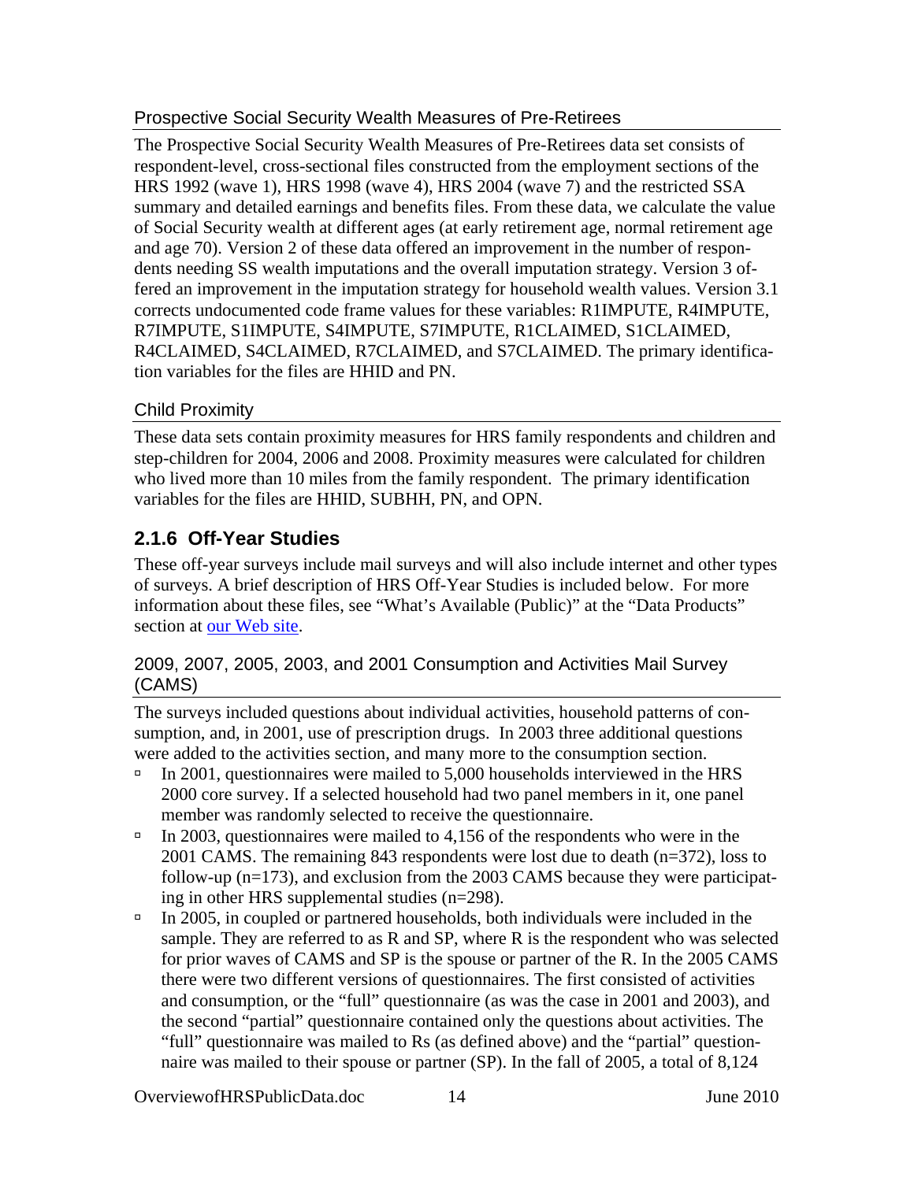### Prospective Social Security Wealth Measures of Pre-Retirees

The Prospective Social Security Wealth Measures of Pre-Retirees data set consists of respondent-level, cross-sectional files constructed from the employment sections of the HRS 1992 (wave 1), HRS 1998 (wave 4), HRS 2004 (wave 7) and the restricted SSA summary and detailed earnings and benefits files. From these data, we calculate the value of Social Security wealth at different ages (at early retirement age, normal retirement age and age 70). Version 2 of these data offered an improvement in the number of respondents needing SS wealth imputations and the overall imputation strategy. Version 3 offered an improvement in the imputation strategy for household wealth values. Version 3.1 corrects undocumented code frame values for these variables: R1IMPUTE, R4IMPUTE, R7IMPUTE, S1IMPUTE, S4IMPUTE, S7IMPUTE, R1CLAIMED, S1CLAIMED, R4CLAIMED, S4CLAIMED, R7CLAIMED, and S7CLAIMED. The primary identification variables for the files are HHID and PN.

### Child Proximity

These data sets contain proximity measures for HRS family respondents and children and step-children for 2004, 2006 and 2008. Proximity measures were calculated for children who lived more than 10 miles from the family respondent. The primary identification variables for the files are HHID, SUBHH, PN, and OPN.

## 2.1.6 Off-Year Studies

These off-year surveys include mail surveys and will also include internet and other types of surveys. A brief description of HRS Off-Year Studies is included below. For more information about these files, see "What's Available (Public)" at the "Data Products" section at our Web site.

### 2009, 2007, 2005, 2003, and 2001 Consumption and Activities Mail Survey (CAMS)

The surveys included questions about individual activities, household patterns of consumption, and, in 2001, use of prescription drugs. In 2003 three additional questions were added to the activities section, and many more to the consumption section.

- In 2001, questionnaires were mailed to 5,000 households interviewed in the HRS 2000 core survey. If a selected household had two panel members in it, one panel member was randomly selected to receive the questionnaire.
- In 2003, questionnaires were mailed to 4,156 of the respondents who were in the 2001 CAMS. The remaining 843 respondents were lost due to death (n=372), loss to follow-up (n=173), and exclusion from the 2003 CAMS because they were participating in other HRS supplemental studies (n=298).
- In 2005, in coupled or partnered households, both individuals were included in the sample. They are referred to as R and SP, where R is the respondent who was selected for prior waves of CAMS and SP is the spouse or partner of the R. In the 2005 CAMS there were two different versions of questionnaires. The first consisted of activities and consumption, or the "full" questionnaire (as was the case in 2001 and 2003), and the second "partial" questionnaire contained only the questions about activities. The "full" questionnaire was mailed to Rs (as defined above) and the "partial" questionnaire was mailed to their spouse or partner (SP). In the fall of 2005, a total of 8,124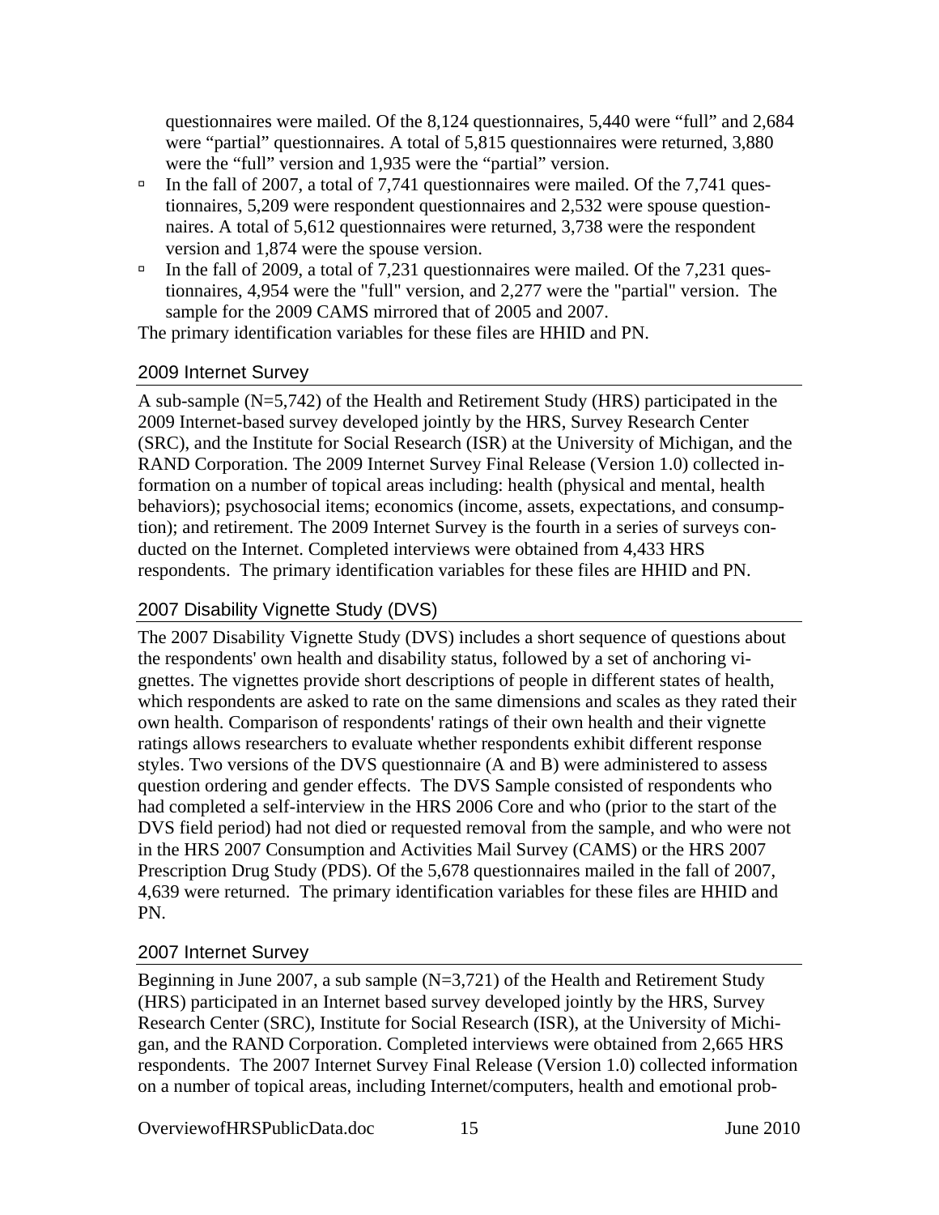questionnaires were mailed. Of the 8,124 questionnaires, 5,440 were "full" and 2,684 were "partial" questionnaires. A total of 5,815 questionnaires were returned, 3,880 were the "full" version and 1,935 were the "partial" version.

- In the fall of 2007, a total of 7,741 questionnaires were mailed. Of the 7,741 questionnaires, 5,209 were respondent questionnaires and 2,532 were spouse questionnaires. A total of 5,612 questionnaires were returned, 3,738 were the respondent version and 1,874 were the spouse version.
- In the fall of 2009, a total of 7,231 questionnaires were mailed. Of the 7,231 questionnaires, 4,954 were the "full" version, and 2,277 were the "partial" version. The sample for the 2009 CAMS mirrored that of 2005 and 2007.

The primary identification variables for these files are HHID and PN.

## 2009 Internet Survey

A sub-sample (N=5,742) of the Health and Retirement Study (HRS) participated in the 2009 Internet-based survey developed jointly by the HRS, Survey Research Center (SRC), and the Institute for Social Research (ISR) at the University of Michigan, and the RAND Corporation. The 2009 Internet Survey Final Release (Version 1.0) collected information on a number of topical areas including: health (physical and mental, health behaviors); psychosocial items; economics (income, assets, expectations, and consumption); and retirement. The 2009 Internet Survey is the fourth in a series of surveys conducted on the Internet. Completed interviews were obtained from 4,433 HRS respondents. The primary identification variables for these files are HHID and PN.

## 2007 Disability Vignette Study (DVS)

The 2007 Disability Vignette Study (DVS) includes a short sequence of questions about the respondents' own health and disability status, followed by a set of anchoring vignettes. The vignettes provide short descriptions of people in different states of health, which respondents are asked to rate on the same dimensions and scales as they rated their own health. Comparison of respondents' ratings of their own health and their vignette ratings allows researchers to evaluate whether respondents exhibit different response styles. Two versions of the DVS questionnaire (A and B) were administered to assess question ordering and gender effects. The DVS Sample consisted of respondents who had completed a self-interview in the HRS 2006 Core and who (prior to the start of the DVS field period) had not died or requested removal from the sample, and who were not in the HRS 2007 Consumption and Activities Mail Survey (CAMS) or the HRS 2007 Prescription Drug Study (PDS). Of the 5,678 questionnaires mailed in the fall of 2007, 4,639 were returned. The primary identification variables for these files are HHID and PN.

## 2007 Internet Survey

Beginning in June 2007, a sub sample (N=3,721) of the Health and Retirement Study (HRS) participated in an Internet based survey developed jointly by the HRS, Survey Research Center (SRC), Institute for Social Research (ISR), at the University of Michigan, and the RAND Corporation. Completed interviews were obtained from 2,665 HRS respondents. The 2007 Internet Survey Final Release (Version 1.0) collected information on a number of topical areas, including Internet/computers, health and emotional prob-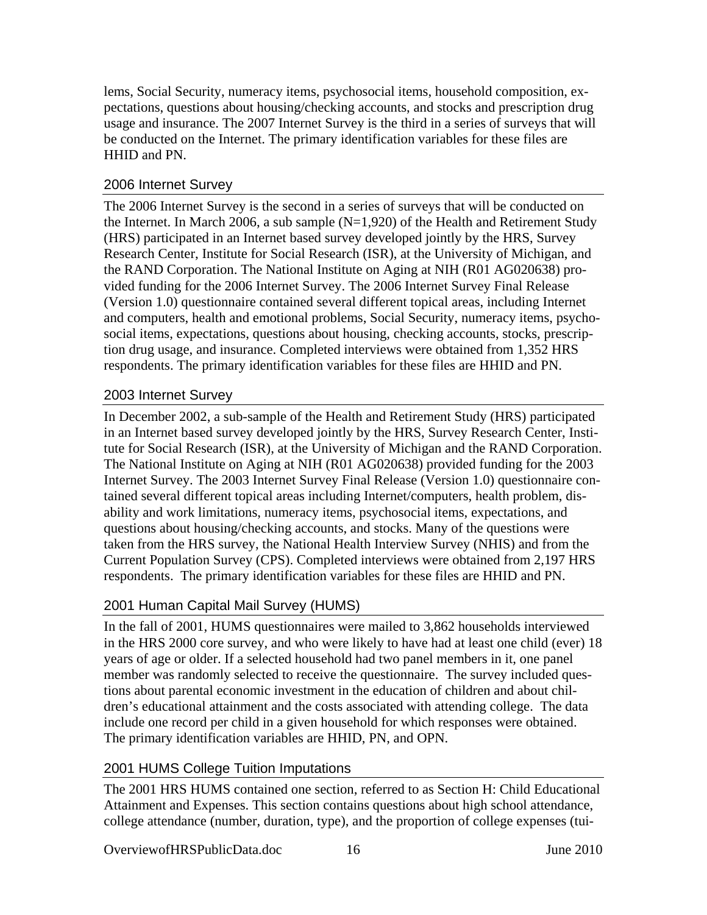lems, Social Security, numeracy items, psychosocial items, household composition, expectations, questions about housing/checking accounts, and stocks and prescription drug usage and insurance. The 2007 Internet Survey is the third in a series of surveys that will be conducted on the Internet. The primary identification variables for these files are HHID and PN.

## 2006 Internet Survey

The 2006 Internet Survey is the second in a series of surveys that will be conducted on the Internet. In March 2006, a sub sample (N=1,920) of the Health and Retirement Study (HRS) participated in an Internet based survey developed jointly by the HRS, Survey Research Center, Institute for Social Research (ISR), at the University of Michigan, and the RAND Corporation. The National Institute on Aging at NIH (R01 AG020638) provided funding for the 2006 Internet Survey. The 2006 Internet Survey Final Release (Version 1.0) questionnaire contained several different topical areas, including Internet and computers, health and emotional problems, Social Security, numeracy items, psychosocial items, expectations, questions about housing, checking accounts, stocks, prescription drug usage, and insurance. Completed interviews were obtained from 1,352 HRS respondents. The primary identification variables for these files are HHID and PN.

## 2003 Internet Survey

In December 2002, a sub-sample of the Health and Retirement Study (HRS) participated in an Internet based survey developed jointly by the HRS, Survey Research Center, Institute for Social Research (ISR), at the University of Michigan and the RAND Corporation. The National Institute on Aging at NIH (R01 AG020638) provided funding for the 2003 Internet Survey. The 2003 Internet Survey Final Release (Version 1.0) questionnaire contained several different topical areas including Internet/computers, health problem, disability and work limitations, numeracy items, psychosocial items, expectations, and questions about housing/checking accounts, and stocks. Many of the questions were taken from the HRS survey, the National Health Interview Survey (NHIS) and from the Current Population Survey (CPS). Completed interviews were obtained from 2,197 HRS respondents. The primary identification variables for these files are HHID and PN.

## 2001 Human Capital Mail Survey (HUMS)

In the fall of 2001, HUMS questionnaires were mailed to 3,862 households interviewed in the HRS 2000 core survey, and who were likely to have had at least one child (ever) 18 years of age or older. If a selected household had two panel members in it, one panel member was randomly selected to receive the questionnaire. The survey included questions about parental economic investment in the education of children and about children's educational attainment and the costs associated with attending college. The data include one record per child in a given household for which responses were obtained. The primary identification variables are HHID, PN, and OPN.

## 2001 HUMS College Tuition Imputations

The 2001 HRS HUMS contained one section, referred to as Section H: Child Educational Attainment and Expenses. This section contains questions about high school attendance, college attendance (number, duration, type), and the proportion of college expenses (tui-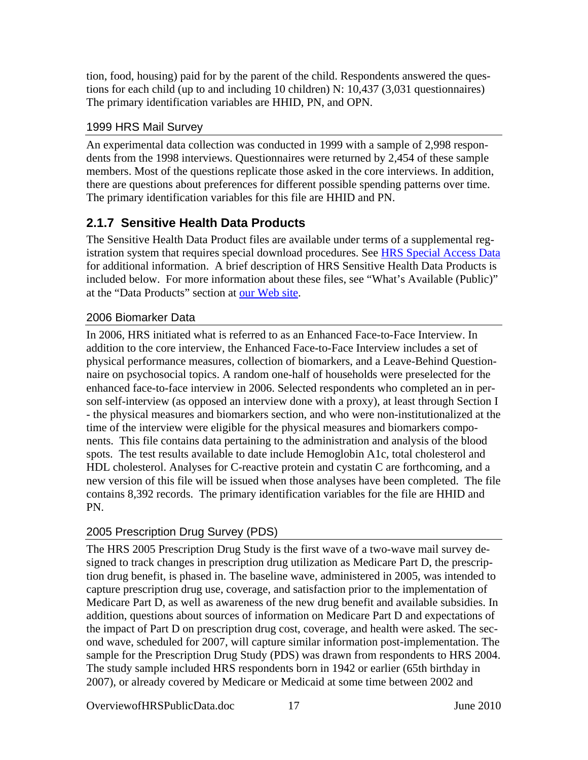tion, food, housing) paid for by the parent of the child. Respondents answered the questions for each child (up to and including 10 children) N: 10,437 (3,031 questionnaires) The primary identification variables are HHID, PN, and OPN.

### 1999 HRS Mail Survey

An experimental data collection was conducted in 1999 with a sample of 2,998 respondents from the 1998 interviews. Questionnaires were returned by 2,454 of these sample members. Most of the questions replicate those asked in the core interviews. In addition, there are questions about preferences for different possible spending patterns over time. The primary identification variables for this file are HHID and PN.

## 2.1.7 Sensitive Health Data Products

The Sensitive Health Data Product files are available under terms of a supplemental registration system that requires special download procedures. See HRS Special Access Data for additional information. A brief description of HRS Sensitive Health Data Products is included below. For more information about these files, see "What's Available (Public)" at the "Data Products" section at our Web site.

### 2006 Biomarker Data

In 2006, HRS initiated what is referred to as an Enhanced Face-to-Face Interview. In addition to the core interview, the Enhanced Face-to-Face Interview includes a set of physical performance measures, collection of biomarkers, and a Leave-Behind Questionnaire on psychosocial topics. A random one-half of households were preselected for the enhanced face-to-face interview in 2006. Selected respondents who completed an in person self-interview (as opposed an interview done with a proxy), at least through Section I - the physical measures and biomarkers section, and who were non-institutionalized at the time of the interview were eligible for the physical measures and biomarkers components. This file contains data pertaining to the administration and analysis of the blood spots. The test results available to date include Hemoglobin A1c, total cholesterol and HDL cholesterol. Analyses for C-reactive protein and cystatin C are forthcoming, and a new version of this file will be issued when those analyses have been completed. The file contains 8,392 records. The primary identification variables for the file are HHID and PN.

### 2005 Prescription Drug Survey (PDS)

The HRS 2005 Prescription Drug Study is the first wave of a two-wave mail survey designed to track changes in prescription drug utilization as Medicare Part D, the prescription drug benefit, is phased in. The baseline wave, administered in 2005, was intended to capture prescription drug use, coverage, and satisfaction prior to the implementation of Medicare Part D, as well as awareness of the new drug benefit and available subsidies. In addition, questions about sources of information on Medicare Part D and expectations of the impact of Part D on prescription drug cost, coverage, and health were asked. The second wave, scheduled for 2007, will capture similar information post-implementation. The sample for the Prescription Drug Study (PDS) was drawn from respondents to HRS 2004. The study sample included HRS respondents born in 1942 or earlier (65th birthday in 2007), or already covered by Medicare or Medicaid at some time between 2002 and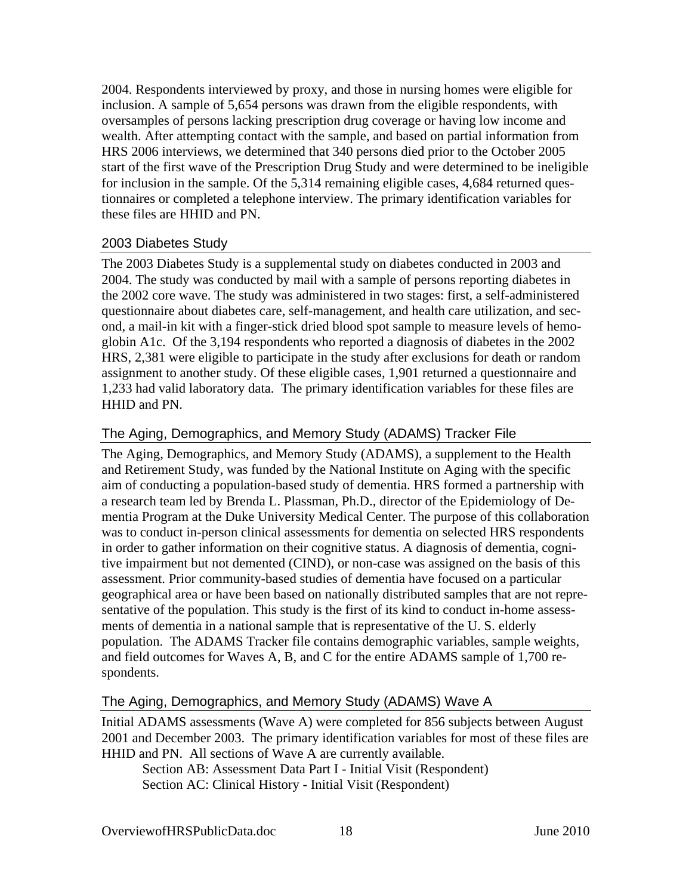2004. Respondents interviewed by proxy, and those in nursing homes were eligible for inclusion. A sample of 5,654 persons was drawn from the eligible respondents, with oversamples of persons lacking prescription drug coverage or having low income and wealth. After attempting contact with the sample, and based on partial information from HRS 2006 interviews, we determined that 340 persons died prior to the October 2005 start of the first wave of the Prescription Drug Study and were determined to be ineligible for inclusion in the sample. Of the 5,314 remaining eligible cases, 4,684 returned questionnaires or completed a telephone interview. The primary identification variables for these files are HHID and PN.

## 2003 Diabetes Study

The 2003 Diabetes Study is a supplemental study on diabetes conducted in 2003 and 2004. The study was conducted by mail with a sample of persons reporting diabetes in the 2002 core wave. The study was administered in two stages: first, a self-administered questionnaire about diabetes care, self-management, and health care utilization, and second, a mail-in kit with a finger-stick dried blood spot sample to measure levels of hemoglobin A1c. Of the 3,194 respondents who reported a diagnosis of diabetes in the 2002 HRS, 2,381 were eligible to participate in the study after exclusions for death or random assignment to another study. Of these eligible cases, 1,901 returned a questionnaire and 1,233 had valid laboratory data. The primary identification variables for these files are HHID and PN.

## The Aging, Demographics, and Memory Study (ADAMS) Tracker File

The Aging, Demographics, and Memory Study (ADAMS), a supplement to the Health and Retirement Study, was funded by the National Institute on Aging with the specific aim of conducting a population-based study of dementia. HRS formed a partnership with a research team led by Brenda L. Plassman, Ph.D., director of the Epidemiology of Dementia Program at the Duke University Medical Center. The purpose of this collaboration was to conduct in-person clinical assessments for dementia on selected HRS respondents in order to gather information on their cognitive status. A diagnosis of dementia, cognitive impairment but not demented (CIND), or non-case was assigned on the basis of this assessment. Prior community-based studies of dementia have focused on a particular geographical area or have been based on nationally distributed samples that are not representative of the population. This study is the first of its kind to conduct in-home assessments of dementia in a national sample that is representative of the U. S. elderly population. The ADAMS Tracker file contains demographic variables, sample weights, and field outcomes for Waves A, B, and C for the entire ADAMS sample of 1,700 respondents.

## The Aging, Demographics, and Memory Study (ADAMS) Wave A

Initial ADAMS assessments (Wave A) were completed for 856 subjects between August 2001 and December 2003. The primary identification variables for most of these files are HHID and PN. All sections of Wave A are currently available.

Section AB: Assessment Data Part I - Initial Visit (Respondent)
Section AC: Clinical History - Initial Visit (Respondent)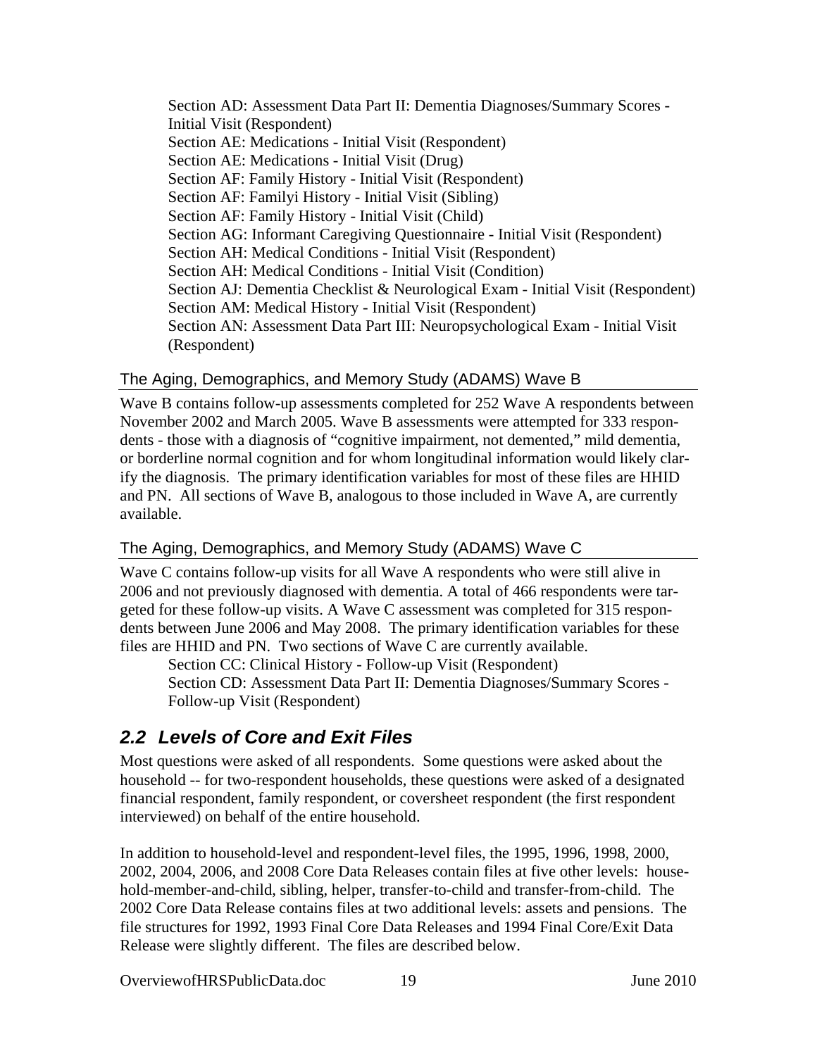Section AD: Assessment Data Part II: Dementia Diagnoses/Summary Scores - Initial Visit (Respondent)
Section AE: Medications - Initial Visit (Respondent)
Section AE: Medications - Initial Visit (Drug)
Section AF: Family History - Initial Visit (Respondent)
Section AF: Familyi History - Initial Visit (Sibling)
Section AF: Family History - Initial Visit (Child)
Section AG: Informant Caregiving Questionnaire - Initial Visit (Respondent)
Section AH: Medical Conditions - Initial Visit (Respondent)
Section AH: Medical Conditions - Initial Visit (Condition)
Section AJ: Dementia Checklist & Neurological Exam - Initial Visit (Respondent)
Section AM: Medical History - Initial Visit (Respondent)
Section AN: Assessment Data Part III: Neuropsychological Exam - Initial Visit (Respondent)

### The Aging, Demographics, and Memory Study (ADAMS) Wave B

Wave B contains follow-up assessments completed for 252 Wave A respondents between November 2002 and March 2005. Wave B assessments were attempted for 333 respondents - those with a diagnosis of "cognitive impairment, not demented," mild dementia, or borderline normal cognition and for whom longitudinal information would likely clarify the diagnosis. The primary identification variables for most of these files are HHID and PN. All sections of Wave B, analogous to those included in Wave A, are currently available.

### The Aging, Demographics, and Memory Study (ADAMS) Wave C

Wave C contains follow-up visits for all Wave A respondents who were still alive in 2006 and not previously diagnosed with dementia. A total of 466 respondents were targeted for these follow-up visits. A Wave C assessment was completed for 315 respondents between June 2006 and May 2008. The primary identification variables for these files are HHID and PN. Two sections of Wave C are currently available.

Section CC: Clinical History - Follow-up Visit (Respondent)
Section CD: Assessment Data Part II: Dementia Diagnoses/Summary Scores - Follow-up Visit (Respondent)

## *2.2 Levels of Core and Exit Files*

Most questions were asked of all respondents. Some questions were asked about the household -- for two-respondent households, these questions were asked of a designated financial respondent, family respondent, or coversheet respondent (the first respondent interviewed) on behalf of the entire household.

In addition to household-level and respondent-level files, the 1995, 1996, 1998, 2000, 2002, 2004, 2006, and 2008 Core Data Releases contain files at five other levels: household-member-and-child, sibling, helper, transfer-to-child and transfer-from-child. The 2002 Core Data Release contains files at two additional levels: assets and pensions. The file structures for 1992, 1993 Final Core Data Releases and 1994 Final Core/Exit Data Release were slightly different. The files are described below.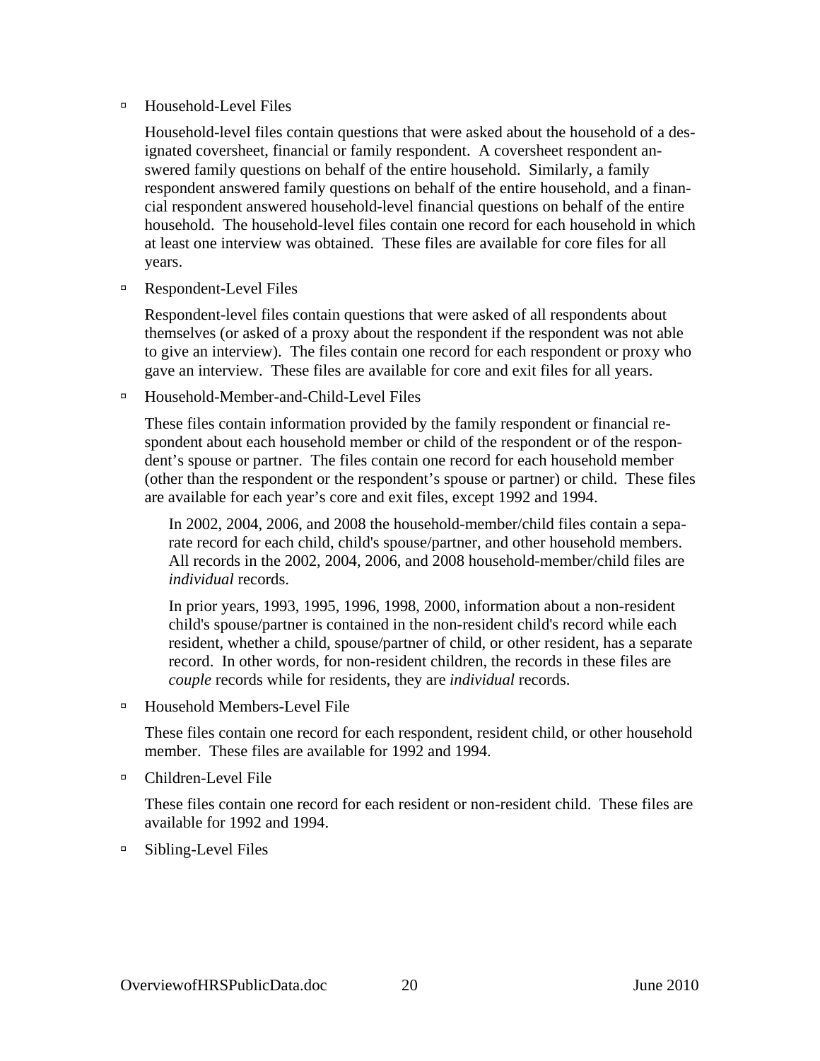- Household-Level Files

  Household-level files contain questions that were asked about the household of a designated coversheet, financial or family respondent. A coversheet respondent answered family questions on behalf of the entire household. Similarly, a family respondent answered family questions on behalf of the entire household, and a financial respondent answered household-level financial questions on behalf of the entire household. The household-level files contain one record for each household in which at least one interview was obtained. These files are available for core files for all years.

- Respondent-Level Files

  Respondent-level files contain questions that were asked of all respondents about themselves (or asked of a proxy about the respondent if the respondent was not able to give an interview). The files contain one record for each respondent or proxy who gave an interview. These files are available for core and exit files for all years.

- Household-Member-and-Child-Level Files

  These files contain information provided by the family respondent or financial respondent about each household member or child of the respondent or of the respondent's spouse or partner. The files contain one record for each household member (other than the respondent or the respondent's spouse or partner) or child. These files are available for each year's core and exit files, except 1992 and 1994.

  In 2002, 2004, 2006, and 2008 the household-member/child files contain a separate record for each child, child's spouse/partner, and other household members. All records in the 2002, 2004, 2006, and 2008 household-member/child files are *individual* records.

  In prior years, 1993, 1995, 1996, 1998, 2000, information about a non-resident child's spouse/partner is contained in the non-resident child's record while each resident, whether a child, spouse/partner of child, or other resident, has a separate record. In other words, for non-resident children, the records in these files are *couple* records while for residents, they are *individual* records.

- Household Members-Level File

  These files contain one record for each respondent, resident child, or other household member. These files are available for 1992 and 1994.

- Children-Level File

  These files contain one record for each resident or non-resident child. These files are available for 1992 and 1994.

- Sibling-Level Files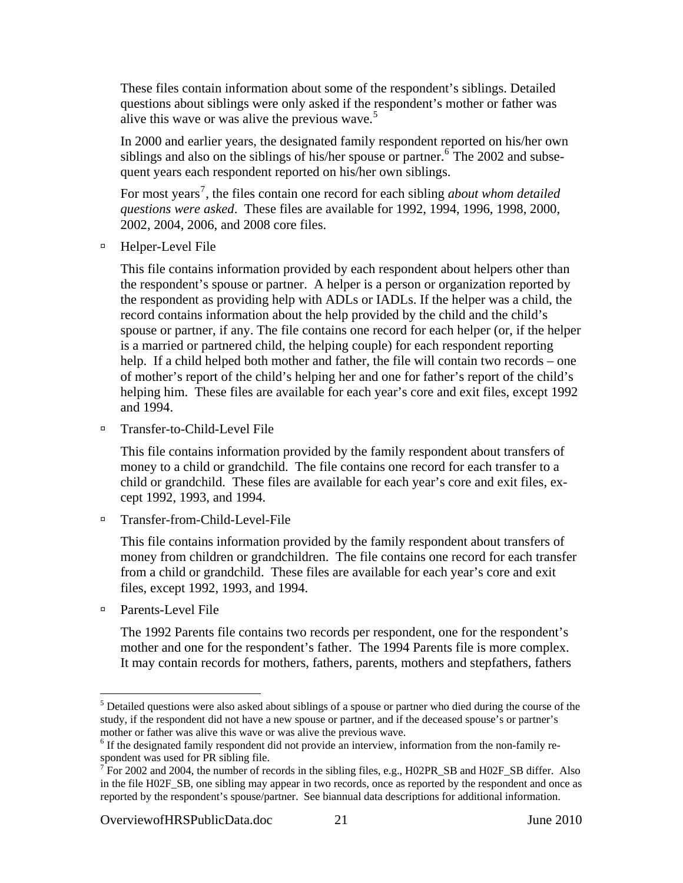These files contain information about some of the respondent's siblings. Detailed questions about siblings were only asked if the respondent's mother or father was alive this wave or was alive the previous wave.[5]

In 2000 and earlier years, the designated family respondent reported on his/her own siblings and also on the siblings of his/her spouse or partner.[6] The 2002 and subsequent years each respondent reported on his/her own siblings.

For most years[7], the files contain one record for each sibling *about whom detailed questions were asked*. These files are available for 1992, 1994, 1996, 1998, 2000, 2002, 2004, 2006, and 2008 core files.

- Helper-Level File

  This file contains information provided by each respondent about helpers other than the respondent's spouse or partner. A helper is a person or organization reported by the respondent as providing help with ADLs or IADLs. If the helper was a child, the record contains information about the help provided by the child and the child's spouse or partner, if any. The file contains one record for each helper (or, if the helper is a married or partnered child, the helping couple) for each respondent reporting help. If a child helped both mother and father, the file will contain two records – one of mother's report of the child's helping her and one for father's report of the child's helping him. These files are available for each year's core and exit files, except 1992 and 1994.

- Transfer-to-Child-Level File

  This file contains information provided by the family respondent about transfers of money to a child or grandchild. The file contains one record for each transfer to a child or grandchild. These files are available for each year's core and exit files, except 1992, 1993, and 1994.

- Transfer-from-Child-Level-File

  This file contains information provided by the family respondent about transfers of money from children or grandchildren. The file contains one record for each transfer from a child or grandchild. These files are available for each year's core and exit files, except 1992, 1993, and 1994.

- Parents-Level File

  The 1992 Parents file contains two records per respondent, one for the respondent's mother and one for the respondent's father. The 1994 Parents file is more complex. It may contain records for mothers, fathers, parents, mothers and stepfathers, fathers

---

[5] Detailed questions were also asked about siblings of a spouse or partner who died during the course of the study, if the respondent did not have a new spouse or partner, and if the deceased spouse's or partner's mother or father was alive this wave or was alive the previous wave.

[6] If the designated family respondent did not provide an interview, information from the non-family respondent was used for PR sibling file.

[7] For 2002 and 2004, the number of records in the sibling files, e.g., H02PR_SB and H02F_SB differ. Also in the file H02F_SB, one sibling may appear in two records, once as reported by the respondent and once as reported by the respondent's spouse/partner. See biannual data descriptions for additional information.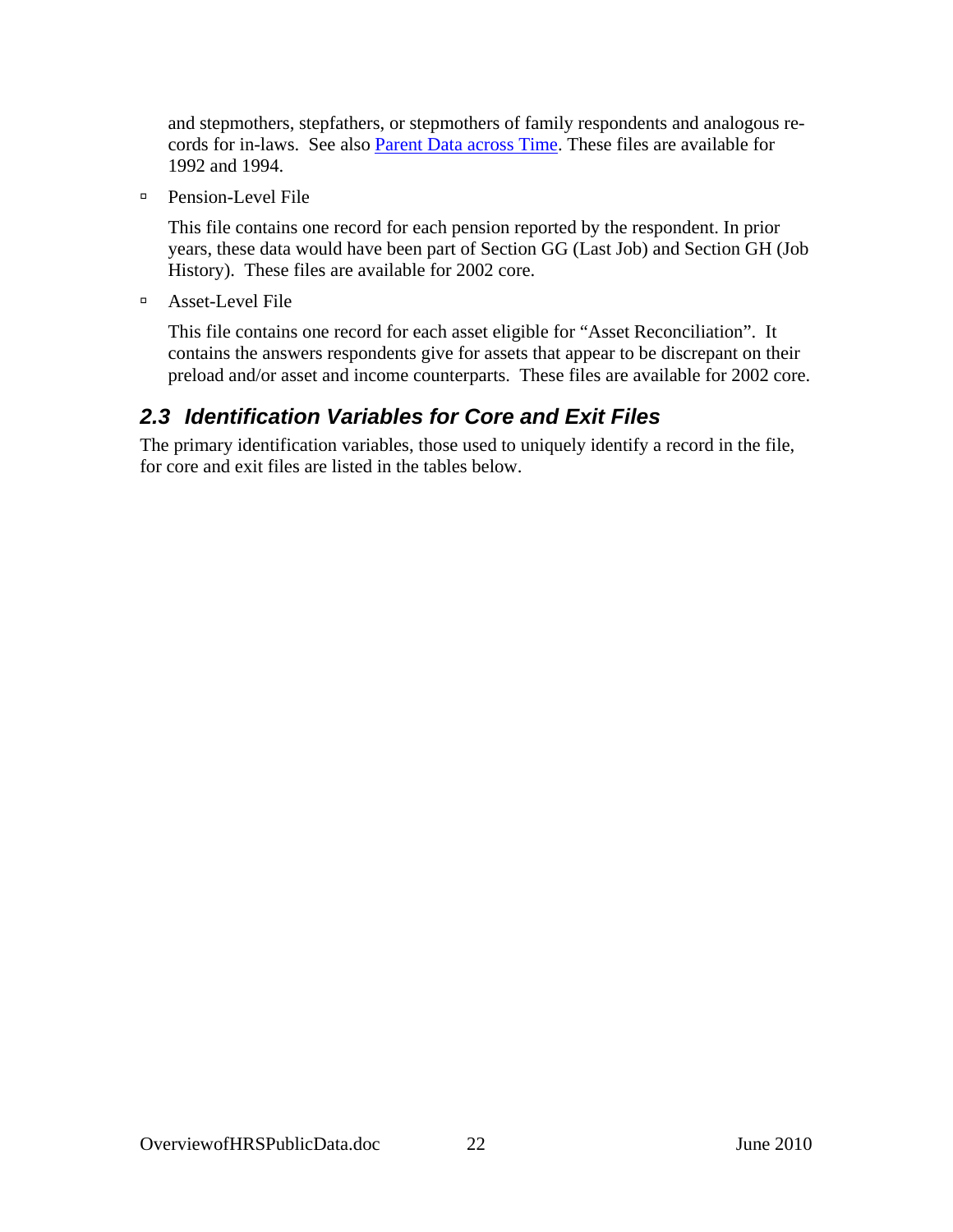and stepmothers, stepfathers, or stepmothers of family respondents and analogous records for in-laws. See also Parent Data across Time. These files are available for 1992 and 1994.

- Pension-Level File

  This file contains one record for each pension reported by the respondent. In prior years, these data would have been part of Section GG (Last Job) and Section GH (Job History). These files are available for 2002 core.

- Asset-Level File

  This file contains one record for each asset eligible for "Asset Reconciliation". It contains the answers respondents give for assets that appear to be discrepant on their preload and/or asset and income counterparts. These files are available for 2002 core.

## 2.3 Identification Variables for Core and Exit Files

The primary identification variables, those used to uniquely identify a record in the file, for core and exit files are listed in the tables below.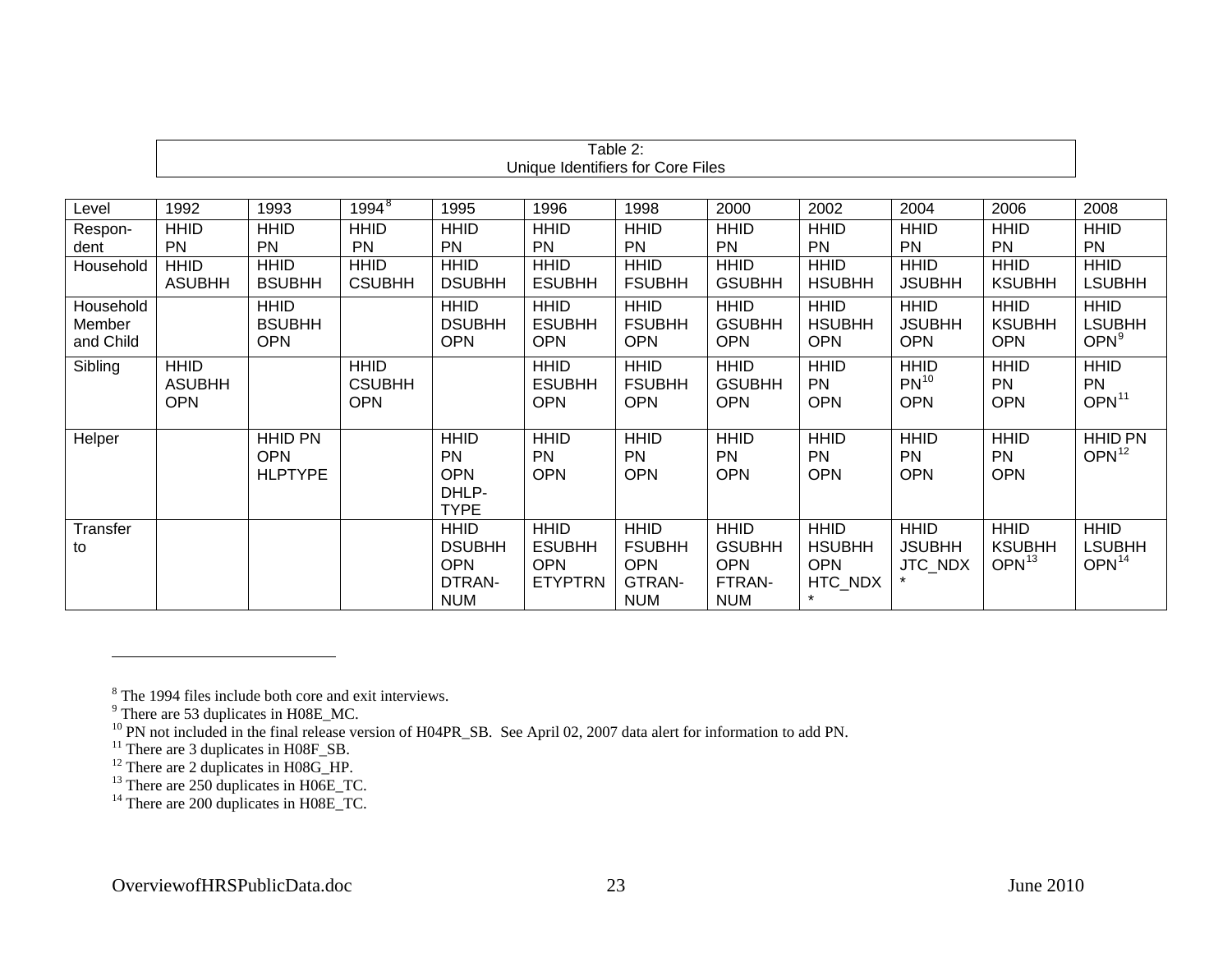Table 2:
Unique Identifiers for Core Files

| Level | 1992 | 1993 | 1994[8] | 1995 | 1996 | 1998 | 2000 | 2002 | 2004 | 2006 | 2008 |
|---|---|---|---|---|---|---|---|---|---|---|---|
| Respon-dent | HHID PN | HHID PN | HHID PN | HHID PN | HHID PN | HHID PN | HHID PN | HHID PN | HHID PN | HHID PN | HHID PN |
| Household | HHID ASUBHH | HHID BSUBHH | HHID CSUBHH | HHID DSUBHH | HHID ESUBHH | HHID FSUBHH | HHID GSUBHH | HHID HSUBHH | HHID JSUBHH | HHID KSUBHH | HHID LSUBHH |
| Household Member and Child | | HHID BSUBHH OPN | | HHID DSUBHH OPN | HHID ESUBHH OPN | HHID FSUBHH OPN | HHID GSUBHH OPN | HHID HSUBHH OPN | HHID JSUBHH OPN | HHID KSUBHH OPN | HHID LSUBHH OPN[9] |
| Sibling | HHID ASUBHH OPN | | HHID CSUBHH OPN | | HHID ESUBHH OPN | HHID FSUBHH OPN | HHID GSUBHH OPN | HHID PN OPN | HHID PN[10] OPN | HHID PN OPN | HHID PN OPN[11] |
| Helper | | HHID PN OPN HLPTYPE | | HHID PN OPN DHLP-TYPE | HHID PN OPN | HHID PN OPN | HHID PN OPN | HHID PN OPN | HHID PN OPN | HHID PN OPN | HHID PN OPN[12] |
| Transfer to | | | | HHID DSUBHH OPN DTRAN-NUM | HHID ESUBHH OPN ETYPTRN | HHID FSUBHH OPN GTRAN-NUM | HHID GSUBHH OPN FTRAN-NUM | HHID HSUBHH OPN HTC_NDX * | HHID JSUBHH JTC_NDX * | HHID KSUBHH OPN[13] | HHID LSUBHH OPN[14] |

[8] The 1994 files include both core and exit interviews.
[9] There are 53 duplicates in H08E_MC.
[10] PN not included in the final release version of H04PR_SB. See April 02, 2007 data alert for information to add PN.
[11] There are 3 duplicates in H08F_SB.
[12] There are 2 duplicates in H08G_HP.
[13] There are 250 duplicates in H06E_TC.
[14] There are 200 duplicates in H08E_TC.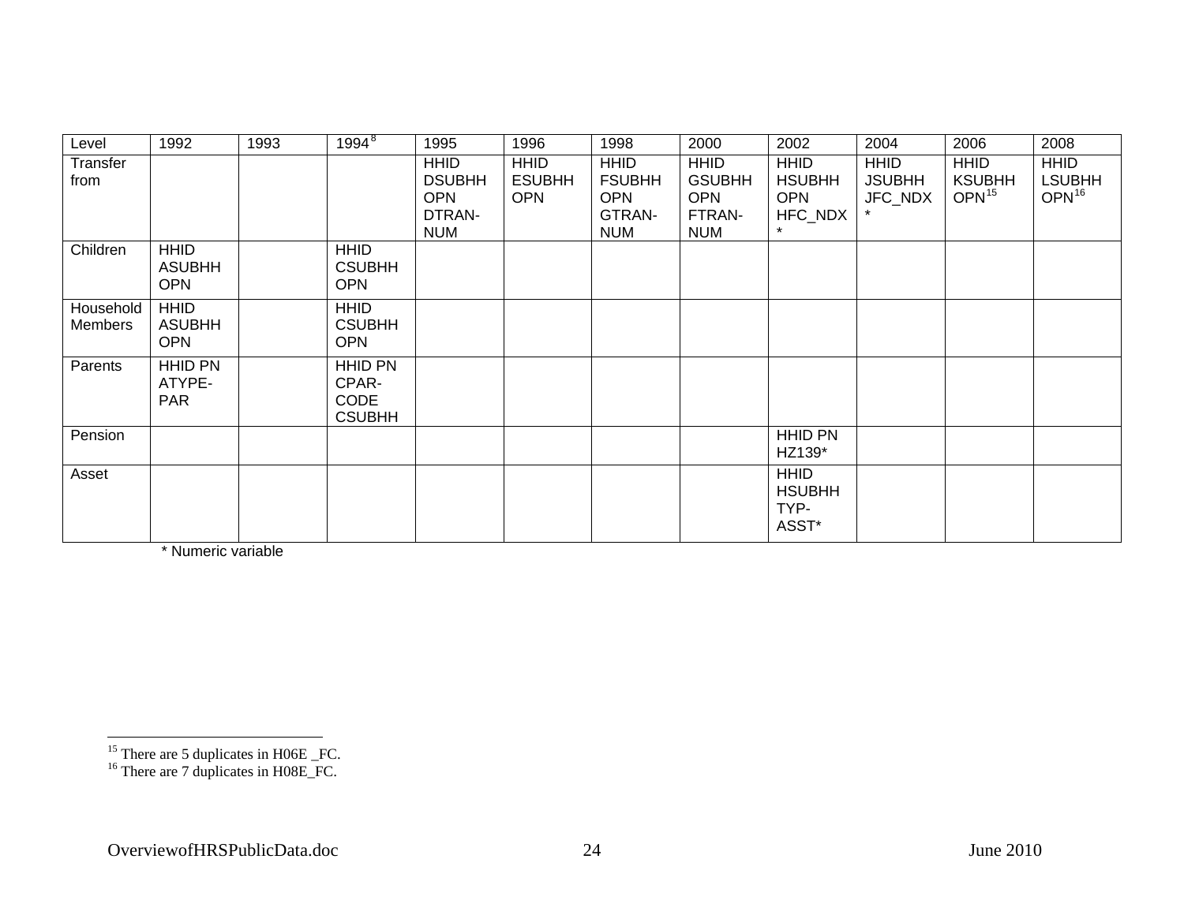| Level | 1992 | 1993 | 1994[8] | 1995 | 1996 | 1998 | 2000 | 2002 | 2004 | 2006 | 2008 |
|---|---|---|---|---|---|---|---|---|---|---|---|
| Transfer from | | | | HHID DSUBHH OPN DTRAN-NUM | HHID ESUBHH OPN | HHID FSUBHH OPN GTRAN-NUM | HHID GSUBHH OPN FTRAN-NUM | HHID HSUBHH OPN HFC_NDX * | HHID JSUBHH JFC_NDX * | HHID KSUBHH OPN[15] | HHID LSUBHH OPN[16] |
| Children | HHID ASUBHH OPN | | HHID CSUBHH OPN | | | | | | | | |
| Household Members | HHID ASUBHH OPN | | HHID CSUBHH OPN | | | | | | | | |
| Parents | HHID PN ATYPE-PAR | | HHID PN CPAR-CODE CSUBHH | | | | | | | | |
| Pension | | | | | | | | HHID PN HZ139* | | | |
| Asset | | | | | | | | HHID HSUBHH TYP-ASST* | | | |

\* Numeric variable

[15] There are 5 duplicates in H06E _FC.

[16] There are 7 duplicates in H08E_FC.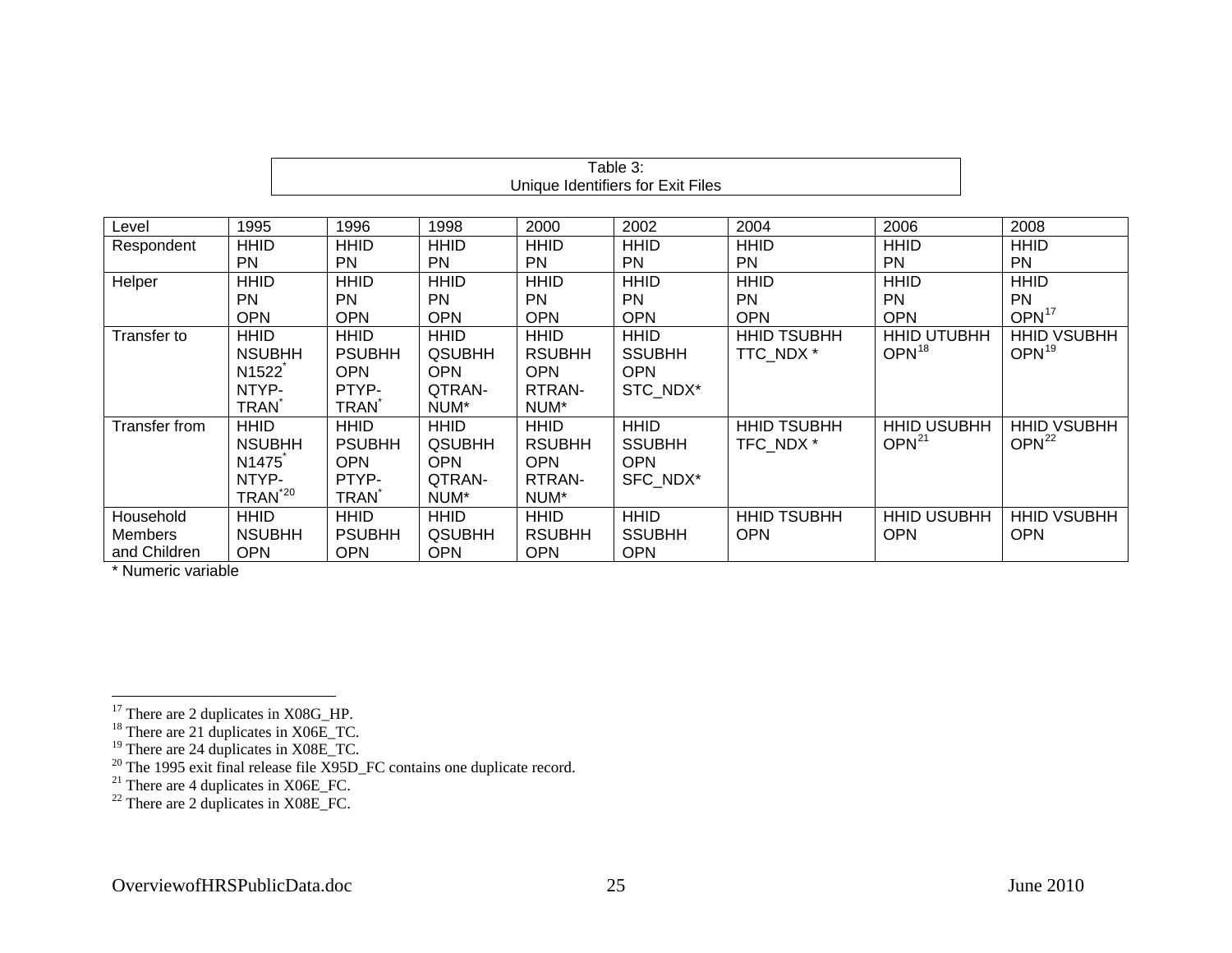**Table 3:**
**Unique Identifiers for Exit Files**

| Level | 1995 | 1996 | 1998 | 2000 | 2002 | 2004 | 2006 | 2008 |
|---|---|---|---|---|---|---|---|---|
| Respondent | HHID PN | HHID PN | HHID PN | HHID PN | HHID PN | HHID PN | HHID PN | HHID PN |
| Helper | HHID PN OPN | HHID PN OPN | HHID PN OPN | HHID PN OPN | HHID PN OPN | HHID PN OPN | HHID PN OPN | HHID PN OPN[17] |
| Transfer to | HHID NSUBHH N1522* NTYP-TRAN* | HHID PSUBHH OPN PTYP-TRAN* | HHID QSUBHH OPN QTRAN-NUM* | HHID RSUBHH OPN RTRAN-NUM* | HHID SSUBHH OPN STC_NDX* | HHID TSUBHH TTC_NDX * | HHID UTUBHH OPN[18] | HHID VSUBHH OPN[19] |
| Transfer from | HHID NSUBHH N1475* NTYP-TRAN*[20] | HHID PSUBHH OPN PTYP-TRAN* | HHID QSUBHH OPN QTRAN-NUM* | HHID RSUBHH OPN RTRAN-NUM* | HHID SSUBHH OPN SFC_NDX* | HHID TSUBHH TFC_NDX * | HHID USUBHH OPN[21] | HHID VSUBHH OPN[22] |
| Household Members and Children | HHID NSUBHH OPN | HHID PSUBHH OPN | HHID QSUBHH OPN | HHID RSUBHH OPN | HHID SSUBHH OPN | HHID TSUBHH OPN | HHID USUBHH OPN | HHID VSUBHH OPN |

* Numeric variable

[17] There are 2 duplicates in X08G_HP.
[18] There are 21 duplicates in X06E_TC.
[19] There are 24 duplicates in X08E_TC.
[20] The 1995 exit final release file X95D_FC contains one duplicate record.
[21] There are 4 duplicates in X06E_FC.
[22] There are 2 duplicates in X08E_FC.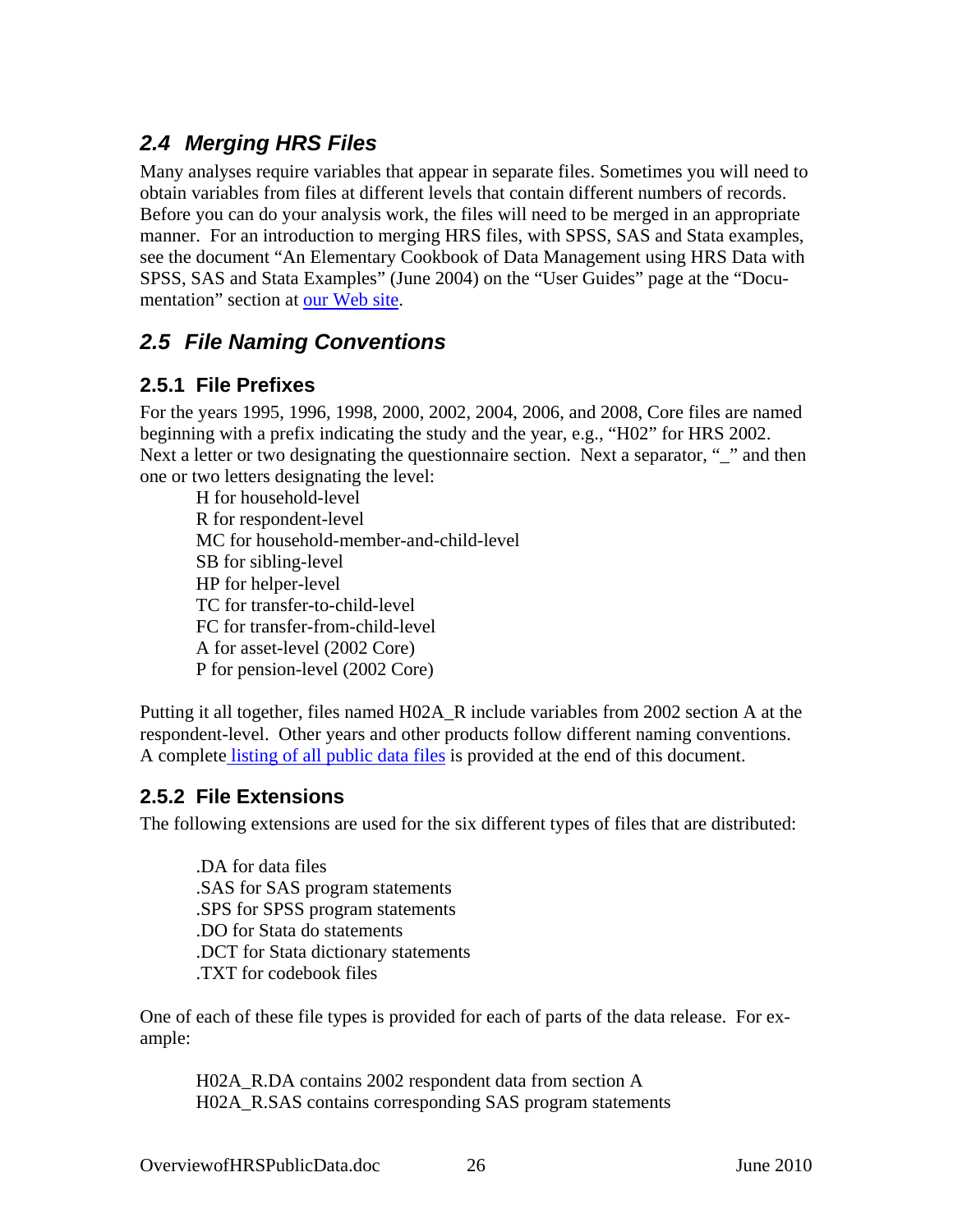## 2.4 Merging HRS Files

Many analyses require variables that appear in separate files. Sometimes you will need to obtain variables from files at different levels that contain different numbers of records. Before you can do your analysis work, the files will need to be merged in an appropriate manner. For an introduction to merging HRS files, with SPSS, SAS and Stata examples, see the document "An Elementary Cookbook of Data Management using HRS Data with SPSS, SAS and Stata Examples" (June 2004) on the "User Guides" page at the "Documentation" section at our Web site.

## 2.5 File Naming Conventions

### 2.5.1 File Prefixes

For the years 1995, 1996, 1998, 2000, 2002, 2004, 2006, and 2008, Core files are named beginning with a prefix indicating the study and the year, e.g., "H02" for HRS 2002. Next a letter or two designating the questionnaire section. Next a separator, "_" and then one or two letters designating the level:

- H for household-level
- R for respondent-level
- MC for household-member-and-child-level
- SB for sibling-level
- HP for helper-level
- TC for transfer-to-child-level
- FC for transfer-from-child-level
- A for asset-level (2002 Core)
- P for pension-level (2002 Core)

Putting it all together, files named H02A_R include variables from 2002 section A at the respondent-level. Other years and other products follow different naming conventions. A complete listing of all public data files is provided at the end of this document.

### 2.5.2 File Extensions

The following extensions are used for the six different types of files that are distributed:

- .DA for data files
- .SAS for SAS program statements
- .SPS for SPSS program statements
- .DO for Stata do statements
- .DCT for Stata dictionary statements
- .TXT for codebook files

One of each of these file types is provided for each of parts of the data release. For example:

H02A_R.DA contains 2002 respondent data from section A
H02A_R.SAS contains corresponding SAS program statements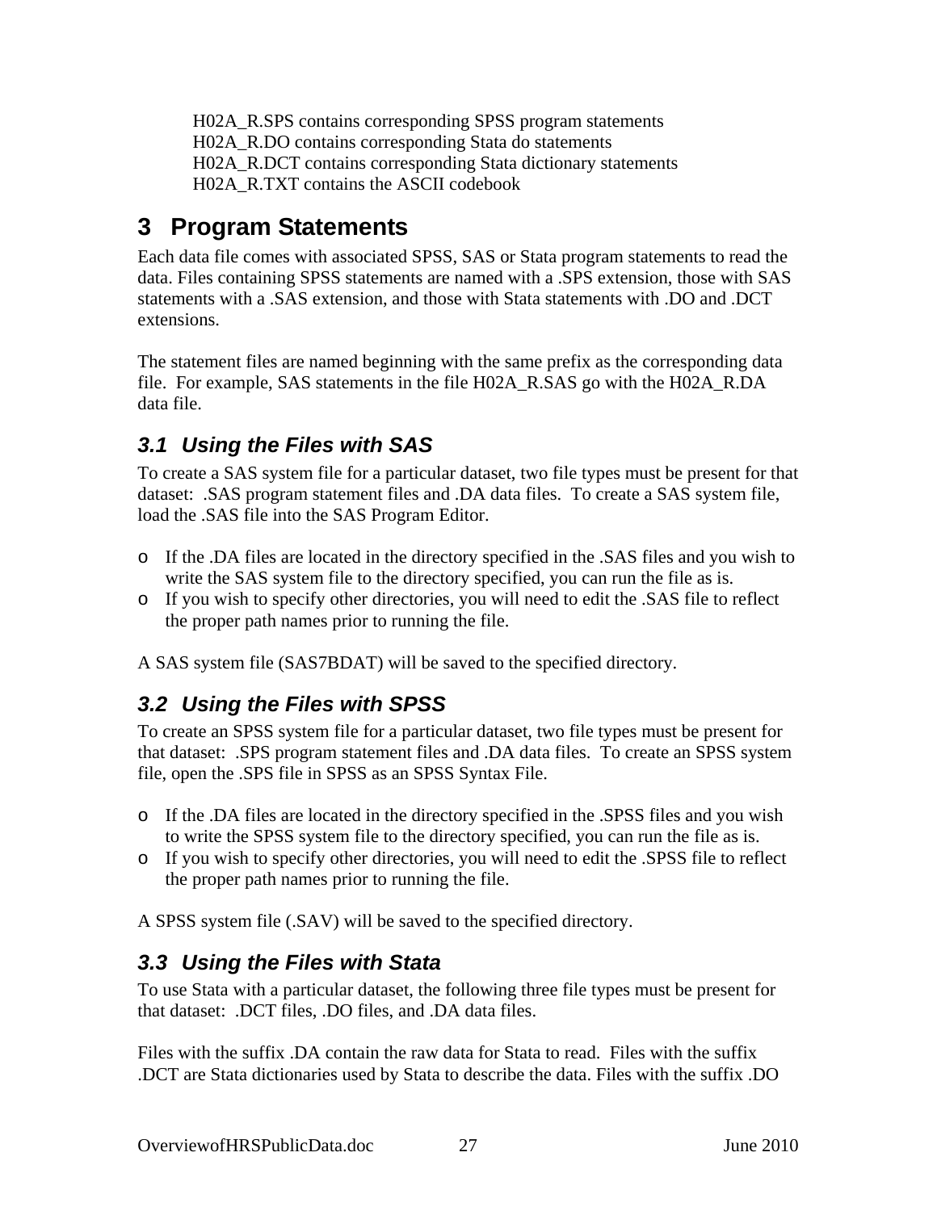H02A_R.SPS contains corresponding SPSS program statements
H02A_R.DO contains corresponding Stata do statements
H02A_R.DCT contains corresponding Stata dictionary statements
H02A_R.TXT contains the ASCII codebook

# 3 Program Statements

Each data file comes with associated SPSS, SAS or Stata program statements to read the data. Files containing SPSS statements are named with a .SPS extension, those with SAS statements with a .SAS extension, and those with Stata statements with .DO and .DCT extensions.

The statement files are named beginning with the same prefix as the corresponding data file. For example, SAS statements in the file H02A_R.SAS go with the H02A_R.DA data file.

## *3.1 Using the Files with SAS*

To create a SAS system file for a particular dataset, two file types must be present for that dataset: .SAS program statement files and .DA data files. To create a SAS system file, load the .SAS file into the SAS Program Editor.

- If the .DA files are located in the directory specified in the .SAS files and you wish to write the SAS system file to the directory specified, you can run the file as is.
- If you wish to specify other directories, you will need to edit the .SAS file to reflect the proper path names prior to running the file.

A SAS system file (SAS7BDAT) will be saved to the specified directory.

## *3.2 Using the Files with SPSS*

To create an SPSS system file for a particular dataset, two file types must be present for that dataset: .SPS program statement files and .DA data files. To create an SPSS system file, open the .SPS file in SPSS as an SPSS Syntax File.

- If the .DA files are located in the directory specified in the .SPSS files and you wish to write the SPSS system file to the directory specified, you can run the file as is.
- If you wish to specify other directories, you will need to edit the .SPSS file to reflect the proper path names prior to running the file.

A SPSS system file (.SAV) will be saved to the specified directory.

## *3.3 Using the Files with Stata*

To use Stata with a particular dataset, the following three file types must be present for that dataset: .DCT files, .DO files, and .DA data files.

Files with the suffix .DA contain the raw data for Stata to read. Files with the suffix .DCT are Stata dictionaries used by Stata to describe the data. Files with the suffix .DO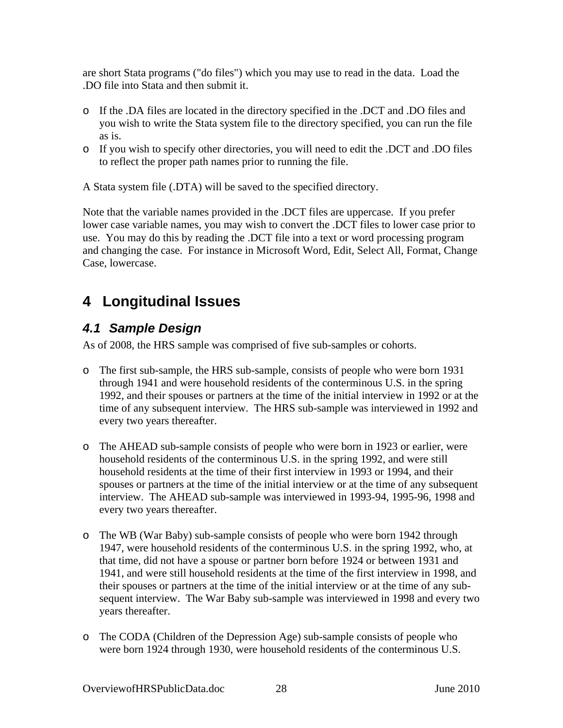are short Stata programs ("do files") which you may use to read in the data. Load the .DO file into Stata and then submit it.

- If the .DA files are located in the directory specified in the .DCT and .DO files and you wish to write the Stata system file to the directory specified, you can run the file as is.
- If you wish to specify other directories, you will need to edit the .DCT and .DO files to reflect the proper path names prior to running the file.

A Stata system file (.DTA) will be saved to the specified directory.

Note that the variable names provided in the .DCT files are uppercase. If you prefer lower case variable names, you may wish to convert the .DCT files to lower case prior to use. You may do this by reading the .DCT file into a text or word processing program and changing the case. For instance in Microsoft Word, Edit, Select All, Format, Change Case, lowercase.

# 4 Longitudinal Issues

## *4.1 Sample Design*

As of 2008, the HRS sample was comprised of five sub-samples or cohorts.

- The first sub-sample, the HRS sub-sample, consists of people who were born 1931 through 1941 and were household residents of the conterminous U.S. in the spring 1992, and their spouses or partners at the time of the initial interview in 1992 or at the time of any subsequent interview. The HRS sub-sample was interviewed in 1992 and every two years thereafter.

- The AHEAD sub-sample consists of people who were born in 1923 or earlier, were household residents of the conterminous U.S. in the spring 1992, and were still household residents at the time of their first interview in 1993 or 1994, and their spouses or partners at the time of the initial interview or at the time of any subsequent interview. The AHEAD sub-sample was interviewed in 1993-94, 1995-96, 1998 and every two years thereafter.

- The WB (War Baby) sub-sample consists of people who were born 1942 through 1947, were household residents of the conterminous U.S. in the spring 1992, who, at that time, did not have a spouse or partner born before 1924 or between 1931 and 1941, and were still household residents at the time of the first interview in 1998, and their spouses or partners at the time of the initial interview or at the time of any subsequent interview. The War Baby sub-sample was interviewed in 1998 and every two years thereafter.

- The CODA (Children of the Depression Age) sub-sample consists of people who were born 1924 through 1930, were household residents of the conterminous U.S.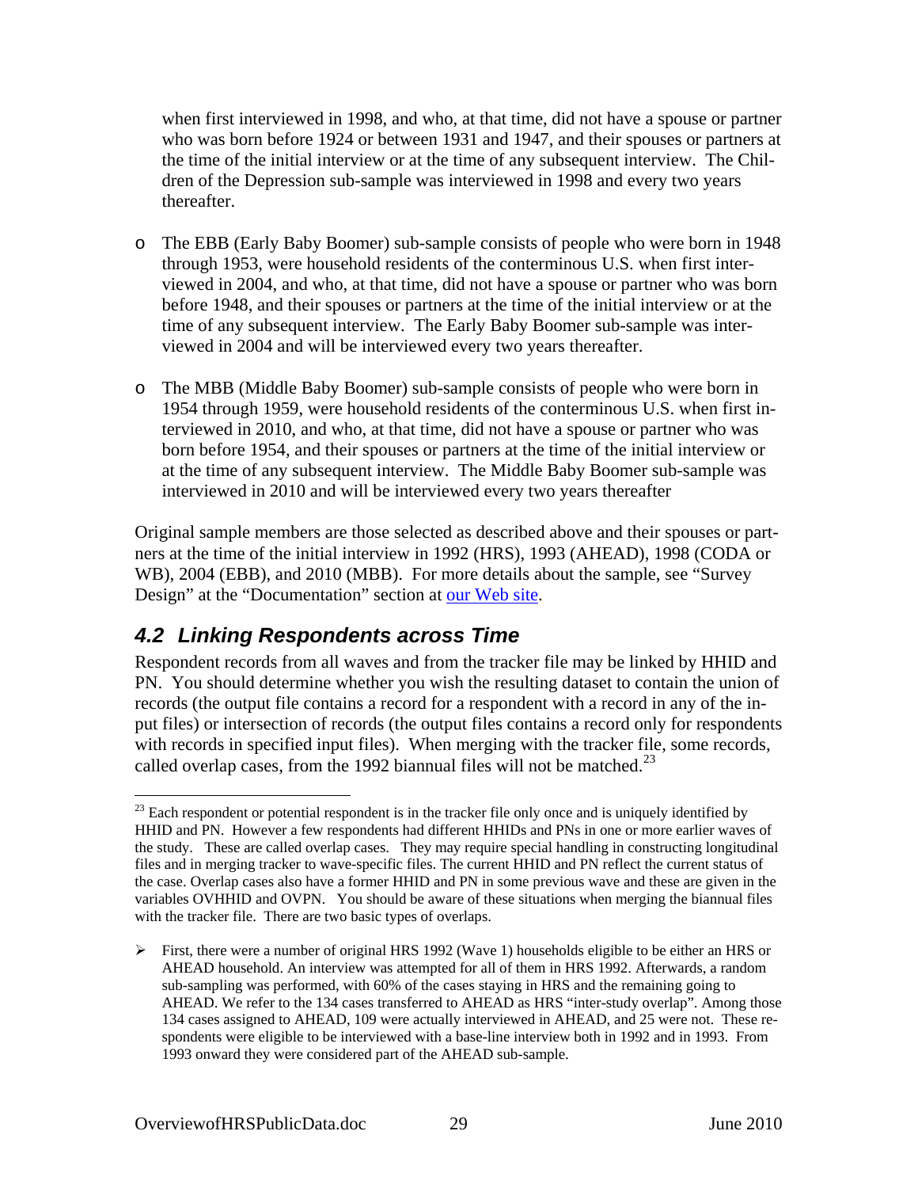when first interviewed in 1998, and who, at that time, did not have a spouse or partner who was born before 1924 or between 1931 and 1947, and their spouses or partners at the time of the initial interview or at the time of any subsequent interview. The Children of the Depression sub-sample was interviewed in 1998 and every two years thereafter.

- The EBB (Early Baby Boomer) sub-sample consists of people who were born in 1948 through 1953, were household residents of the conterminous U.S. when first interviewed in 2004, and who, at that time, did not have a spouse or partner who was born before 1948, and their spouses or partners at the time of the initial interview or at the time of any subsequent interview. The Early Baby Boomer sub-sample was interviewed in 2004 and will be interviewed every two years thereafter.

- The MBB (Middle Baby Boomer) sub-sample consists of people who were born in 1954 through 1959, were household residents of the conterminous U.S. when first interviewed in 2010, and who, at that time, did not have a spouse or partner who was born before 1954, and their spouses or partners at the time of the initial interview or at the time of any subsequent interview. The Middle Baby Boomer sub-sample was interviewed in 2010 and will be interviewed every two years thereafter

Original sample members are those selected as described above and their spouses or partners at the time of the initial interview in 1992 (HRS), 1993 (AHEAD), 1998 (CODA or WB), 2004 (EBB), and 2010 (MBB). For more details about the sample, see "Survey Design" at the "Documentation" section at our Web site.

## *4.2 Linking Respondents across Time*

Respondent records from all waves and from the tracker file may be linked by HHID and PN. You should determine whether you wish the resulting dataset to contain the union of records (the output file contains a record for a respondent with a record in any of the input files) or intersection of records (the output files contains a record only for respondents with records in specified input files). When merging with the tracker file, some records, called overlap cases, from the 1992 biannual files will not be matched.[23]

---

[23] Each respondent or potential respondent is in the tracker file only once and is uniquely identified by HHID and PN. However a few respondents had different HHIDs and PNs in one or more earlier waves of the study. These are called overlap cases. They may require special handling in constructing longitudinal files and in merging tracker to wave-specific files. The current HHID and PN reflect the current status of the case. Overlap cases also have a former HHID and PN in some previous wave and these are given in the variables OVHHID and OVPN. You should be aware of these situations when merging the biannual files with the tracker file. There are two basic types of overlaps.

- First, there were a number of original HRS 1992 (Wave 1) households eligible to be either an HRS or AHEAD household. An interview was attempted for all of them in HRS 1992. Afterwards, a random sub-sampling was performed, with 60% of the cases staying in HRS and the remaining going to AHEAD. We refer to the 134 cases transferred to AHEAD as HRS "inter-study overlap". Among those 134 cases assigned to AHEAD, 109 were actually interviewed in AHEAD, and 25 were not. These respondents were eligible to be interviewed with a base-line interview both in 1992 and in 1993. From 1993 onward they were considered part of the AHEAD sub-sample.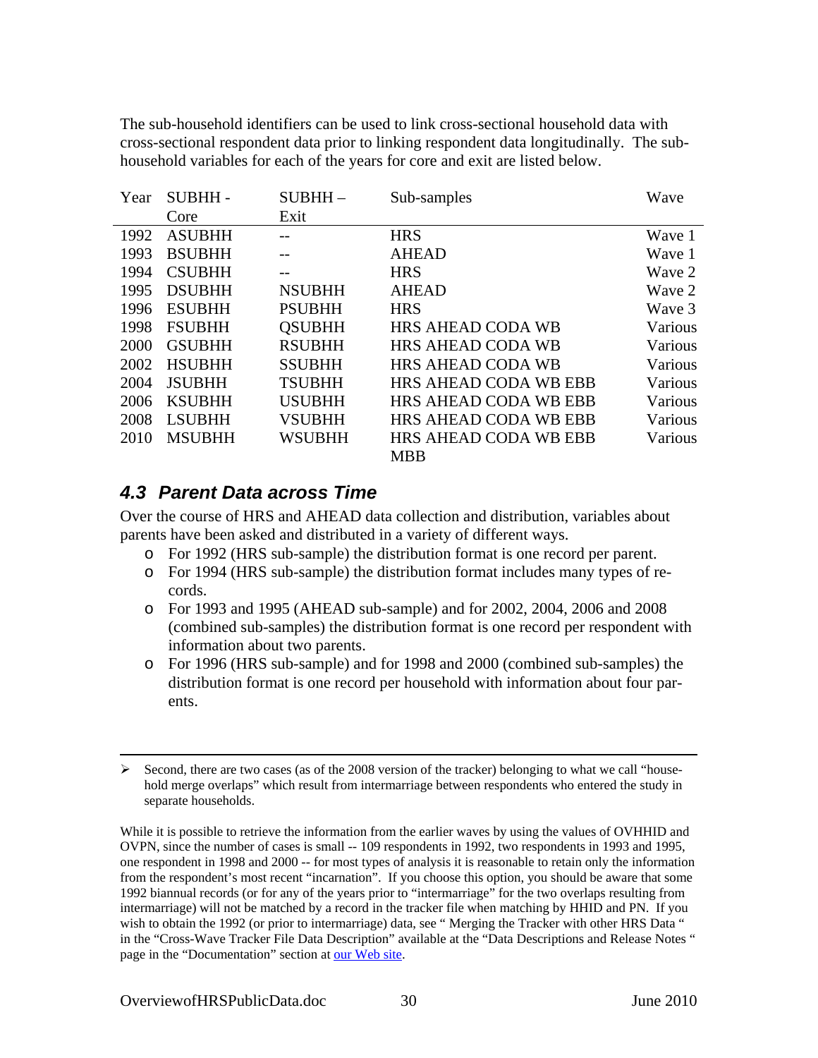The sub-household identifiers can be used to link cross-sectional household data with cross-sectional respondent data prior to linking respondent data longitudinally. The sub-household variables for each of the years for core and exit are listed below.

| Year | SUBHH - Core | SUBHH – Exit | Sub-samples | Wave |
|---|---|---|---|---|
| 1992 | ASUBHH | -- | HRS | Wave 1 |
| 1993 | BSUBHH | -- | AHEAD | Wave 1 |
| 1994 | CSUBHH | -- | HRS | Wave 2 |
| 1995 | DSUBHH | NSUBHH | AHEAD | Wave 2 |
| 1996 | ESUBHH | PSUBHH | HRS | Wave 3 |
| 1998 | FSUBHH | QSUBHH | HRS AHEAD CODA WB | Various |
| 2000 | GSUBHH | RSUBHH | HRS AHEAD CODA WB | Various |
| 2002 | HSUBHH | SSUBHH | HRS AHEAD CODA WB | Various |
| 2004 | JSUBHH | TSUBHH | HRS AHEAD CODA WB EBB | Various |
| 2006 | KSUBHH | USUBHH | HRS AHEAD CODA WB EBB | Various |
| 2008 | LSUBHH | VSUBHH | HRS AHEAD CODA WB EBB | Various |
| 2010 | MSUBHH | WSUBHH | HRS AHEAD CODA WB EBB MBB | Various |

## 4.3 Parent Data across Time

Over the course of HRS and AHEAD data collection and distribution, variables about parents have been asked and distributed in a variety of different ways.

- For 1992 (HRS sub-sample) the distribution format is one record per parent.
- For 1994 (HRS sub-sample) the distribution format includes many types of records.
- For 1993 and 1995 (AHEAD sub-sample) and for 2002, 2004, 2006 and 2008 (combined sub-samples) the distribution format is one record per respondent with information about two parents.
- For 1996 (HRS sub-sample) and for 1998 and 2000 (combined sub-samples) the distribution format is one record per household with information about four parents.

---

- Second, there are two cases (as of the 2008 version of the tracker) belonging to what we call "household merge overlaps" which result from intermarriage between respondents who entered the study in separate households.

While it is possible to retrieve the information from the earlier waves by using the values of OVHHID and OVPN, since the number of cases is small -- 109 respondents in 1992, two respondents in 1993 and 1995, one respondent in 1998 and 2000 -- for most types of analysis it is reasonable to retain only the information from the respondent's most recent "incarnation". If you choose this option, you should be aware that some 1992 biannual records (or for any of the years prior to "intermarriage" for the two overlaps resulting from intermarriage) will not be matched by a record in the tracker file when matching by HHID and PN. If you wish to obtain the 1992 (or prior to intermarriage) data, see " Merging the Tracker with other HRS Data " in the "Cross-Wave Tracker File Data Description" available at the "Data Descriptions and Release Notes " page in the "Documentation" section at our Web site.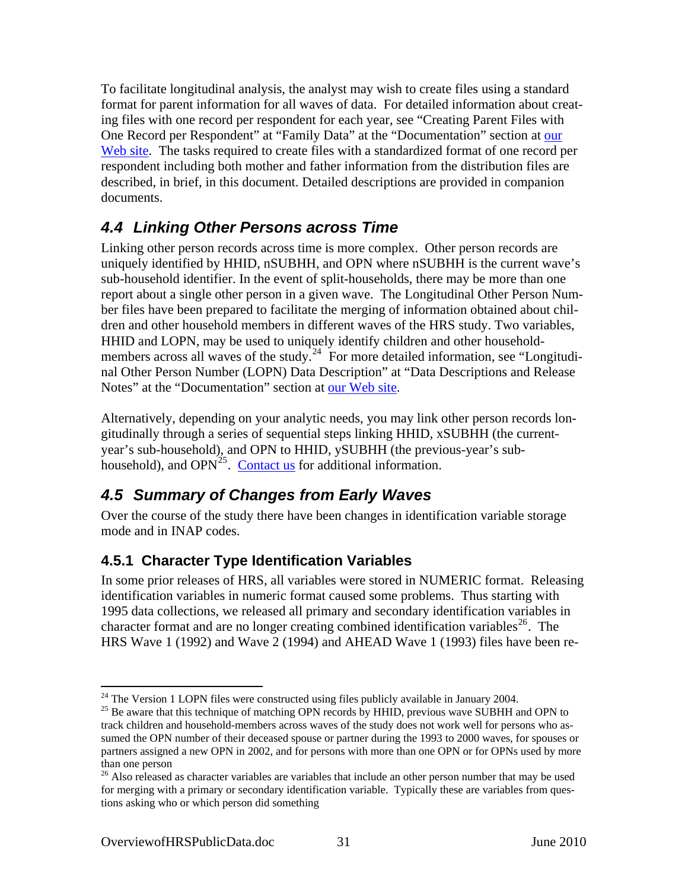To facilitate longitudinal analysis, the analyst may wish to create files using a standard format for parent information for all waves of data. For detailed information about creating files with one record per respondent for each year, see “Creating Parent Files with One Record per Respondent” at “Family Data” at the “Documentation” section at our Web site. The tasks required to create files with a standardized format of one record per respondent including both mother and father information from the distribution files are described, in brief, in this document. Detailed descriptions are provided in companion documents.

## 4.4 Linking Other Persons across Time

Linking other person records across time is more complex. Other person records are uniquely identified by HHID, nSUBHH, and OPN where nSUBHH is the current wave’s sub-household identifier. In the event of split-households, there may be more than one report about a single other person in a given wave. The Longitudinal Other Person Number files have been prepared to facilitate the merging of information obtained about children and other household members in different waves of the HRS study. Two variables, HHID and LOPN, may be used to uniquely identify children and other household-members across all waves of the study.[24] For more detailed information, see “Longitudinal Other Person Number (LOPN) Data Description” at “Data Descriptions and Release Notes” at the “Documentation” section at our Web site.

Alternatively, depending on your analytic needs, you may link other person records longitudinally through a series of sequential steps linking HHID, xSUBHH (the current-year’s sub-household), and OPN to HHID, ySUBHH (the previous-year’s sub-household), and OPN[25]. Contact us for additional information.

## 4.5 Summary of Changes from Early Waves

Over the course of the study there have been changes in identification variable storage mode and in INAP codes.

### 4.5.1 Character Type Identification Variables

In some prior releases of HRS, all variables were stored in NUMERIC format. Releasing identification variables in numeric format caused some problems. Thus starting with 1995 data collections, we released all primary and secondary identification variables in character format and are no longer creating combined identification variables[26]. The HRS Wave 1 (1992) and Wave 2 (1994) and AHEAD Wave 1 (1993) files have been re-

---

[24] The Version 1 LOPN files were constructed using files publicly available in January 2004.

[25] Be aware that this technique of matching OPN records by HHID, previous wave SUBHH and OPN to track children and household-members across waves of the study does not work well for persons who assumed the OPN number of their deceased spouse or partner during the 1993 to 2000 waves, for spouses or partners assigned a new OPN in 2002, and for persons with more than one OPN or for OPNs used by more than one person

[26] Also released as character variables are variables that include an other person number that may be used for merging with a primary or secondary identification variable. Typically these are variables from questions asking who or which person did something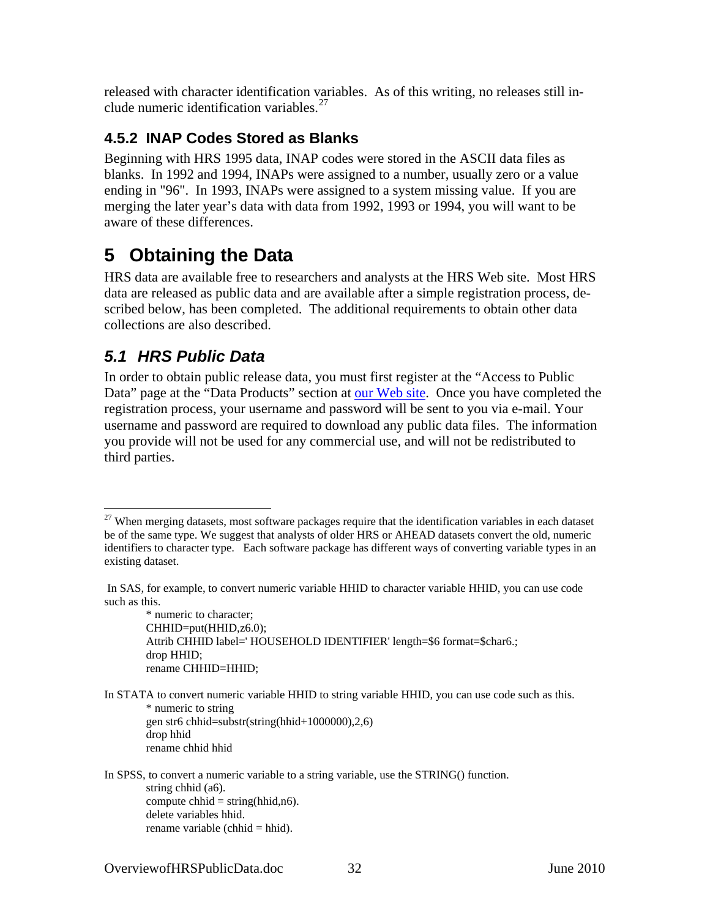released with character identification variables. As of this writing, no releases still include numeric identification variables.[27]

### 4.5.2 INAP Codes Stored as Blanks

Beginning with HRS 1995 data, INAP codes were stored in the ASCII data files as blanks. In 1992 and 1994, INAPs were assigned to a number, usually zero or a value ending in "96". In 1993, INAPs were assigned to a system missing value. If you are merging the later year's data with data from 1992, 1993 or 1994, you will want to be aware of these differences.

# 5 Obtaining the Data

HRS data are available free to researchers and analysts at the HRS Web site. Most HRS data are released as public data and are available after a simple registration process, described below, has been completed. The additional requirements to obtain other data collections are also described.

## *5.1 HRS Public Data*

In order to obtain public release data, you must first register at the "Access to Public Data" page at the "Data Products" section at our Web site. Once you have completed the registration process, your username and password will be sent to you via e-mail. Your username and password are required to download any public data files. The information you provide will not be used for any commercial use, and will not be redistributed to third parties.

---

[27] When merging datasets, most software packages require that the identification variables in each dataset be of the same type. We suggest that analysts of older HRS or AHEAD datasets convert the old, numeric identifiers to character type. Each software package has different ways of converting variable types in an existing dataset.

In SAS, for example, to convert numeric variable HHID to character variable HHID, you can use code such as this.

```
* numeric to character;
CHHID=put(HHID,z6.0);
Attrib CHHID label=' HOUSEHOLD IDENTIFIER' length=$6 format=$char6.;
drop HHID;
rename CHHID=HHID;
```

In STATA to convert numeric variable HHID to string variable HHID, you can use code such as this.

```
* numeric to string
gen str6 chhid=substr(string(hhid+1000000),2,6)
drop hhid
rename chhid hhid
```

In SPSS, to convert a numeric variable to a string variable, use the STRING() function.

```
string chhid (a6).
compute chhid = string(hhid,n6).
delete variables hhid.
rename variable (chhid = hhid).
```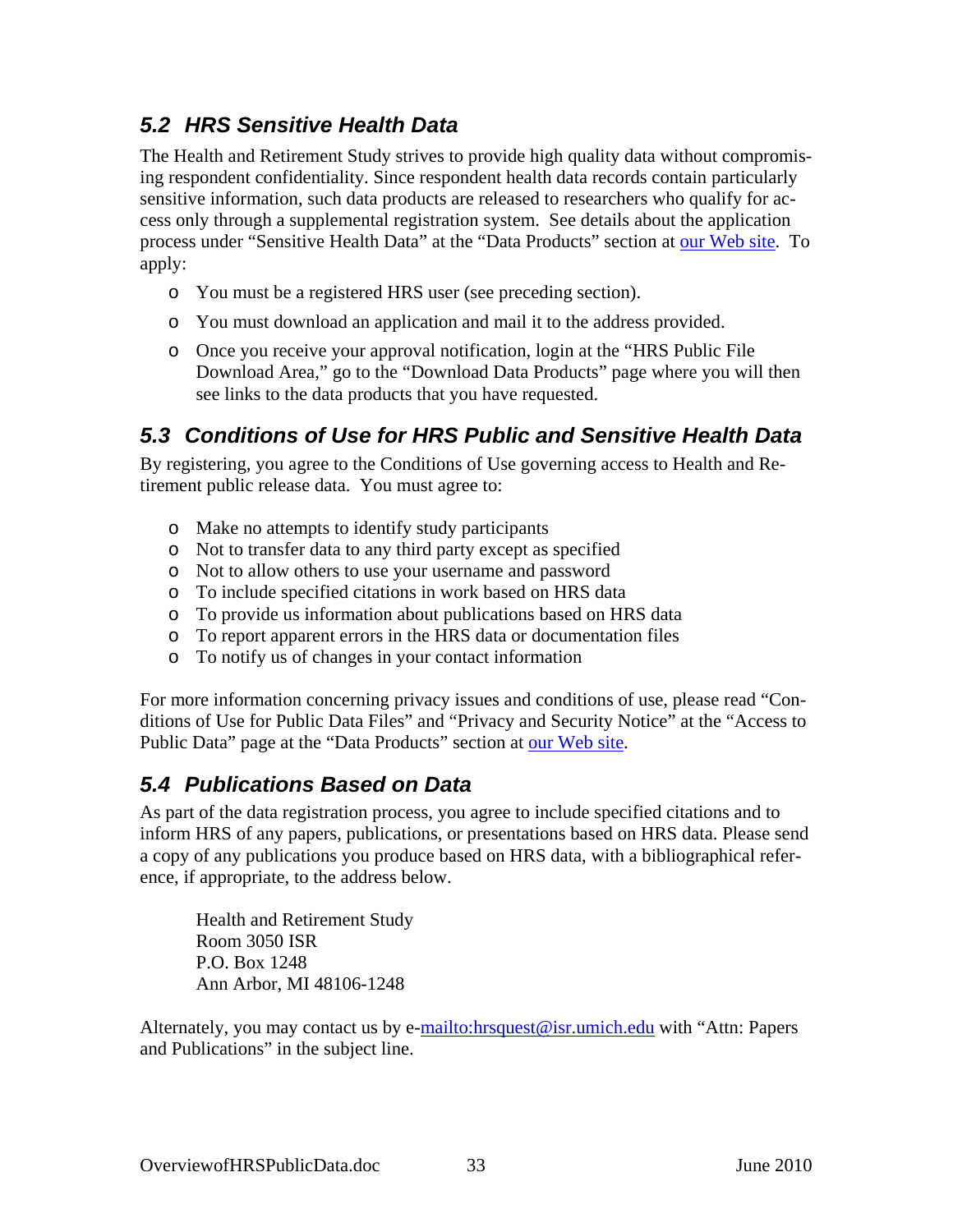## 5.2 HRS Sensitive Health Data

The Health and Retirement Study strives to provide high quality data without compromising respondent confidentiality. Since respondent health data records contain particularly sensitive information, such data products are released to researchers who qualify for access only through a supplemental registration system. See details about the application process under "Sensitive Health Data" at the "Data Products" section at our Web site. To apply:

- You must be a registered HRS user (see preceding section).
- You must download an application and mail it to the address provided.
- Once you receive your approval notification, login at the "HRS Public File Download Area," go to the "Download Data Products" page where you will then see links to the data products that you have requested.

## 5.3 Conditions of Use for HRS Public and Sensitive Health Data

By registering, you agree to the Conditions of Use governing access to Health and Retirement public release data. You must agree to:

- Make no attempts to identify study participants
- Not to transfer data to any third party except as specified
- Not to allow others to use your username and password
- To include specified citations in work based on HRS data
- To provide us information about publications based on HRS data
- To report apparent errors in the HRS data or documentation files
- To notify us of changes in your contact information

For more information concerning privacy issues and conditions of use, please read "Conditions of Use for Public Data Files" and "Privacy and Security Notice" at the "Access to Public Data" page at the "Data Products" section at our Web site.

## 5.4 Publications Based on Data

As part of the data registration process, you agree to include specified citations and to inform HRS of any papers, publications, or presentations based on HRS data. Please send a copy of any publications you produce based on HRS data, with a bibliographical reference, if appropriate, to the address below.

Health and Retirement Study  
Room 3050 ISR  
P.O. Box 1248  
Ann Arbor, MI 48106-1248

Alternately, you may contact us by e-mailto:hrsquest@isr.umich.edu with "Attn: Papers and Publications" in the subject line.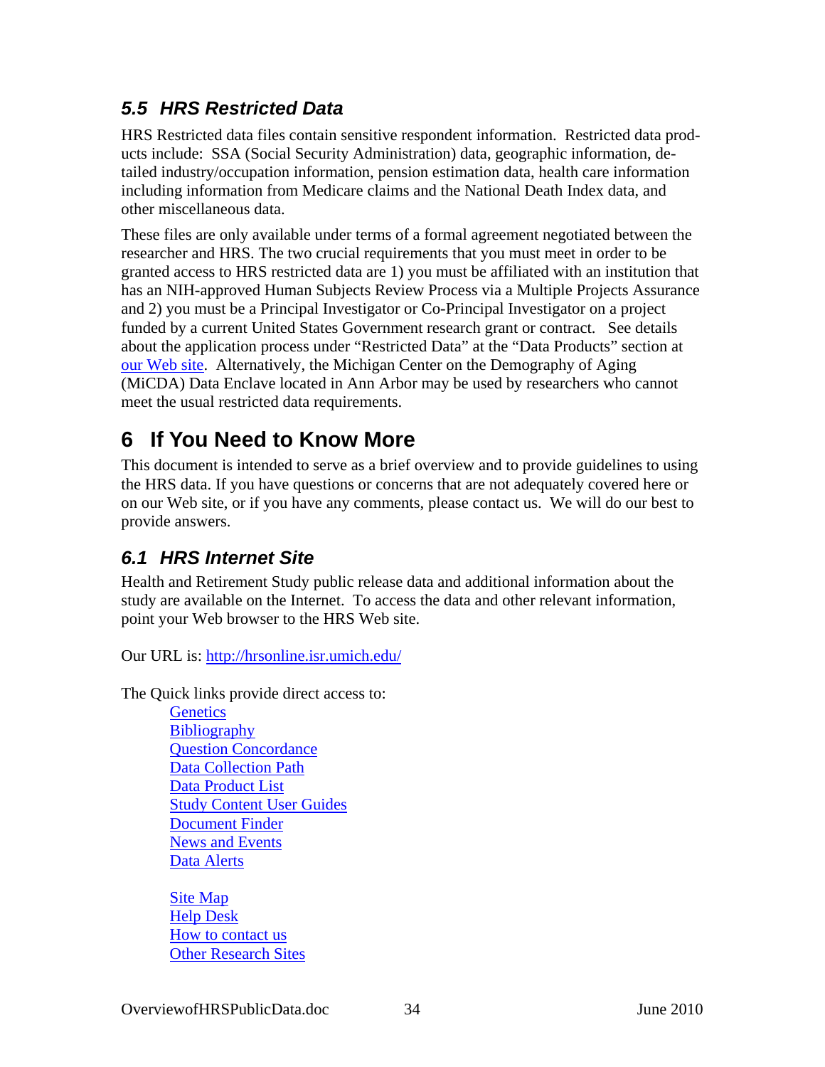### *5.5 HRS Restricted Data*

HRS Restricted data files contain sensitive respondent information. Restricted data products include: SSA (Social Security Administration) data, geographic information, detailed industry/occupation information, pension estimation data, health care information including information from Medicare claims and the National Death Index data, and other miscellaneous data.

These files are only available under terms of a formal agreement negotiated between the researcher and HRS. The two crucial requirements that you must meet in order to be granted access to HRS restricted data are 1) you must be affiliated with an institution that has an NIH-approved Human Subjects Review Process via a Multiple Projects Assurance and 2) you must be a Principal Investigator or Co-Principal Investigator on a project funded by a current United States Government research grant or contract. See details about the application process under "Restricted Data" at the "Data Products" section at our Web site. Alternatively, the Michigan Center on the Demography of Aging (MiCDA) Data Enclave located in Ann Arbor may be used by researchers who cannot meet the usual restricted data requirements.

# 6 If You Need to Know More

This document is intended to serve as a brief overview and to provide guidelines to using the HRS data. If you have questions or concerns that are not adequately covered here or on our Web site, or if you have any comments, please contact us. We will do our best to provide answers.

### *6.1 HRS Internet Site*

Health and Retirement Study public release data and additional information about the study are available on the Internet. To access the data and other relevant information, point your Web browser to the HRS Web site.

Our URL is: http://hrsonline.isr.umich.edu/

The Quick links provide direct access to:

- Genetics
- Bibliography
- Question Concordance
- Data Collection Path
- Data Product List
- Study Content User Guides
- Document Finder
- News and Events
- Data Alerts

- Site Map
- Help Desk
- How to contact us
- Other Research Sites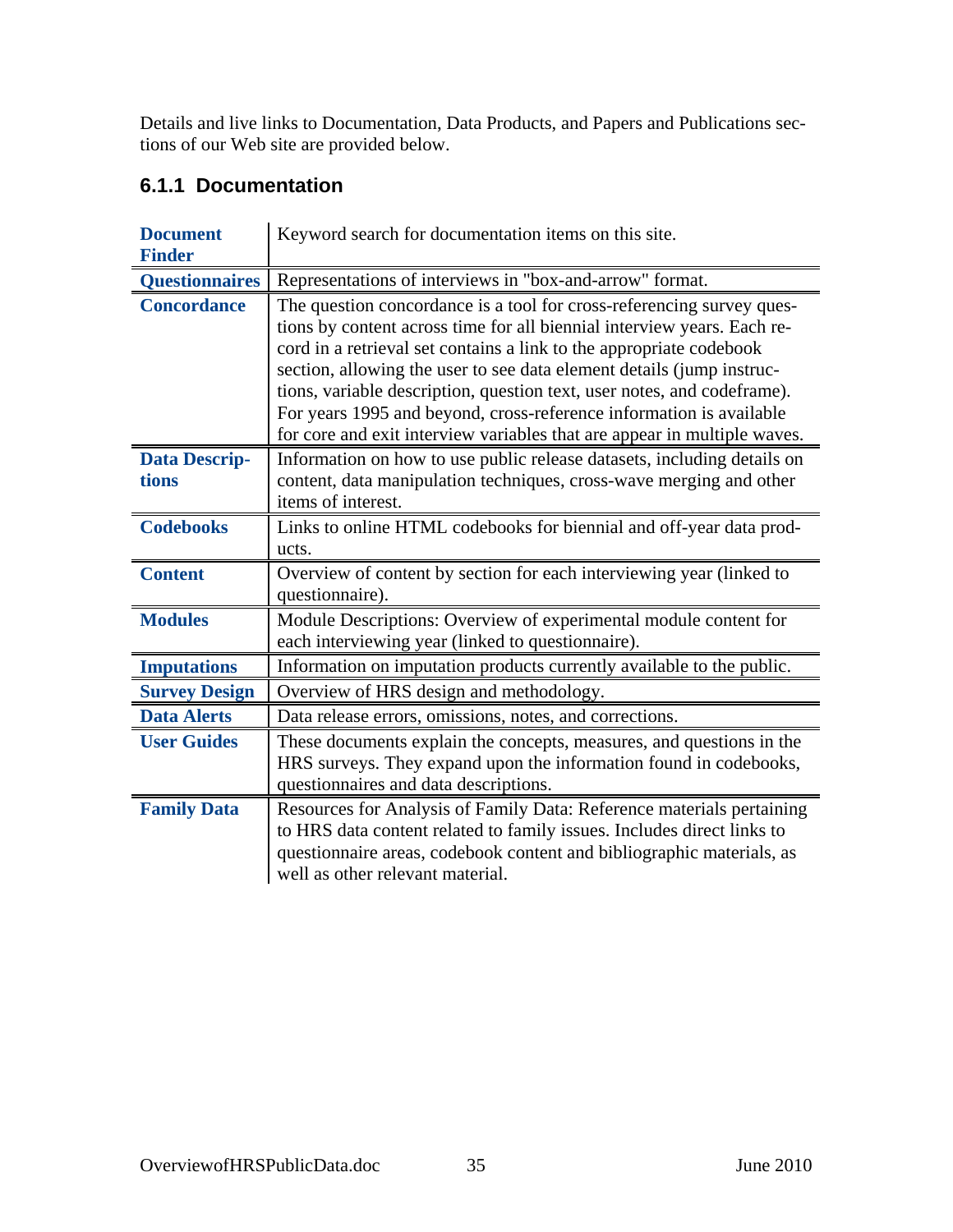Details and live links to Documentation, Data Products, and Papers and Publications sections of our Web site are provided below.

### 6.1.1 Documentation

| | |
|---|---|
| **Document Finder** | Keyword search for documentation items on this site. |
| **Questionnaires** | Representations of interviews in "box-and-arrow" format. |
| **Concordance** | The question concordance is a tool for cross-referencing survey questions by content across time for all biennial interview years. Each record in a retrieval set contains a link to the appropriate codebook section, allowing the user to see data element details (jump instructions, variable description, question text, user notes, and codeframe). For years 1995 and beyond, cross-reference information is available for core and exit interview variables that are appear in multiple waves. |
| **Data Descriptions** | Information on how to use public release datasets, including details on content, data manipulation techniques, cross-wave merging and other items of interest. |
| **Codebooks** | Links to online HTML codebooks for biennial and off-year data products. |
| **Content** | Overview of content by section for each interviewing year (linked to questionnaire). |
| **Modules** | Module Descriptions: Overview of experimental module content for each interviewing year (linked to questionnaire). |
| **Imputations** | Information on imputation products currently available to the public. |
| **Survey Design** | Overview of HRS design and methodology. |
| **Data Alerts** | Data release errors, omissions, notes, and corrections. |
| **User Guides** | These documents explain the concepts, measures, and questions in the HRS surveys. They expand upon the information found in codebooks, questionnaires and data descriptions. |
| **Family Data** | Resources for Analysis of Family Data: Reference materials pertaining to HRS data content related to family issues. Includes direct links to questionnaire areas, codebook content and bibliographic materials, as well as other relevant material. |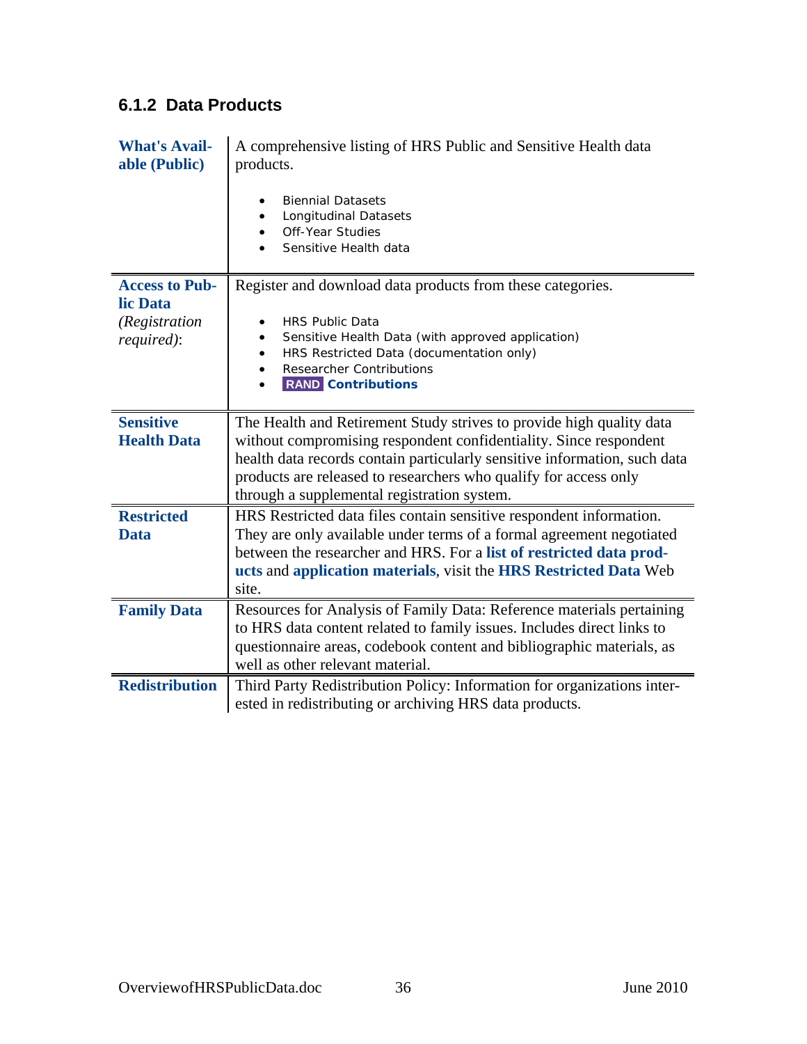### 6.1.2 Data Products

| | |
|---|---|
| **What's Available (Public)** | A comprehensive listing of HRS Public and Sensitive Health data products.<br><br>• Biennial Datasets<br>• Longitudinal Datasets<br>• Off-Year Studies<br>• Sensitive Health data |
| **Access to Public Data** *(Registration required)*: | Register and download data products from these categories.<br><br>• HRS Public Data<br>• Sensitive Health Data (with approved application)<br>• HRS Restricted Data (documentation only)<br>• Researcher Contributions<br>• **RAND Contributions** |
| **Sensitive Health Data** | The Health and Retirement Study strives to provide high quality data without compromising respondent confidentiality. Since respondent health data records contain particularly sensitive information, such data products are released to researchers who qualify for access only through a supplemental registration system. |
| **Restricted Data** | HRS Restricted data files contain sensitive respondent information. They are only available under terms of a formal agreement negotiated between the researcher and HRS. For a **list of restricted data products** and **application materials**, visit the **HRS Restricted Data** Web site. |
| **Family Data** | Resources for Analysis of Family Data: Reference materials pertaining to HRS data content related to family issues. Includes direct links to questionnaire areas, codebook content and bibliographic materials, as well as other relevant material. |
| **Redistribution** | Third Party Redistribution Policy: Information for organizations interested in redistributing or archiving HRS data products. |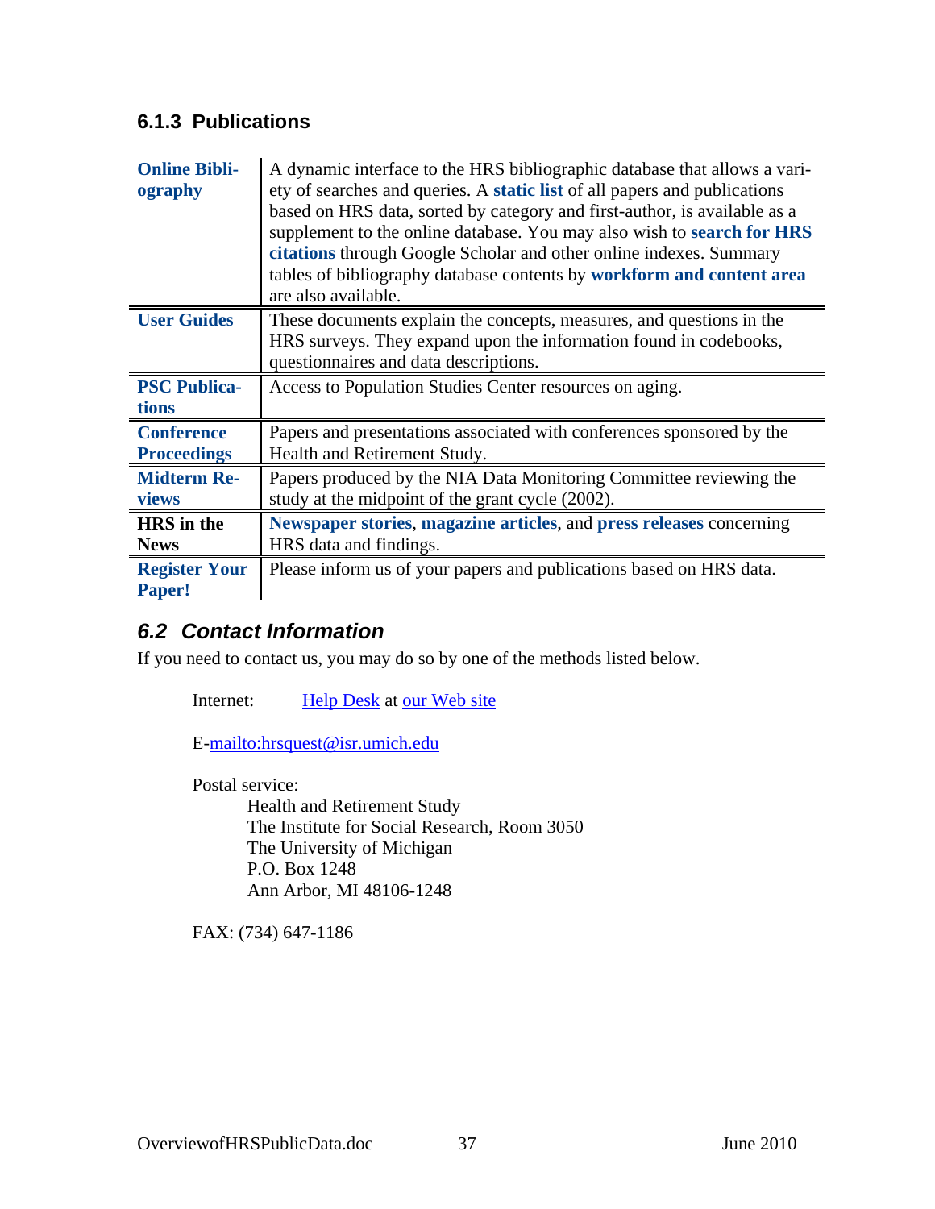### 6.1.3 Publications

| | |
|---|---|
| **Online Bibliography** | A dynamic interface to the HRS bibliographic database that allows a variety of searches and queries. A **static list** of all papers and publications based on HRS data, sorted by category and first-author, is available as a supplement to the online database. You may also wish to **search for HRS citations** through Google Scholar and other online indexes. Summary tables of bibliography database contents by **workform and content area** are also available. |
| **User Guides** | These documents explain the concepts, measures, and questions in the HRS surveys. They expand upon the information found in codebooks, questionnaires and data descriptions. |
| **PSC Publications** | Access to Population Studies Center resources on aging. |
| **Conference Proceedings** | Papers and presentations associated with conferences sponsored by the Health and Retirement Study. |
| **Midterm Reviews** | Papers produced by the NIA Data Monitoring Committee reviewing the study at the midpoint of the grant cycle (2002). |
| **HRS in the News** | **Newspaper stories**, **magazine articles**, and **press releases** concerning HRS data and findings. |
| **Register Your Paper!** | Please inform us of your papers and publications based on HRS data. |

## *6.2 Contact Information*

If you need to contact us, you may do so by one of the methods listed below.

Internet: Help Desk at our Web site

E-mailto:hrsquest@isr.umich.edu

Postal service:

Health and Retirement Study
The Institute for Social Research, Room 3050
The University of Michigan
P.O. Box 1248
Ann Arbor, MI 48106-1248

FAX: (734) 647-1186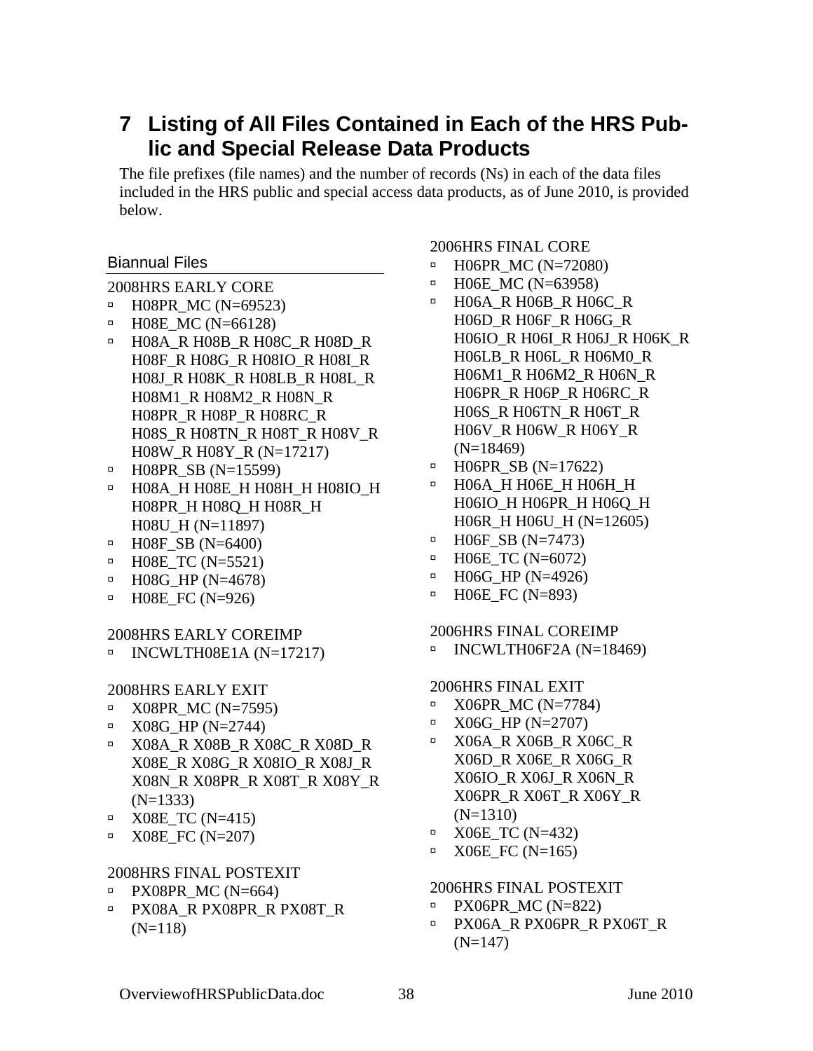# 7 Listing of All Files Contained in Each of the HRS Public and Special Release Data Products

The file prefixes (file names) and the number of records (Ns) in each of the data files included in the HRS public and special access data products, as of June 2010, is provided below.

## Biannual Files

2008HRS EARLY CORE

- H08PR_MC (N=69523)
- H08E_MC (N=66128)
- H08A_R H08B_R H08C_R H08D_R H08F_R H08G_R H08IO_R H08I_R H08J_R H08K_R H08LB_R H08L_R H08M1_R H08M2_R H08N_R H08PR_R H08P_R H08RC_R H08S_R H08TN_R H08T_R H08V_R H08W_R H08Y_R (N=17217)
- H08PR_SB (N=15599)
- H08A_H H08E_H H08H_H H08IO_H H08PR_H H08Q_H H08R_H H08U_H (N=11897)
- H08F_SB (N=6400)
- H08E_TC (N=5521)
- H08G_HP (N=4678)
- H08E_FC (N=926)

2008HRS EARLY COREIMP

- INCWLTH08E1A (N=17217)

2008HRS EARLY EXIT

- X08PR_MC (N=7595)
- X08G_HP (N=2744)
- X08A_R X08B_R X08C_R X08D_R X08E_R X08G_R X08IO_R X08J_R X08N_R X08PR_R X08T_R X08Y_R (N=1333)
- X08E_TC (N=415)
- X08E_FC (N=207)

2008HRS FINAL POSTEXIT

- PX08PR_MC (N=664)
- PX08A_R PX08PR_R PX08T_R (N=118)

2006HRS FINAL CORE

- H06PR_MC (N=72080)
- H06E_MC (N=63958)
- H06A_R H06B_R H06C_R H06D_R H06F_R H06G_R H06IO_R H06I_R H06J_R H06K_R H06LB_R H06L_R H06M0_R H06M1_R H06M2_R H06N_R H06PR_R H06P_R H06RC_R H06S_R H06TN_R H06T_R H06V_R H06W_R H06Y_R (N=18469)
- H06PR_SB (N=17622)
- H06A_H H06E_H H06H_H H06IO_H H06PR_H H06Q_H H06R_H H06U_H (N=12605)
- H06F_SB (N=7473)
- H06E_TC (N=6072)
- H06G_HP (N=4926)
- H06E_FC (N=893)

2006HRS FINAL COREIMP

- INCWLTH06F2A (N=18469)

2006HRS FINAL EXIT

- X06PR_MC (N=7784)
- X06G_HP (N=2707)
- X06A_R X06B_R X06C_R X06D_R X06E_R X06G_R X06IO_R X06J_R X06N_R X06PR_R X06T_R X06Y_R (N=1310)
- X06E_TC (N=432)
- X06E_FC (N=165)

2006HRS FINAL POSTEXIT

- PX06PR_MC (N=822)
- PX06A_R PX06PR_R PX06T_R (N=147)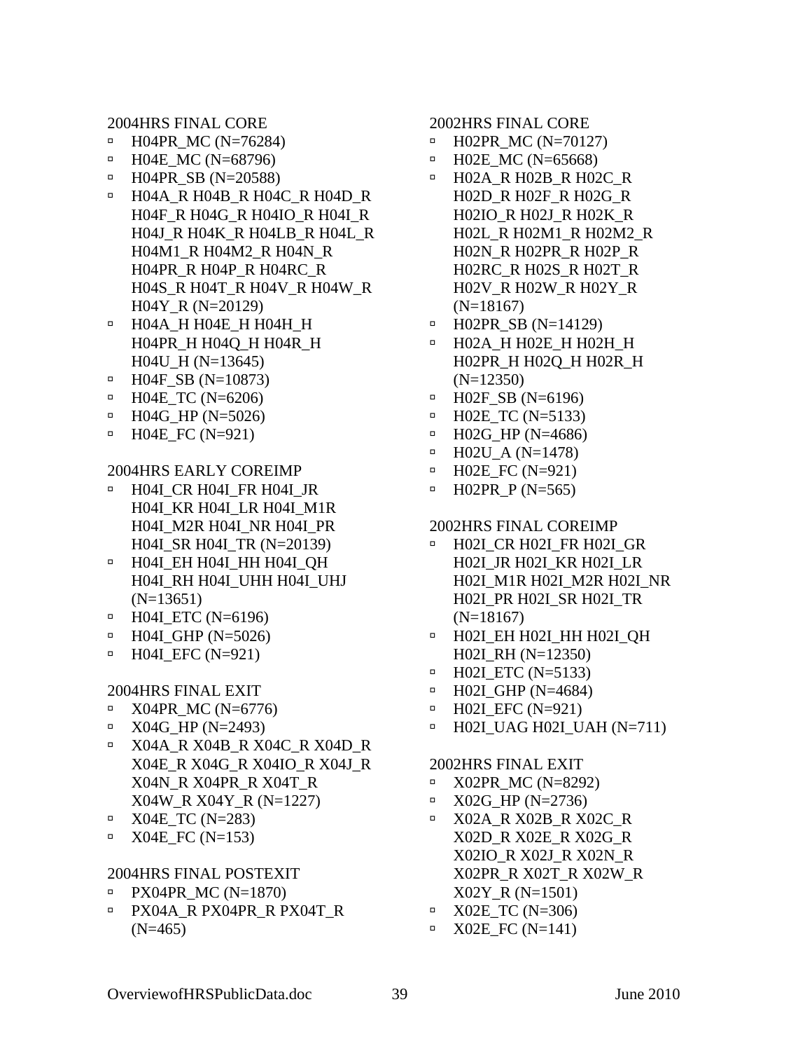2004HRS FINAL CORE

- H04PR_MC (N=76284)
- H04E_MC (N=68796)
- H04PR_SB (N=20588)
- H04A_R H04B_R H04C_R H04D_R H04F_R H04G_R H04IO_R H04I_R H04J_R H04K_R H04LB_R H04L_R H04M1_R H04M2_R H04N_R H04PR_R H04P_R H04RC_R H04S_R H04T_R H04V_R H04W_R H04Y_R (N=20129)
- H04A_H H04E_H H04H_H H04PR_H H04Q_H H04R_H H04U_H (N=13645)
- H04F_SB (N=10873)
- H04E_TC (N=6206)
- H04G_HP (N=5026)
- H04E_FC (N=921)

2004HRS EARLY COREIMP

- H04I_CR H04I_FR H04I_JR H04I_KR H04I_LR H04I_M1R H04I_M2R H04I_NR H04I_PR H04I_SR H04I_TR (N=20139)
- H04I_EH H04I_HH H04I_QH H04I_RH H04I_UHH H04I_UHJ (N=13651)
- H04I_ETC (N=6196)
- H04I_GHP (N=5026)
- H04I_EFC (N=921)

2004HRS FINAL EXIT

- X04PR_MC (N=6776)
- X04G_HP (N=2493)
- X04A_R X04B_R X04C_R X04D_R X04E_R X04G_R X04IO_R X04J_R X04N_R X04PR_R X04T_R X04W_R X04Y_R (N=1227)
- X04E_TC (N=283)
- X04E_FC (N=153)

2004HRS FINAL POSTEXIT

- PX04PR_MC (N=1870)
- PX04A_R PX04PR_R PX04T_R (N=465)

2002HRS FINAL CORE

- H02PR_MC (N=70127)
- H02E_MC (N=65668)
- H02A_R H02B_R H02C_R H02D_R H02F_R H02G_R H02IO_R H02J_R H02K_R H02L_R H02M1_R H02M2_R H02N_R H02PR_R H02P_R H02RC_R H02S_R H02T_R H02V_R H02W_R H02Y_R (N=18167)
- H02PR_SB (N=14129)
- H02A_H H02E_H H02H_H H02PR_H H02Q_H H02R_H (N=12350)
- H02F_SB (N=6196)
- H02E_TC (N=5133)
- H02G_HP (N=4686)
- H02U_A (N=1478)
- H02E_FC (N=921)
- H02PR_P (N=565)

2002HRS FINAL COREIMP

- H02I_CR H02I_FR H02I_GR H02I_JR H02I_KR H02I_LR H02I_M1R H02I_M2R H02I_NR H02I_PR H02I_SR H02I_TR (N=18167)
- H02I_EH H02I_HH H02I_QH H02I_RH (N=12350)
- H02I_ETC (N=5133)
- H02I_GHP (N=4684)
- H02I_EFC (N=921)
- H02I_UAG H02I_UAH (N=711)

2002HRS FINAL EXIT

- X02PR_MC (N=8292)
- X02G_HP (N=2736)
- X02A_R X02B_R X02C_R X02D_R X02E_R X02G_R X02IO_R X02J_R X02N_R X02PR_R X02T_R X02W_R X02Y_R (N=1501)
- X02E_TC (N=306)
- X02E_FC (N=141)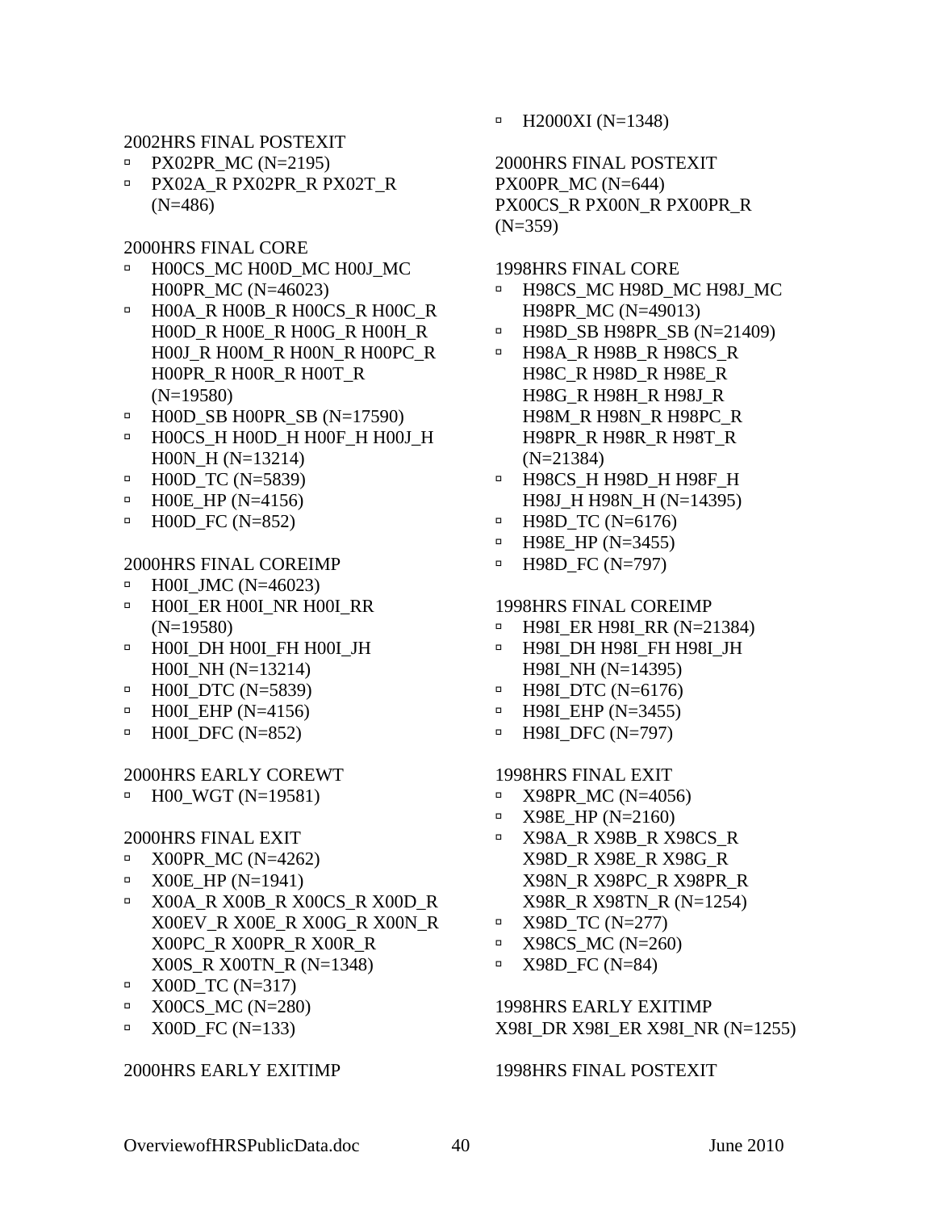2002HRS FINAL POSTEXIT

- PX02PR_MC (N=2195)
- PX02A_R PX02PR_R PX02T_R (N=486)

2000HRS FINAL CORE

- H00CS_MC H00D_MC H00J_MC H00PR_MC (N=46023)
- H00A_R H00B_R H00CS_R H00C_R H00D_R H00E_R H00G_R H00H_R H00J_R H00M_R H00N_R H00PC_R H00PR_R H00R_R H00T_R (N=19580)
- H00D_SB H00PR_SB (N=17590)
- H00CS_H H00D_H H00F_H H00J_H H00N_H (N=13214)
- H00D_TC (N=5839)
- H00E_HP (N=4156)
- H00D_FC (N=852)

2000HRS FINAL COREIMP

- H00I_JMC (N=46023)
- H00I_ER H00I_NR H00I_RR (N=19580)
- H00I_DH H00I_FH H00I_JH H00I_NH (N=13214)
- H00I_DTC (N=5839)
- H00I_EHP (N=4156)
- H00I_DFC (N=852)

2000HRS EARLY COREWT

- H00_WGT (N=19581)

2000HRS FINAL EXIT

- X00PR_MC (N=4262)
- X00E_HP (N=1941)
- X00A_R X00B_R X00CS_R X00D_R X00EV_R X00E_R X00G_R X00N_R X00PC_R X00PR_R X00R_R X00S_R X00TN_R (N=1348)
- X00D_TC (N=317)
- X00CS_MC (N=280)
- X00D_FC (N=133)

2000HRS EARLY EXITIMP

- H2000XI (N=1348)

2000HRS FINAL POSTEXIT
PX00PR_MC (N=644)
PX00CS_R PX00N_R PX00PR_R (N=359)

1998HRS FINAL CORE

- H98CS_MC H98D_MC H98J_MC H98PR_MC (N=49013)
- H98D_SB H98PR_SB (N=21409)
- H98A_R H98B_R H98CS_R H98C_R H98D_R H98E_R H98G_R H98H_R H98J_R H98M_R H98N_R H98PC_R H98PR_R H98R_R H98T_R (N=21384)
- H98CS_H H98D_H H98F_H H98J_H H98N_H (N=14395)
- H98D_TC (N=6176)
- H98E_HP (N=3455)
- H98D_FC (N=797)

1998HRS FINAL COREIMP

- H98I_ER H98I_RR (N=21384)
- H98I_DH H98I_FH H98I_JH H98I_NH (N=14395)
- H98I_DTC (N=6176)
- H98I_EHP (N=3455)
- H98I_DFC (N=797)

1998HRS FINAL EXIT

- X98PR_MC (N=4056)
- X98E_HP (N=2160)
- X98A_R X98B_R X98CS_R X98D_R X98E_R X98G_R X98N_R X98PC_R X98PR_R X98R_R X98TN_R (N=1254)
- X98D_TC (N=277)
- X98CS_MC (N=260)
- X98D_FC (N=84)

1998HRS EARLY EXITIMP
X98I_DR X98I_ER X98I_NR (N=1255)

1998HRS FINAL POSTEXIT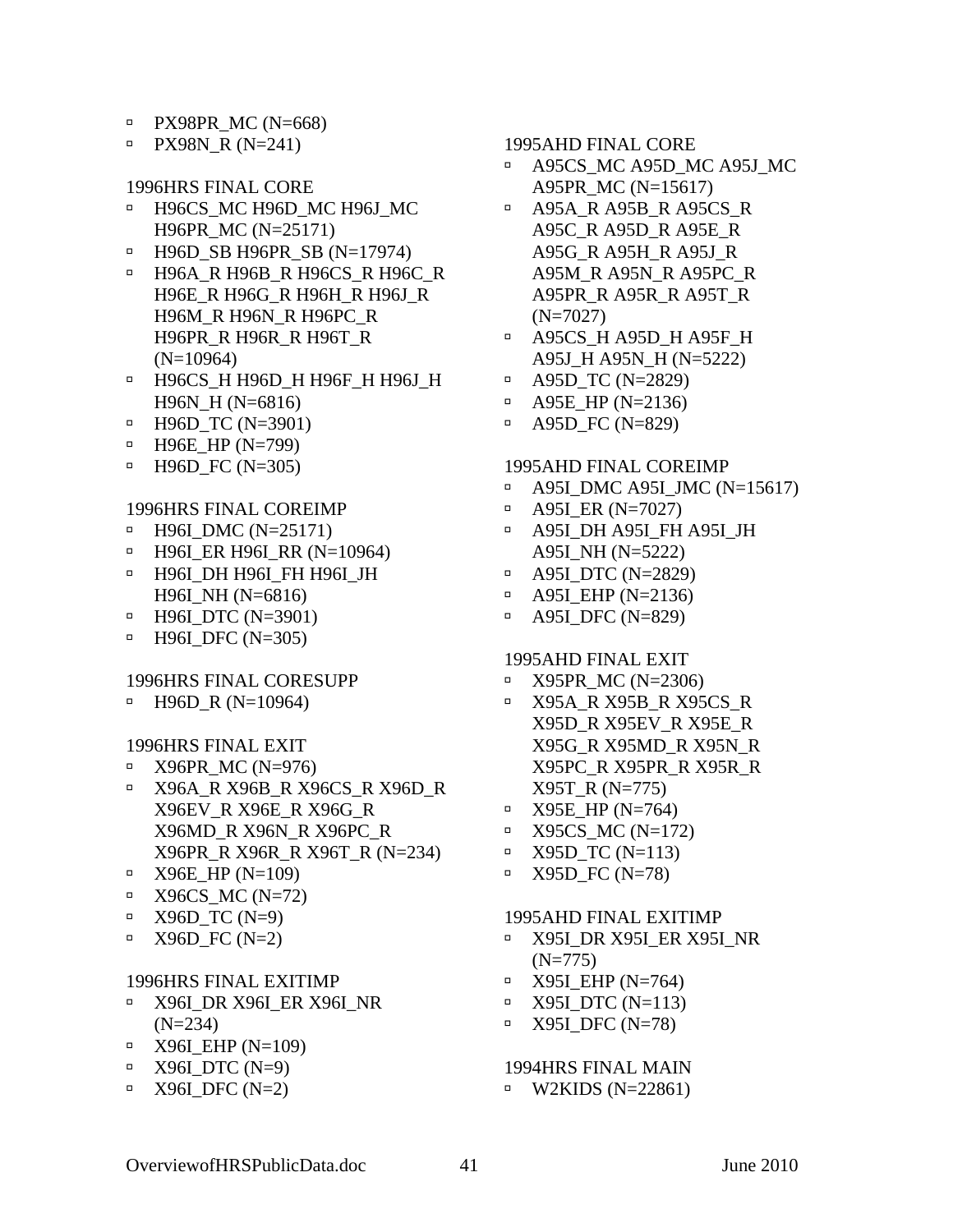- PX98PR_MC (N=668)
- PX98N_R (N=241)

1996HRS FINAL CORE

- H96CS_MC H96D_MC H96J_MC H96PR_MC (N=25171)
- H96D_SB H96PR_SB (N=17974)
- H96A_R H96B_R H96CS_R H96C_R H96E_R H96G_R H96H_R H96J_R H96M_R H96N_R H96PC_R H96PR_R H96R_R H96T_R (N=10964)
- H96CS_H H96D_H H96F_H H96J_H H96N_H (N=6816)
- H96D_TC (N=3901)
- H96E_HP (N=799)
- H96D_FC (N=305)

1996HRS FINAL COREIMP

- H96I_DMC (N=25171)
- H96I_ER H96I_RR (N=10964)
- H96I_DH H96I_FH H96I_JH H96I_NH (N=6816)
- H96I_DTC (N=3901)
- H96I_DFC (N=305)

1996HRS FINAL CORESUPP

- H96D_R (N=10964)

1996HRS FINAL EXIT

- X96PR_MC (N=976)
- X96A_R X96B_R X96CS_R X96D_R X96EV_R X96E_R X96G_R X96MD_R X96N_R X96PC_R X96PR_R X96R_R X96T_R (N=234)
- X96E_HP (N=109)
- X96CS_MC (N=72)
- X96D_TC (N=9)
- X96D_FC (N=2)

1996HRS FINAL EXITIMP

- X96I_DR X96I_ER X96I_NR (N=234)
- X96I_EHP (N=109)
- X96I_DTC (N=9)
- X96I_DFC (N=2)

1995AHD FINAL CORE

- A95CS_MC A95D_MC A95J_MC A95PR_MC (N=15617)
- A95A_R A95B_R A95CS_R A95C_R A95D_R A95E_R A95G_R A95H_R A95J_R A95M_R A95N_R A95PC_R A95PR_R A95R_R A95T_R (N=7027)
- A95CS_H A95D_H A95F_H A95J_H A95N_H (N=5222)
- A95D_TC (N=2829)
- A95E_HP (N=2136)
- A95D_FC (N=829)

1995AHD FINAL COREIMP

- A95I_DMC A95I_JMC (N=15617)
- A95I_ER (N=7027)
- A95I_DH A95I_FH A95I_JH A95I_NH (N=5222)
- A95I_DTC (N=2829)
- A95I_EHP (N=2136)
- A95I_DFC (N=829)

1995AHD FINAL EXIT

- X95PR_MC (N=2306)
- X95A_R X95B_R X95CS_R X95D_R X95EV_R X95E_R X95G_R X95MD_R X95N_R X95PC_R X95PR_R X95R_R X95T_R (N=775)
- X95E_HP (N=764)
- X95CS_MC (N=172)
- X95D_TC (N=113)
- X95D_FC (N=78)

1995AHD FINAL EXITIMP

- X95I_DR X95I_ER X95I_NR (N=775)
- X95I_EHP (N=764)
- X95I_DTC (N=113)
- X95I_DFC (N=78)

1994HRS FINAL MAIN

- W2KIDS (N=22861)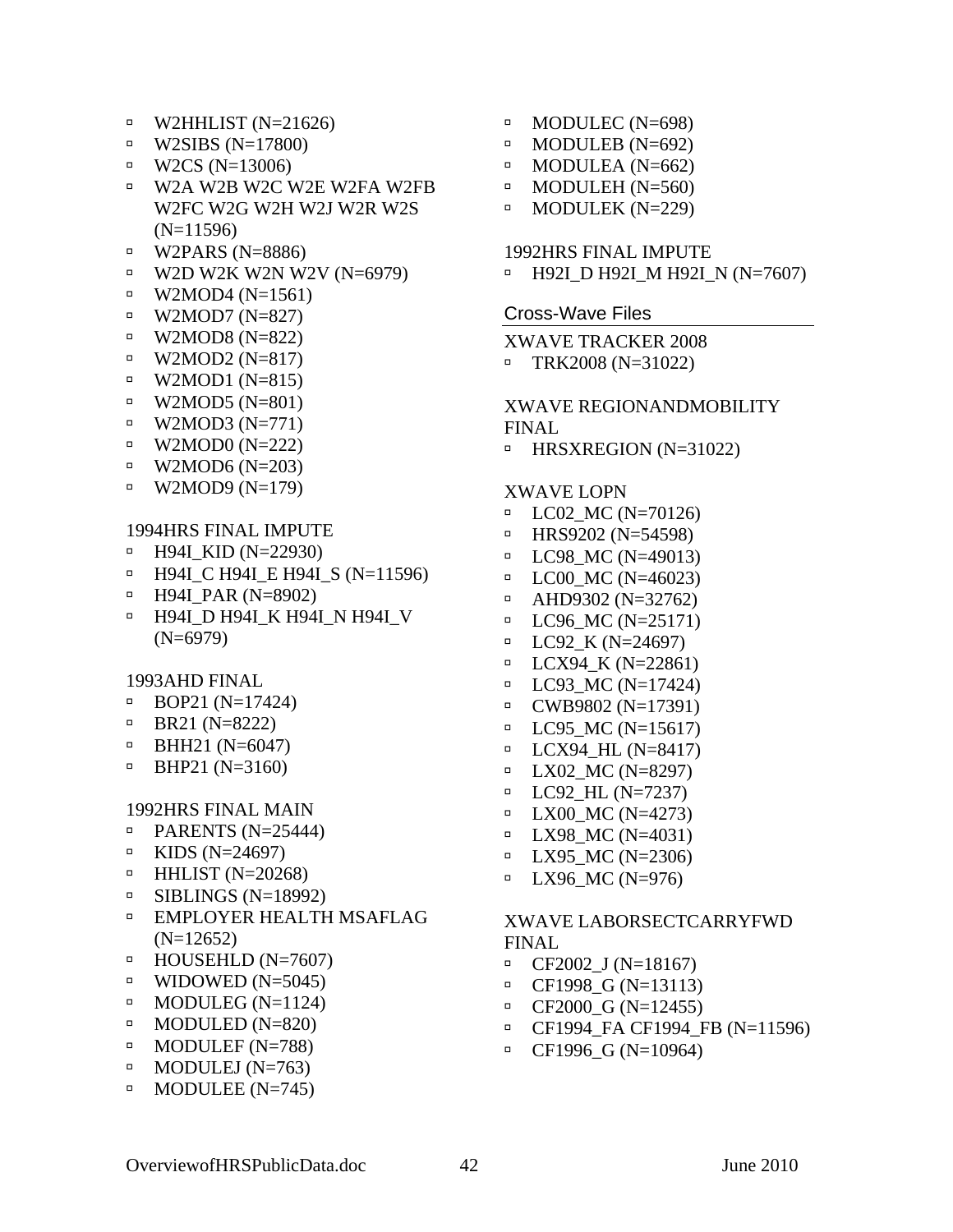- W2HHLIST (N=21626)
- W2SIBS (N=17800)
- W2CS (N=13006)
- W2A W2B W2C W2E W2FA W2FB W2FC W2G W2H W2J W2R W2S (N=11596)
- W2PARS (N=8886)
- W2D W2K W2N W2V (N=6979)
- W2MOD4 (N=1561)
- W2MOD7 (N=827)
- W2MOD8 (N=822)
- W2MOD2 (N=817)
- W2MOD1 (N=815)
- W2MOD5 (N=801)
- W2MOD3 (N=771)
- W2MOD0 (N=222)
- W2MOD6 (N=203)
- W2MOD9 (N=179)

1994HRS FINAL IMPUTE
- H94I_KID (N=22930)
- H94I_C H94I_E H94I_S (N=11596)
- H94I_PAR (N=8902)
- H94I_D H94I_K H94I_N H94I_V (N=6979)

1993AHD FINAL
- BOP21 (N=17424)
- BR21 (N=8222)
- BHH21 (N=6047)
- BHP21 (N=3160)

1992HRS FINAL MAIN
- PARENTS (N=25444)
- KIDS (N=24697)
- HHLIST (N=20268)
- SIBLINGS (N=18992)
- EMPLOYER HEALTH MSAFLAG (N=12652)
- HOUSEHLD (N=7607)
- WIDOWED (N=5045)
- MODULEG (N=1124)
- MODULED (N=820)
- MODULEF (N=788)
- MODULEJ (N=763)
- MODULEE (N=745)
- MODULEC (N=698)
- MODULEB (N=692)
- MODULEA (N=662)
- MODULEH (N=560)
- MODULEK (N=229)

1992HRS FINAL IMPUTE
- H92I_D H92I_M H92I_N (N=7607)

## Cross-Wave Files

XWAVE TRACKER 2008
- TRK2008 (N=31022)

XWAVE REGIONANDMOBILITY FINAL
- HRSXREGION (N=31022)

XWAVE LOPN
- LC02_MC (N=70126)
- HRS9202 (N=54598)
- LC98_MC (N=49013)
- LC00_MC (N=46023)
- AHD9302 (N=32762)
- LC96_MC (N=25171)
- LC92_K (N=24697)
- LCX94_K (N=22861)
- LC93_MC (N=17424)
- CWB9802 (N=17391)
- LC95_MC (N=15617)
- LCX94_HL (N=8417)
- LX02_MC (N=8297)
- LC92_HL (N=7237)
- LX00_MC (N=4273)
- LX98_MC (N=4031)
- LX95_MC (N=2306)
- LX96_MC (N=976)

XWAVE LABORSECTCARRYFWD FINAL
- CF2002_J (N=18167)
- CF1998_G (N=13113)
- CF2000_G (N=12455)
- CF1994_FA CF1994_FB (N=11596)
- CF1996_G (N=10964)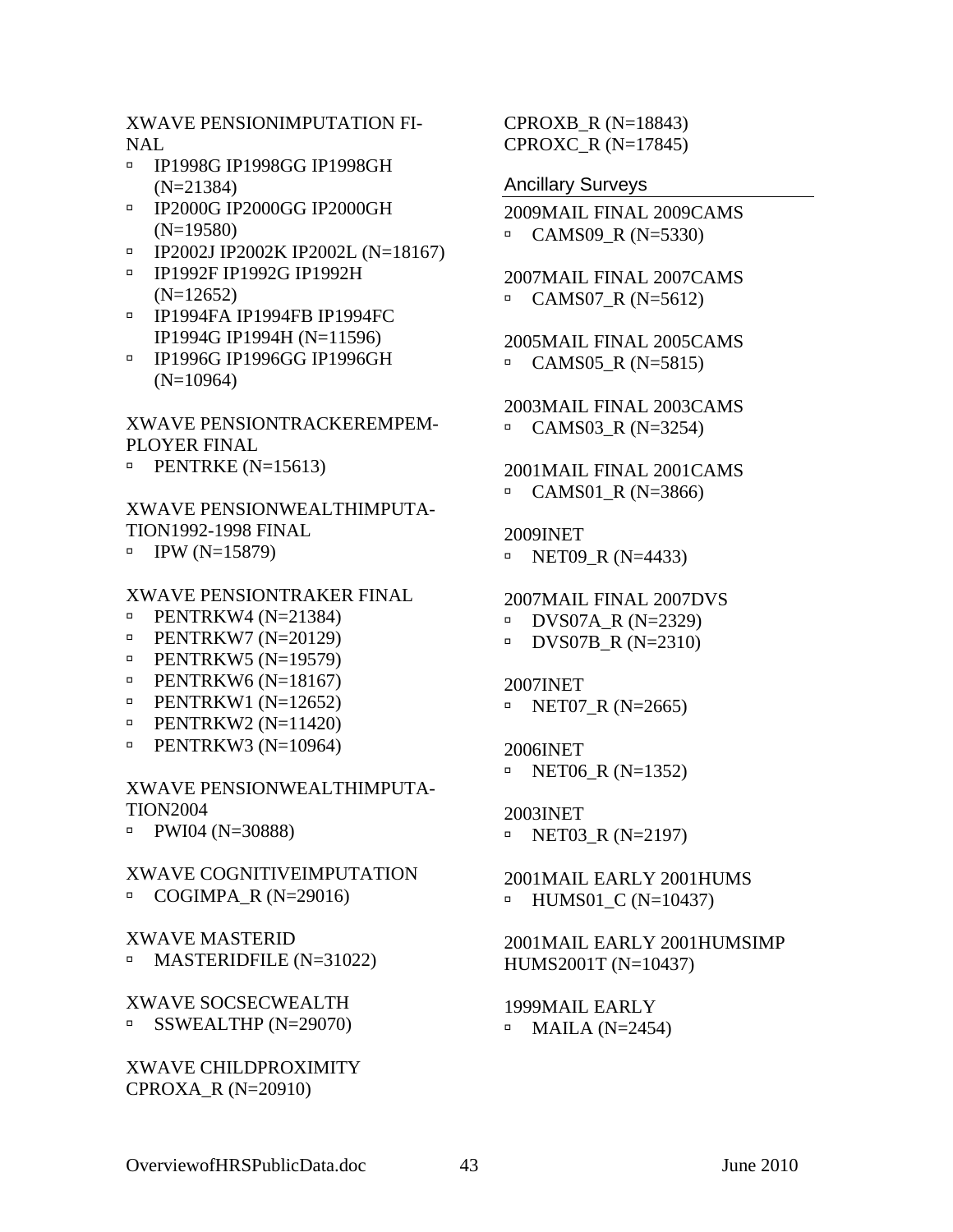XWAVE PENSIONIMPUTATION FINAL

- IP1998G IP1998GG IP1998GH (N=21384)
- IP2000G IP2000GG IP2000GH (N=19580)
- IP2002J IP2002K IP2002L (N=18167)
- IP1992F IP1992G IP1992H (N=12652)
- IP1994FA IP1994FB IP1994FC IP1994G IP1994H (N=11596)
- IP1996G IP1996GG IP1996GH (N=10964)

XWAVE PENSIONTRACKEREMPEMPLOYER FINAL

- PENTRKE (N=15613)

XWAVE PENSIONWEALTHIMPUTATION1992-1998 FINAL

- IPW (N=15879)

XWAVE PENSIONTRAKER FINAL

- PENTRKW4 (N=21384)
- PENTRKW7 (N=20129)
- PENTRKW5 (N=19579)
- PENTRKW6 (N=18167)
- PENTRKW1 (N=12652)
- PENTRKW2 (N=11420)
- PENTRKW3 (N=10964)

XWAVE PENSIONWEALTHIMPUTATION2004

- PWI04 (N=30888)

XWAVE COGNITIVEIMPUTATION

- COGIMPA_R (N=29016)

XWAVE MASTERID

- MASTERIDFILE (N=31022)

XWAVE SOCSECWEALTH

- SSWEALTHP (N=29070)

XWAVE CHILDPROXIMITY
CPROXA_R (N=20910)
CPROXB_R (N=18843)
CPROXC_R (N=17845)

## Ancillary Surveys

2009MAIL FINAL 2009CAMS

- CAMS09_R (N=5330)

2007MAIL FINAL 2007CAMS

- CAMS07_R (N=5612)

2005MAIL FINAL 2005CAMS

- CAMS05_R (N=5815)

2003MAIL FINAL 2003CAMS

- CAMS03_R (N=3254)

2001MAIL FINAL 2001CAMS

- CAMS01_R (N=3866)

2009INET

- NET09_R (N=4433)

2007MAIL FINAL 2007DVS

- DVS07A_R (N=2329)
- DVS07B_R (N=2310)

2007INET

- NET07_R (N=2665)

2006INET

- NET06_R (N=1352)

2003INET

- NET03_R (N=2197)

2001MAIL EARLY 2001HUMS

- HUMS01_C (N=10437)

2001MAIL EARLY 2001HUMSIMP
HUMS2001T (N=10437)

1999MAIL EARLY

- MAILA (N=2454)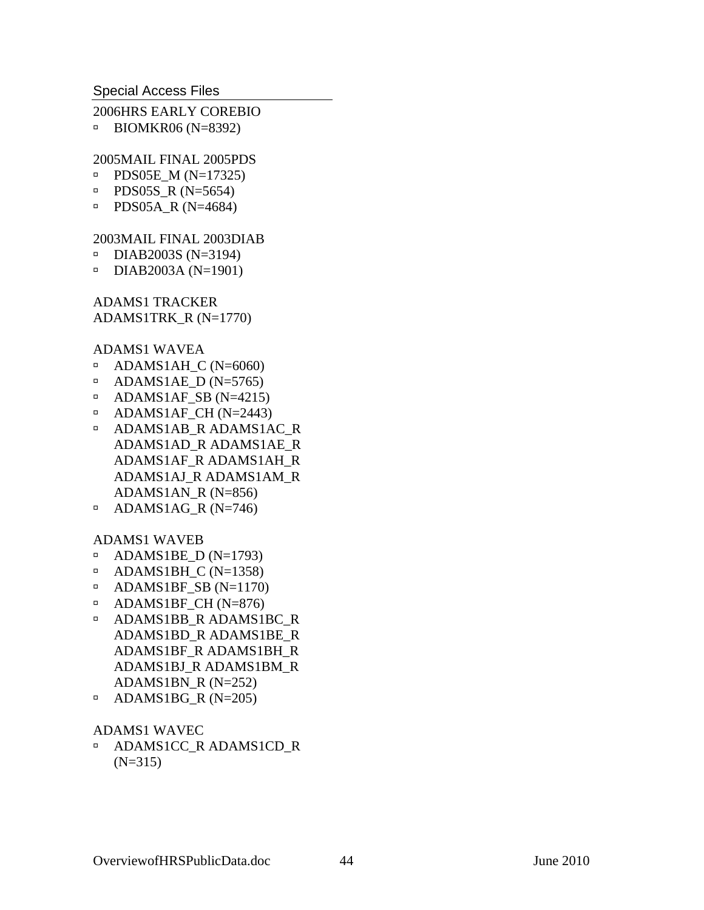## Special Access Files

2006HRS EARLY COREBIO

- BIOMKR06 (N=8392)

2005MAIL FINAL 2005PDS

- PDS05E_M (N=17325)
- PDS05S_R (N=5654)
- PDS05A_R (N=4684)

2003MAIL FINAL 2003DIAB

- DIAB2003S (N=3194)
- DIAB2003A (N=1901)

ADAMS1 TRACKER
ADAMS1TRK_R (N=1770)

ADAMS1 WAVEA

- ADAMS1AH_C (N=6060)
- ADAMS1AE_D (N=5765)
- ADAMS1AF_SB (N=4215)
- ADAMS1AF_CH (N=2443)
- ADAMS1AB_R ADAMS1AC_R ADAMS1AD_R ADAMS1AE_R ADAMS1AF_R ADAMS1AH_R ADAMS1AJ_R ADAMS1AM_R ADAMS1AN_R (N=856)
- ADAMS1AG_R (N=746)

ADAMS1 WAVEB

- ADAMS1BE_D (N=1793)
- ADAMS1BH_C (N=1358)
- ADAMS1BF_SB (N=1170)
- ADAMS1BF_CH (N=876)
- ADAMS1BB_R ADAMS1BC_R ADAMS1BD_R ADAMS1BE_R ADAMS1BF_R ADAMS1BH_R ADAMS1BJ_R ADAMS1BM_R ADAMS1BN_R (N=252)
- ADAMS1BG_R (N=205)

ADAMS1 WAVEC

- ADAMS1CC_R ADAMS1CD_R (N=315)